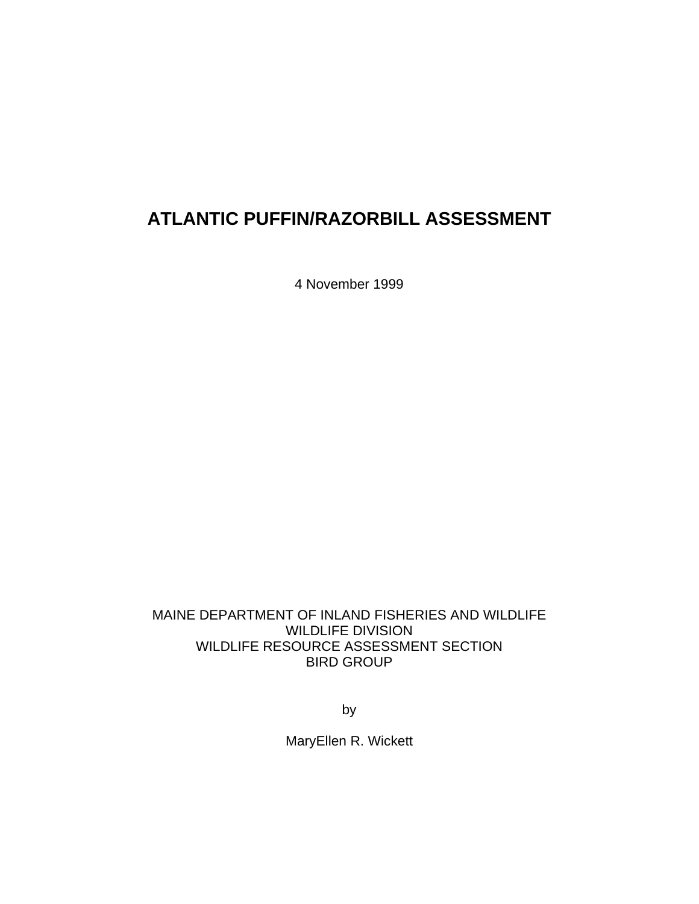# ATLANTIC PUFFIN/RAZORBILL ASSESSMENT

4 November 1999

MAINE DEPARTMENT OF INLAND FISHERIES AND WILDLIFE
WILDLIFE DIVISION
WILDLIFE RESOURCE ASSESSMENT SECTION
BIRD GROUP

by

MaryEllen R. Wickett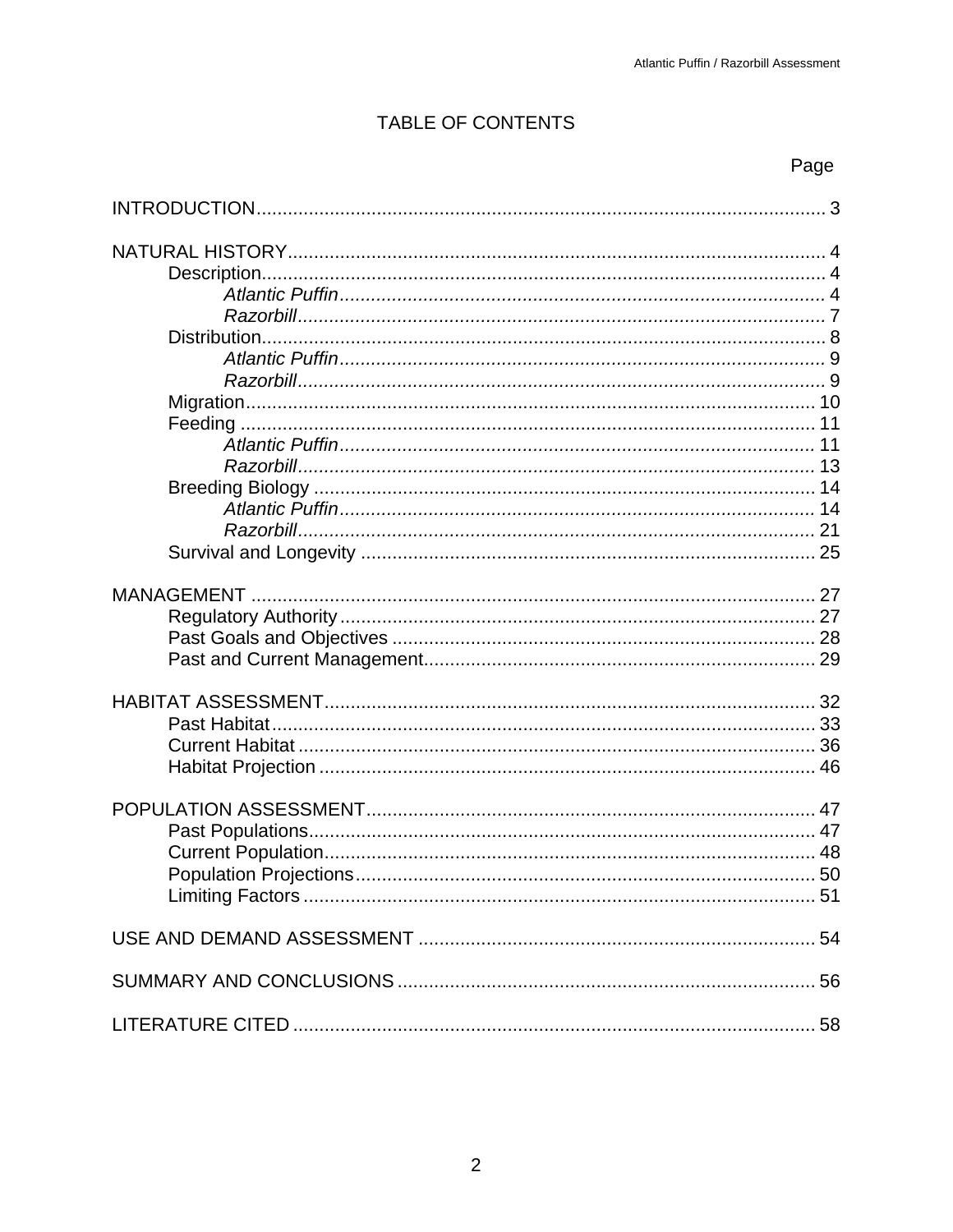# TABLE OF CONTENTS

| | Page |
|---|---|
| INTRODUCTION | 3 |
| NATURAL HISTORY | 4 |
| Description | 4 |
| *Atlantic Puffin* | 4 |
| *Razorbill* | 7 |
| Distribution | 8 |
| *Atlantic Puffin* | 9 |
| *Razorbill* | 9 |
| Migration | 10 |
| Feeding | 11 |
| *Atlantic Puffin* | 11 |
| *Razorbill* | 13 |
| Breeding Biology | 14 |
| *Atlantic Puffin* | 14 |
| *Razorbill* | 21 |
| Survival and Longevity | 25 |
| MANAGEMENT | 27 |
| Regulatory Authority | 27 |
| Past Goals and Objectives | 28 |
| Past and Current Management | 29 |
| HABITAT ASSESSMENT | 32 |
| Past Habitat | 33 |
| Current Habitat | 36 |
| Habitat Projection | 46 |
| POPULATION ASSESSMENT | 47 |
| Past Populations | 47 |
| Current Population | 48 |
| Population Projections | 50 |
| Limiting Factors | 51 |
| USE AND DEMAND ASSESSMENT | 54 |
| SUMMARY AND CONCLUSIONS | 56 |
| LITERATURE CITED | 58 |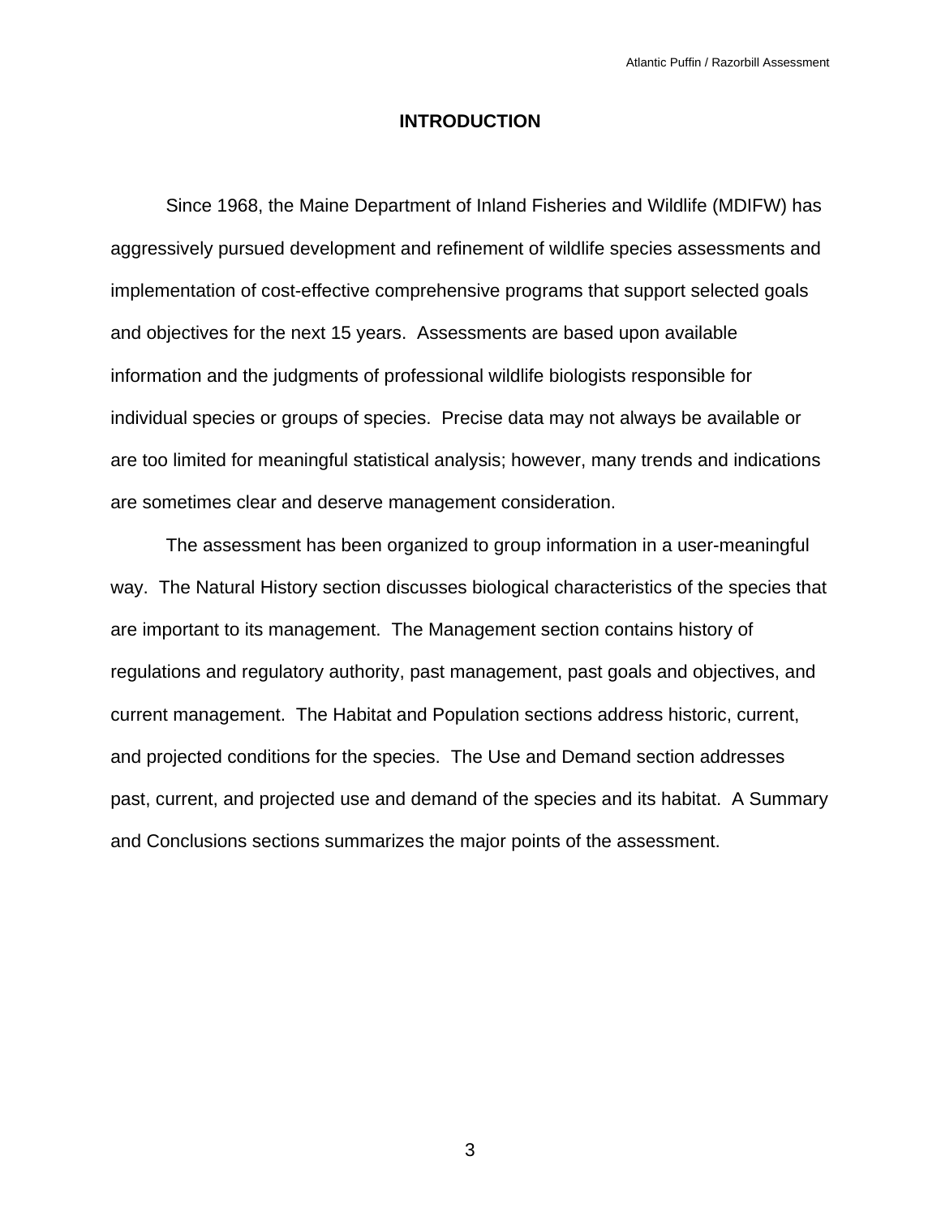# INTRODUCTION

Since 1968, the Maine Department of Inland Fisheries and Wildlife (MDIFW) has aggressively pursued development and refinement of wildlife species assessments and implementation of cost-effective comprehensive programs that support selected goals and objectives for the next 15 years. Assessments are based upon available information and the judgments of professional wildlife biologists responsible for individual species or groups of species. Precise data may not always be available or are too limited for meaningful statistical analysis; however, many trends and indications are sometimes clear and deserve management consideration.

The assessment has been organized to group information in a user-meaningful way. The Natural History section discusses biological characteristics of the species that are important to its management. The Management section contains history of regulations and regulatory authority, past management, past goals and objectives, and current management. The Habitat and Population sections address historic, current, and projected conditions for the species. The Use and Demand section addresses past, current, and projected use and demand of the species and its habitat. A Summary and Conclusions sections summarizes the major points of the assessment.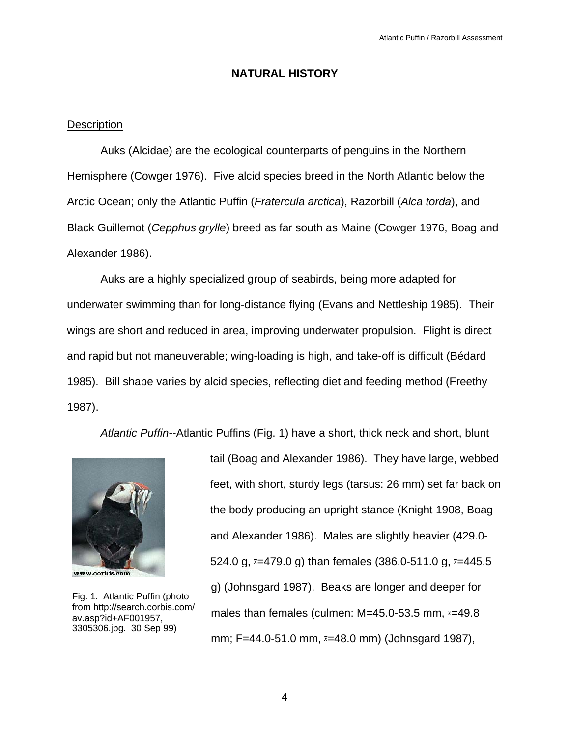## NATURAL HISTORY

### Description

Auks (Alcidae) are the ecological counterparts of penguins in the Northern Hemisphere (Cowger 1976). Five alcid species breed in the North Atlantic below the Arctic Ocean; only the Atlantic Puffin (*Fratercula arctica*), Razorbill (*Alca torda*), and Black Guillemot (*Cepphus grylle*) breed as far south as Maine (Cowger 1976, Boag and Alexander 1986).

Auks are a highly specialized group of seabirds, being more adapted for underwater swimming than for long-distance flying (Evans and Nettleship 1985). Their wings are short and reduced in area, improving underwater propulsion. Flight is direct and rapid but not maneuverable; wing-loading is high, and take-off is difficult (Bédard 1985). Bill shape varies by alcid species, reflecting diet and feeding method (Freethy 1987).

*Atlantic Puffin*--Atlantic Puffins (Fig. 1) have a short, thick neck and short, blunt tail (Boag and Alexander 1986). They have large, webbed feet, with short, sturdy legs (tarsus: 26 mm) set far back on the body producing an upright stance (Knight 1908, Boag and Alexander 1986). Males are slightly heavier (429.0-524.0 g, $\bar{x}$=479.0 g) than females (386.0-511.0 g, $\bar{x}$=445.5 g) (Johnsgard 1987). Beaks are longer and deeper for males than females (culmen: M=45.0-53.5 mm, $\bar{x}$=49.8 mm; F=44.0-51.0 mm, $\bar{x}$=48.0 mm) (Johnsgard 1987),

Fig. 1. Atlantic Puffin (photo from http://search.corbis.com/av.asp?id+AF001957, 3305306.jpg. 30 Sep 99)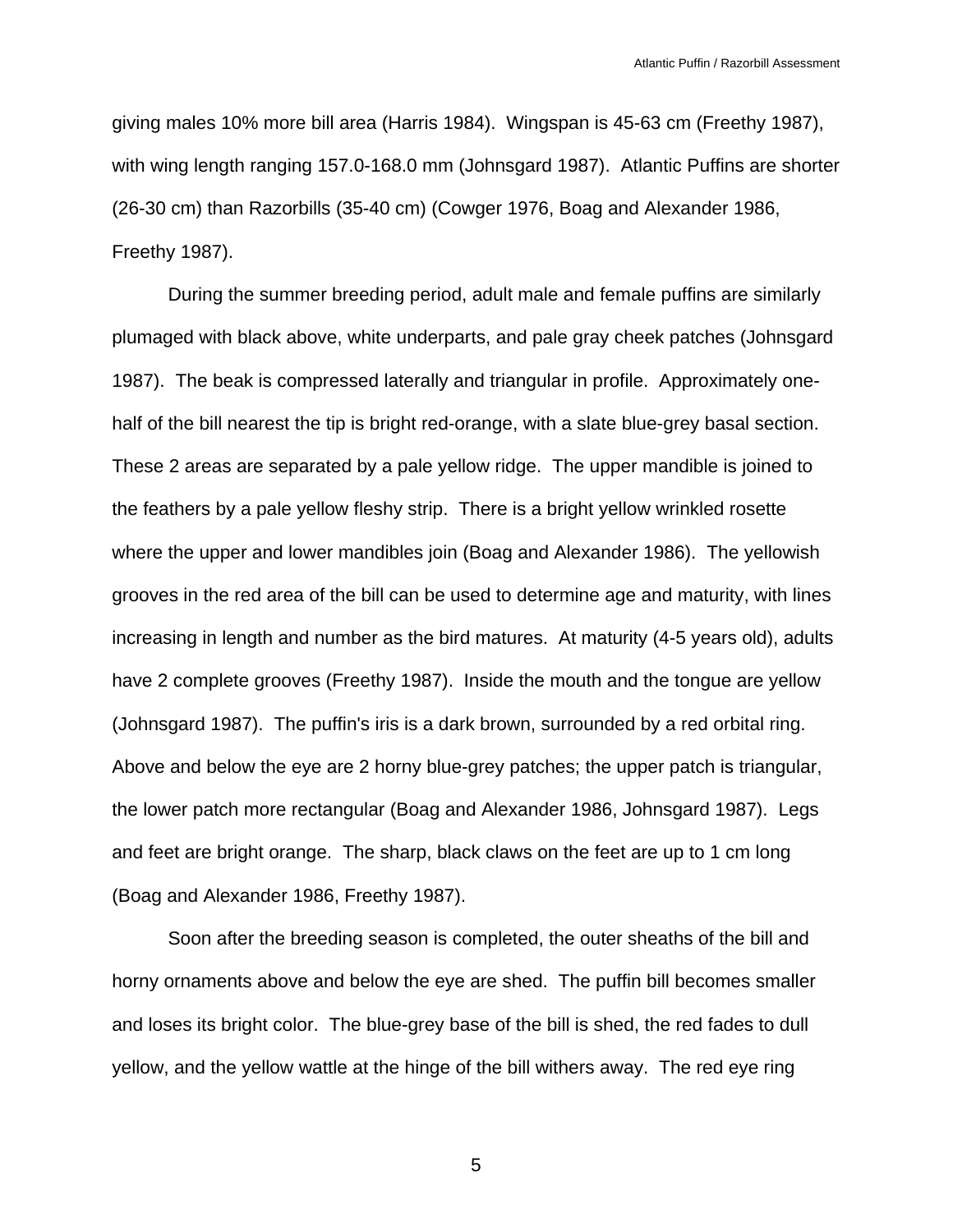giving males 10% more bill area (Harris 1984). Wingspan is 45-63 cm (Freethy 1987), with wing length ranging 157.0-168.0 mm (Johnsgard 1987). Atlantic Puffins are shorter (26-30 cm) than Razorbills (35-40 cm) (Cowger 1976, Boag and Alexander 1986, Freethy 1987).

During the summer breeding period, adult male and female puffins are similarly plumaged with black above, white underparts, and pale gray cheek patches (Johnsgard 1987). The beak is compressed laterally and triangular in profile. Approximately one-half of the bill nearest the tip is bright red-orange, with a slate blue-grey basal section. These 2 areas are separated by a pale yellow ridge. The upper mandible is joined to the feathers by a pale yellow fleshy strip. There is a bright yellow wrinkled rosette where the upper and lower mandibles join (Boag and Alexander 1986). The yellowish grooves in the red area of the bill can be used to determine age and maturity, with lines increasing in length and number as the bird matures. At maturity (4-5 years old), adults have 2 complete grooves (Freethy 1987). Inside the mouth and the tongue are yellow (Johnsgard 1987). The puffin's iris is a dark brown, surrounded by a red orbital ring. Above and below the eye are 2 horny blue-grey patches; the upper patch is triangular, the lower patch more rectangular (Boag and Alexander 1986, Johnsgard 1987). Legs and feet are bright orange. The sharp, black claws on the feet are up to 1 cm long (Boag and Alexander 1986, Freethy 1987).

Soon after the breeding season is completed, the outer sheaths of the bill and horny ornaments above and below the eye are shed. The puffin bill becomes smaller and loses its bright color. The blue-grey base of the bill is shed, the red fades to dull yellow, and the yellow wattle at the hinge of the bill withers away. The red eye ring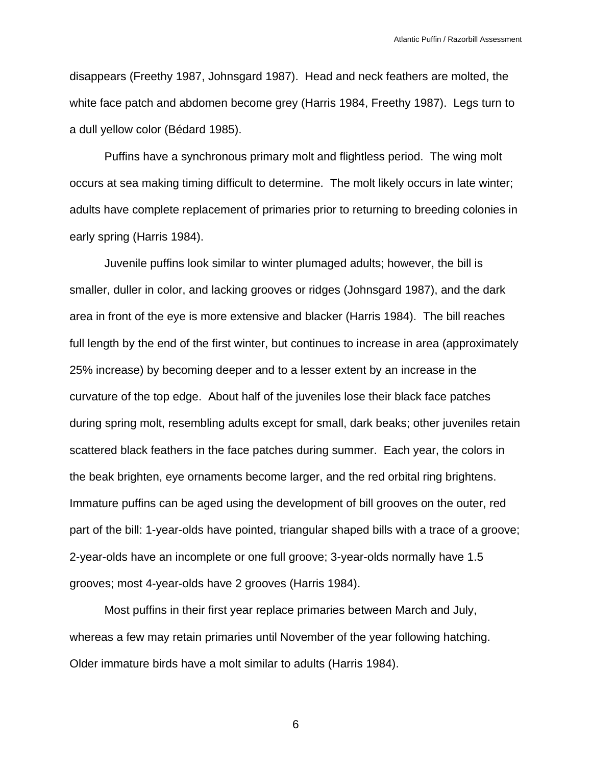disappears (Freethy 1987, Johnsgard 1987). Head and neck feathers are molted, the white face patch and abdomen become grey (Harris 1984, Freethy 1987). Legs turn to a dull yellow color (Bédard 1985).

Puffins have a synchronous primary molt and flightless period. The wing molt occurs at sea making timing difficult to determine. The molt likely occurs in late winter; adults have complete replacement of primaries prior to returning to breeding colonies in early spring (Harris 1984).

Juvenile puffins look similar to winter plumaged adults; however, the bill is smaller, duller in color, and lacking grooves or ridges (Johnsgard 1987), and the dark area in front of the eye is more extensive and blacker (Harris 1984). The bill reaches full length by the end of the first winter, but continues to increase in area (approximately 25% increase) by becoming deeper and to a lesser extent by an increase in the curvature of the top edge. About half of the juveniles lose their black face patches during spring molt, resembling adults except for small, dark beaks; other juveniles retain scattered black feathers in the face patches during summer. Each year, the colors in the beak brighten, eye ornaments become larger, and the red orbital ring brightens. Immature puffins can be aged using the development of bill grooves on the outer, red part of the bill: 1-year-olds have pointed, triangular shaped bills with a trace of a groove; 2-year-olds have an incomplete or one full groove; 3-year-olds normally have 1.5 grooves; most 4-year-olds have 2 grooves (Harris 1984).

Most puffins in their first year replace primaries between March and July, whereas a few may retain primaries until November of the year following hatching. Older immature birds have a molt similar to adults (Harris 1984).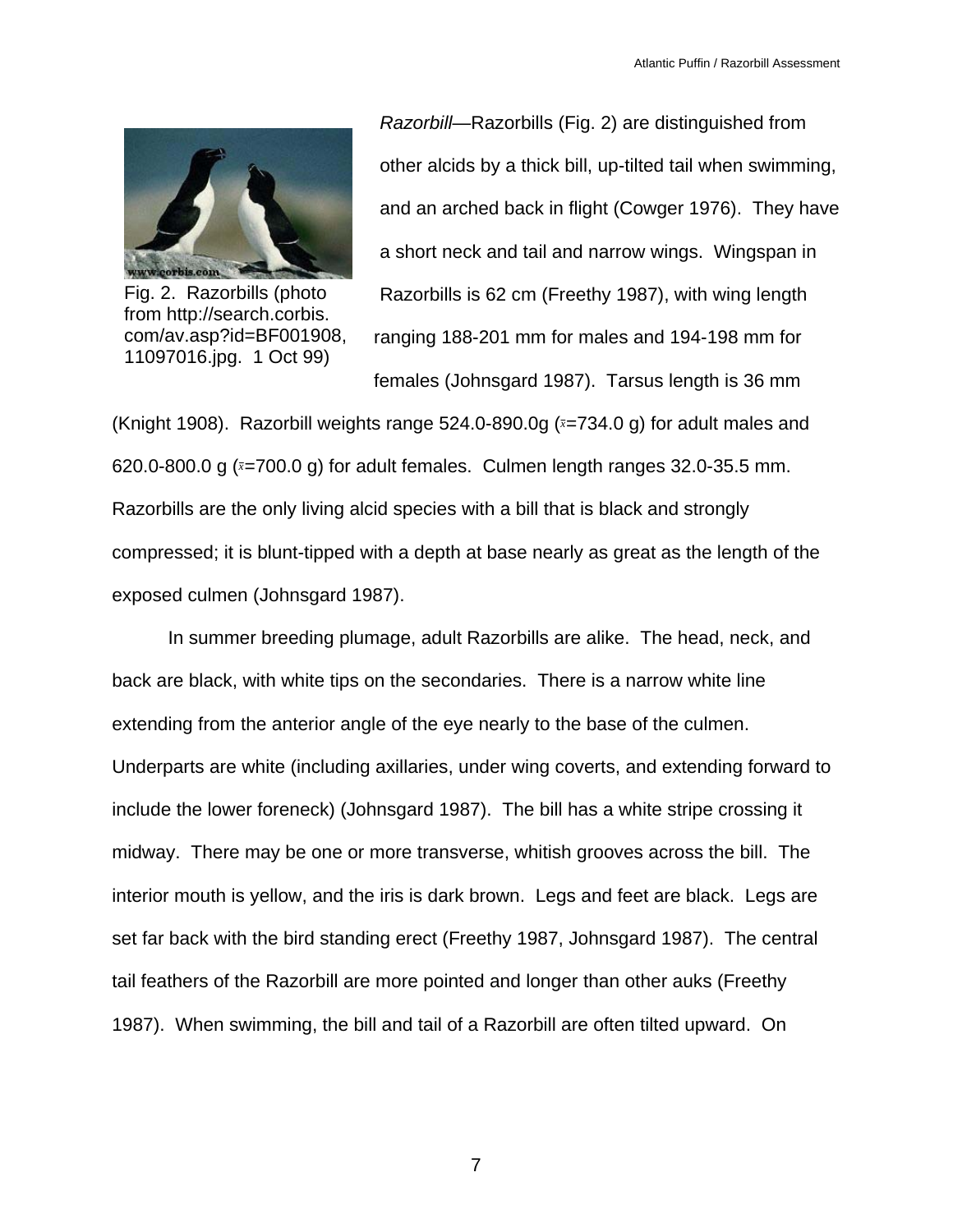*Razorbill*—Razorbills (Fig. 2) are distinguished from other alcids by a thick bill, up-tilted tail when swimming, and an arched back in flight (Cowger 1976). They have a short neck and tail and narrow wings. Wingspan in Razorbills is 62 cm (Freethy 1987), with wing length ranging 188-201 mm for males and 194-198 mm for females (Johnsgard 1987). Tarsus length is 36 mm (Knight 1908). Razorbill weights range 524.0-890.0g ($\bar{x}$=734.0 g) for adult males and 620.0-800.0 g ($\bar{x}$=700.0 g) for adult females. Culmen length ranges 32.0-35.5 mm. Razorbills are the only living alcid species with a bill that is black and strongly compressed; it is blunt-tipped with a depth at base nearly as great as the length of the exposed culmen (Johnsgard 1987).

Fig. 2. Razorbills (photo from http://search.corbis.com/av.asp?id=BF001908, 11097016.jpg. 1 Oct 99)

In summer breeding plumage, adult Razorbills are alike. The head, neck, and back are black, with white tips on the secondaries. There is a narrow white line extending from the anterior angle of the eye nearly to the base of the culmen. Underparts are white (including axillaries, under wing coverts, and extending forward to include the lower foreneck) (Johnsgard 1987). The bill has a white stripe crossing it midway. There may be one or more transverse, whitish grooves across the bill. The interior mouth is yellow, and the iris is dark brown. Legs and feet are black. Legs are set far back with the bird standing erect (Freethy 1987, Johnsgard 1987). The central tail feathers of the Razorbill are more pointed and longer than other auks (Freethy 1987). When swimming, the bill and tail of a Razorbill are often tilted upward. On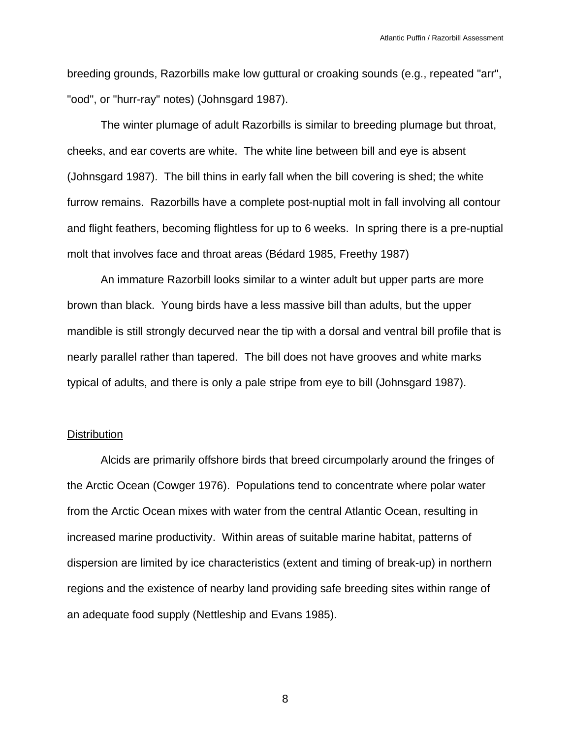breeding grounds, Razorbills make low guttural or croaking sounds (e.g., repeated "arr", "ood", or "hurr-ray" notes) (Johnsgard 1987).

The winter plumage of adult Razorbills is similar to breeding plumage but throat, cheeks, and ear coverts are white. The white line between bill and eye is absent (Johnsgard 1987). The bill thins in early fall when the bill covering is shed; the white furrow remains. Razorbills have a complete post-nuptial molt in fall involving all contour and flight feathers, becoming flightless for up to 6 weeks. In spring there is a pre-nuptial molt that involves face and throat areas (Bédard 1985, Freethy 1987)

An immature Razorbill looks similar to a winter adult but upper parts are more brown than black. Young birds have a less massive bill than adults, but the upper mandible is still strongly decurved near the tip with a dorsal and ventral bill profile that is nearly parallel rather than tapered. The bill does not have grooves and white marks typical of adults, and there is only a pale stripe from eye to bill (Johnsgard 1987).

## Distribution

Alcids are primarily offshore birds that breed circumpolarly around the fringes of the Arctic Ocean (Cowger 1976). Populations tend to concentrate where polar water from the Arctic Ocean mixes with water from the central Atlantic Ocean, resulting in increased marine productivity. Within areas of suitable marine habitat, patterns of dispersion are limited by ice characteristics (extent and timing of break-up) in northern regions and the existence of nearby land providing safe breeding sites within range of an adequate food supply (Nettleship and Evans 1985).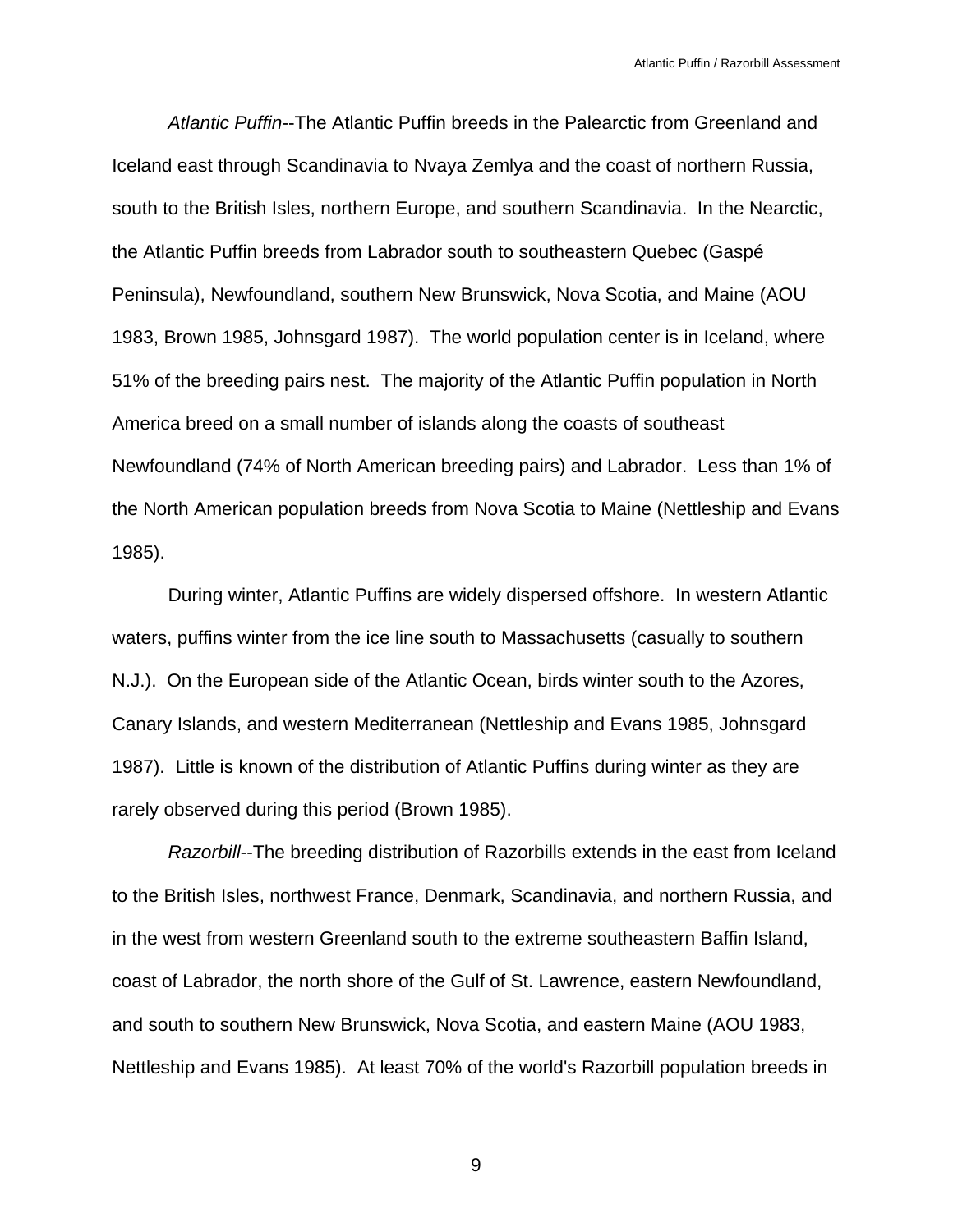*Atlantic Puffin*--The Atlantic Puffin breeds in the Palearctic from Greenland and Iceland east through Scandinavia to Nvaya Zemlya and the coast of northern Russia, south to the British Isles, northern Europe, and southern Scandinavia. In the Nearctic, the Atlantic Puffin breeds from Labrador south to southeastern Quebec (Gaspé Peninsula), Newfoundland, southern New Brunswick, Nova Scotia, and Maine (AOU 1983, Brown 1985, Johnsgard 1987). The world population center is in Iceland, where 51% of the breeding pairs nest. The majority of the Atlantic Puffin population in North America breed on a small number of islands along the coasts of southeast Newfoundland (74% of North American breeding pairs) and Labrador. Less than 1% of the North American population breeds from Nova Scotia to Maine (Nettleship and Evans 1985).

During winter, Atlantic Puffins are widely dispersed offshore. In western Atlantic waters, puffins winter from the ice line south to Massachusetts (casually to southern N.J.). On the European side of the Atlantic Ocean, birds winter south to the Azores, Canary Islands, and western Mediterranean (Nettleship and Evans 1985, Johnsgard 1987). Little is known of the distribution of Atlantic Puffins during winter as they are rarely observed during this period (Brown 1985).

*Razorbill*--The breeding distribution of Razorbills extends in the east from Iceland to the British Isles, northwest France, Denmark, Scandinavia, and northern Russia, and in the west from western Greenland south to the extreme southeastern Baffin Island, coast of Labrador, the north shore of the Gulf of St. Lawrence, eastern Newfoundland, and south to southern New Brunswick, Nova Scotia, and eastern Maine (AOU 1983, Nettleship and Evans 1985). At least 70% of the world's Razorbill population breeds in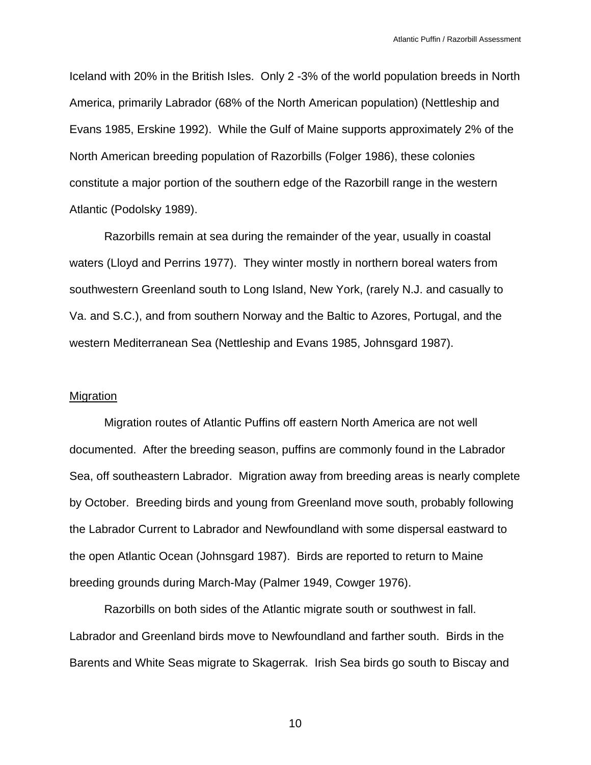Iceland with 20% in the British Isles. Only 2 -3% of the world population breeds in North America, primarily Labrador (68% of the North American population) (Nettleship and Evans 1985, Erskine 1992). While the Gulf of Maine supports approximately 2% of the North American breeding population of Razorbills (Folger 1986), these colonies constitute a major portion of the southern edge of the Razorbill range in the western Atlantic (Podolsky 1989).

Razorbills remain at sea during the remainder of the year, usually in coastal waters (Lloyd and Perrins 1977). They winter mostly in northern boreal waters from southwestern Greenland south to Long Island, New York, (rarely N.J. and casually to Va. and S.C.), and from southern Norway and the Baltic to Azores, Portugal, and the western Mediterranean Sea (Nettleship and Evans 1985, Johnsgard 1987).

## Migration

Migration routes of Atlantic Puffins off eastern North America are not well documented. After the breeding season, puffins are commonly found in the Labrador Sea, off southeastern Labrador. Migration away from breeding areas is nearly complete by October. Breeding birds and young from Greenland move south, probably following the Labrador Current to Labrador and Newfoundland with some dispersal eastward to the open Atlantic Ocean (Johnsgard 1987). Birds are reported to return to Maine breeding grounds during March-May (Palmer 1949, Cowger 1976).

Razorbills on both sides of the Atlantic migrate south or southwest in fall. Labrador and Greenland birds move to Newfoundland and farther south. Birds in the Barents and White Seas migrate to Skagerrak. Irish Sea birds go south to Biscay and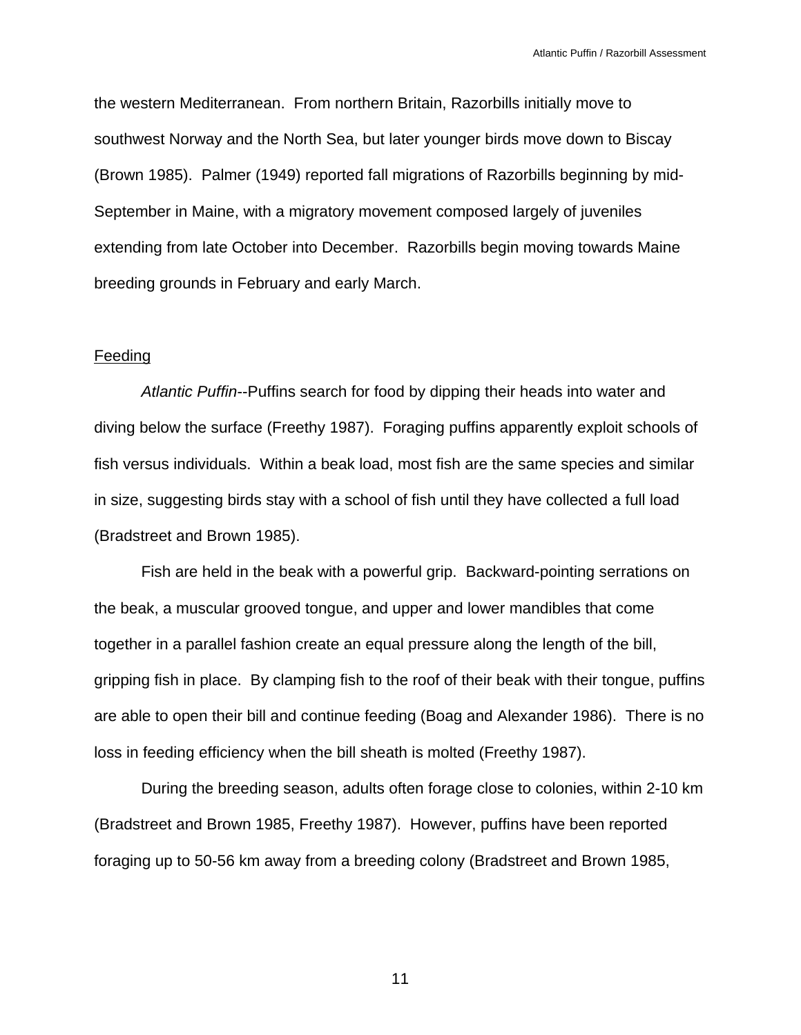the western Mediterranean. From northern Britain, Razorbills initially move to southwest Norway and the North Sea, but later younger birds move down to Biscay (Brown 1985). Palmer (1949) reported fall migrations of Razorbills beginning by mid-September in Maine, with a migratory movement composed largely of juveniles extending from late October into December. Razorbills begin moving towards Maine breeding grounds in February and early March.

## Feeding

*Atlantic Puffin*--Puffins search for food by dipping their heads into water and diving below the surface (Freethy 1987). Foraging puffins apparently exploit schools of fish versus individuals. Within a beak load, most fish are the same species and similar in size, suggesting birds stay with a school of fish until they have collected a full load (Bradstreet and Brown 1985).

Fish are held in the beak with a powerful grip. Backward-pointing serrations on the beak, a muscular grooved tongue, and upper and lower mandibles that come together in a parallel fashion create an equal pressure along the length of the bill, gripping fish in place. By clamping fish to the roof of their beak with their tongue, puffins are able to open their bill and continue feeding (Boag and Alexander 1986). There is no loss in feeding efficiency when the bill sheath is molted (Freethy 1987).

During the breeding season, adults often forage close to colonies, within 2-10 km (Bradstreet and Brown 1985, Freethy 1987). However, puffins have been reported foraging up to 50-56 km away from a breeding colony (Bradstreet and Brown 1985,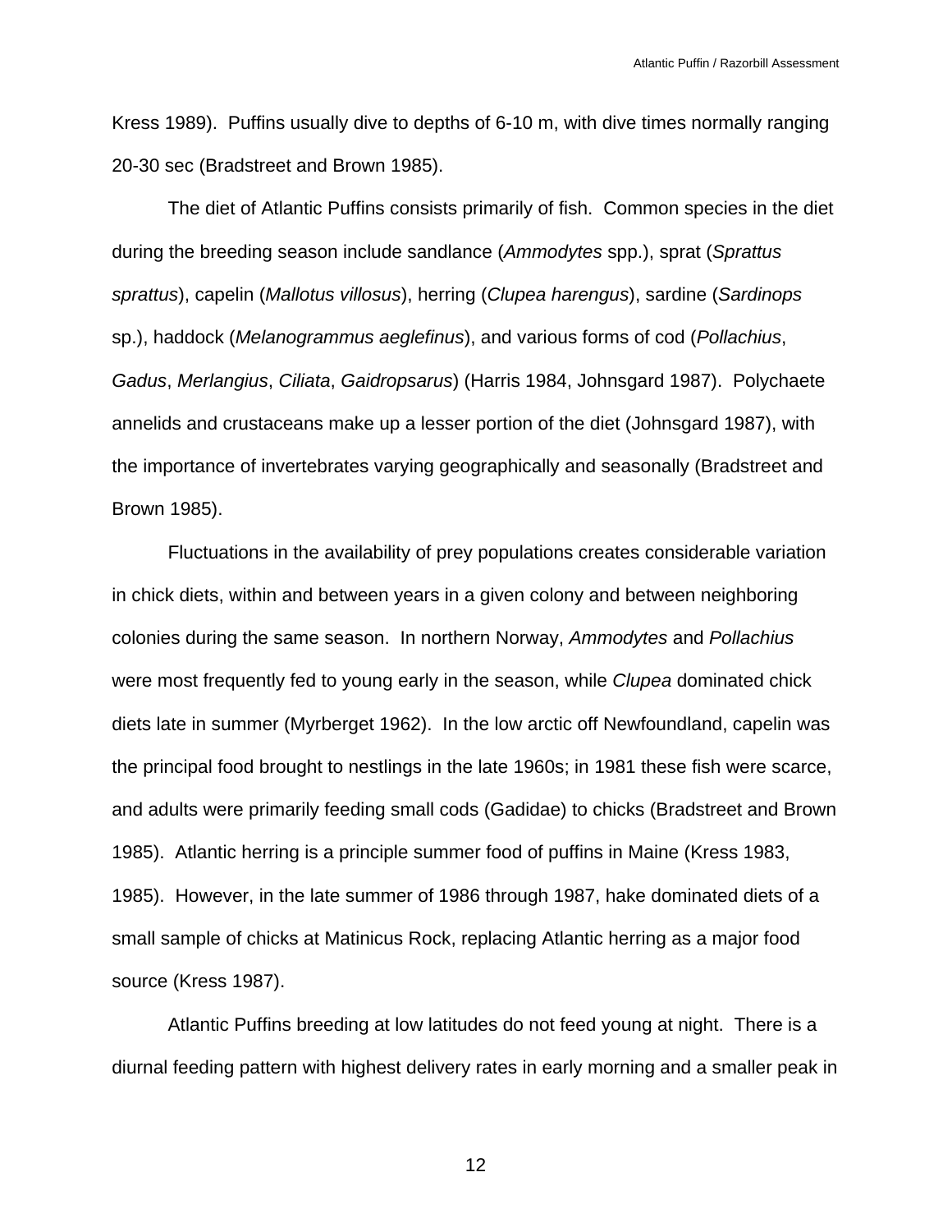Kress 1989). Puffins usually dive to depths of 6-10 m, with dive times normally ranging 20-30 sec (Bradstreet and Brown 1985).

The diet of Atlantic Puffins consists primarily of fish. Common species in the diet during the breeding season include sandlance (*Ammodytes* spp.), sprat (*Sprattus sprattus*), capelin (*Mallotus villosus*), herring (*Clupea harengus*), sardine (*Sardinops* sp.), haddock (*Melanogrammus aeglefinus*), and various forms of cod (*Pollachius*, *Gadus*, *Merlangius*, *Ciliata*, *Gaidropsarus*) (Harris 1984, Johnsgard 1987). Polychaete annelids and crustaceans make up a lesser portion of the diet (Johnsgard 1987), with the importance of invertebrates varying geographically and seasonally (Bradstreet and Brown 1985).

Fluctuations in the availability of prey populations creates considerable variation in chick diets, within and between years in a given colony and between neighboring colonies during the same season. In northern Norway, *Ammodytes* and *Pollachius* were most frequently fed to young early in the season, while *Clupea* dominated chick diets late in summer (Myrberget 1962). In the low arctic off Newfoundland, capelin was the principal food brought to nestlings in the late 1960s; in 1981 these fish were scarce, and adults were primarily feeding small cods (Gadidae) to chicks (Bradstreet and Brown 1985). Atlantic herring is a principle summer food of puffins in Maine (Kress 1983, 1985). However, in the late summer of 1986 through 1987, hake dominated diets of a small sample of chicks at Matinicus Rock, replacing Atlantic herring as a major food source (Kress 1987).

Atlantic Puffins breeding at low latitudes do not feed young at night. There is a diurnal feeding pattern with highest delivery rates in early morning and a smaller peak in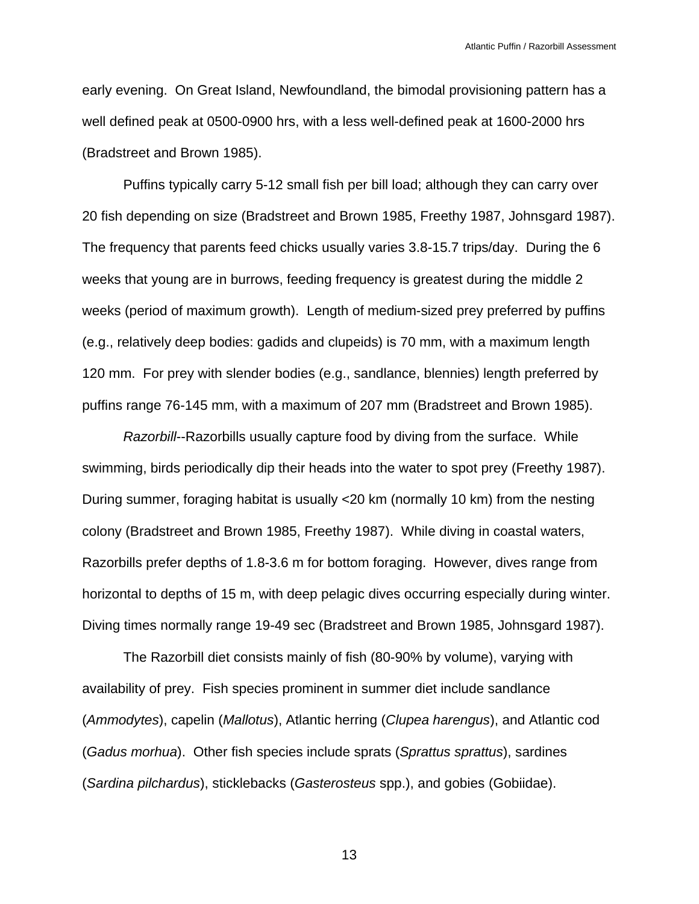early evening. On Great Island, Newfoundland, the bimodal provisioning pattern has a well defined peak at 0500-0900 hrs, with a less well-defined peak at 1600-2000 hrs (Bradstreet and Brown 1985).

Puffins typically carry 5-12 small fish per bill load; although they can carry over 20 fish depending on size (Bradstreet and Brown 1985, Freethy 1987, Johnsgard 1987). The frequency that parents feed chicks usually varies 3.8-15.7 trips/day. During the 6 weeks that young are in burrows, feeding frequency is greatest during the middle 2 weeks (period of maximum growth). Length of medium-sized prey preferred by puffins (e.g., relatively deep bodies: gadids and clupeids) is 70 mm, with a maximum length 120 mm. For prey with slender bodies (e.g., sandlance, blennies) length preferred by puffins range 76-145 mm, with a maximum of 207 mm (Bradstreet and Brown 1985).

*Razorbill*--Razorbills usually capture food by diving from the surface. While swimming, birds periodically dip their heads into the water to spot prey (Freethy 1987). During summer, foraging habitat is usually <20 km (normally 10 km) from the nesting colony (Bradstreet and Brown 1985, Freethy 1987). While diving in coastal waters, Razorbills prefer depths of 1.8-3.6 m for bottom foraging. However, dives range from horizontal to depths of 15 m, with deep pelagic dives occurring especially during winter. Diving times normally range 19-49 sec (Bradstreet and Brown 1985, Johnsgard 1987).

The Razorbill diet consists mainly of fish (80-90% by volume), varying with availability of prey. Fish species prominent in summer diet include sandlance (*Ammodytes*), capelin (*Mallotus*), Atlantic herring (*Clupea harengus*), and Atlantic cod (*Gadus morhua*). Other fish species include sprats (*Sprattus sprattus*), sardines (*Sardina pilchardus*), sticklebacks (*Gasterosteus* spp.), and gobies (Gobiidae).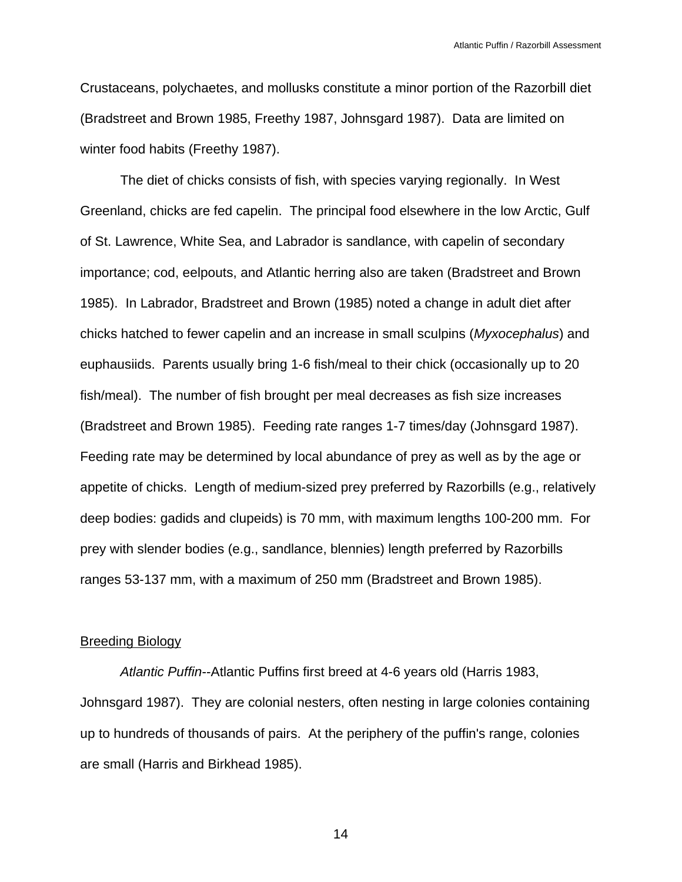Crustaceans, polychaetes, and mollusks constitute a minor portion of the Razorbill diet (Bradstreet and Brown 1985, Freethy 1987, Johnsgard 1987). Data are limited on winter food habits (Freethy 1987).

The diet of chicks consists of fish, with species varying regionally. In West Greenland, chicks are fed capelin. The principal food elsewhere in the low Arctic, Gulf of St. Lawrence, White Sea, and Labrador is sandlance, with capelin of secondary importance; cod, eelpouts, and Atlantic herring also are taken (Bradstreet and Brown 1985). In Labrador, Bradstreet and Brown (1985) noted a change in adult diet after chicks hatched to fewer capelin and an increase in small sculpins (*Myxocephalus*) and euphausiids. Parents usually bring 1-6 fish/meal to their chick (occasionally up to 20 fish/meal). The number of fish brought per meal decreases as fish size increases (Bradstreet and Brown 1985). Feeding rate ranges 1-7 times/day (Johnsgard 1987). Feeding rate may be determined by local abundance of prey as well as by the age or appetite of chicks. Length of medium-sized prey preferred by Razorbills (e.g., relatively deep bodies: gadids and clupeids) is 70 mm, with maximum lengths 100-200 mm. For prey with slender bodies (e.g., sandlance, blennies) length preferred by Razorbills ranges 53-137 mm, with a maximum of 250 mm (Bradstreet and Brown 1985).

## Breeding Biology

*Atlantic Puffin*--Atlantic Puffins first breed at 4-6 years old (Harris 1983, Johnsgard 1987). They are colonial nesters, often nesting in large colonies containing up to hundreds of thousands of pairs. At the periphery of the puffin's range, colonies are small (Harris and Birkhead 1985).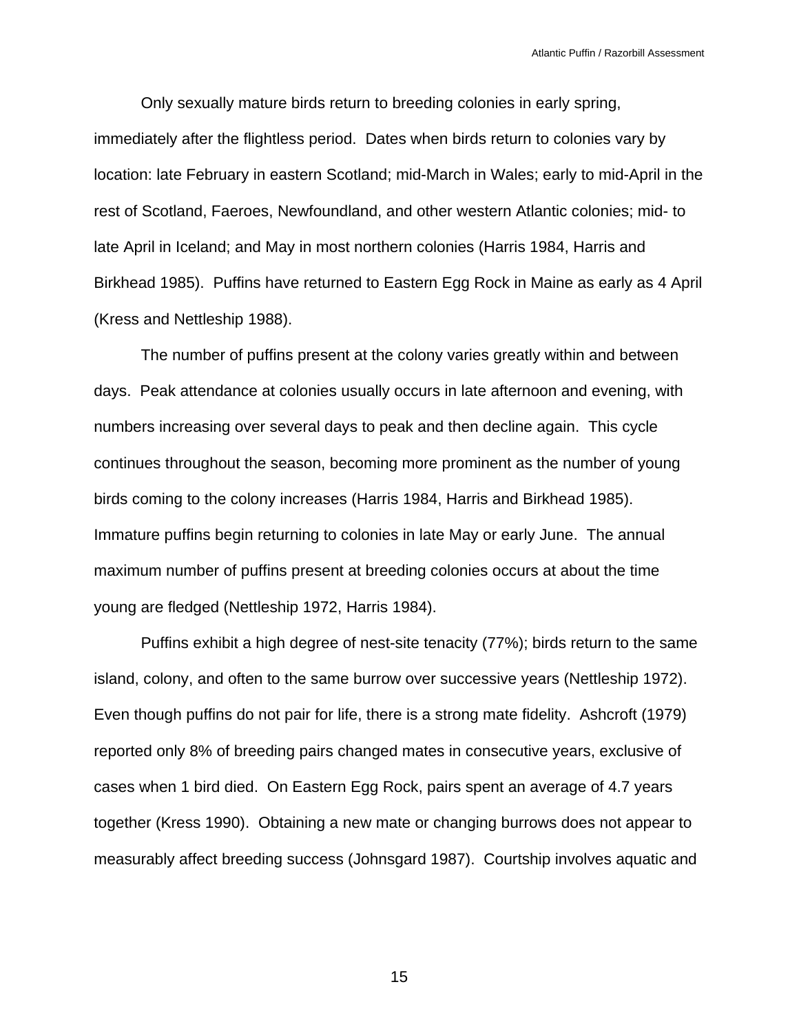Only sexually mature birds return to breeding colonies in early spring, immediately after the flightless period. Dates when birds return to colonies vary by location: late February in eastern Scotland; mid-March in Wales; early to mid-April in the rest of Scotland, Faeroes, Newfoundland, and other western Atlantic colonies; mid- to late April in Iceland; and May in most northern colonies (Harris 1984, Harris and Birkhead 1985). Puffins have returned to Eastern Egg Rock in Maine as early as 4 April (Kress and Nettleship 1988).

The number of puffins present at the colony varies greatly within and between days. Peak attendance at colonies usually occurs in late afternoon and evening, with numbers increasing over several days to peak and then decline again. This cycle continues throughout the season, becoming more prominent as the number of young birds coming to the colony increases (Harris 1984, Harris and Birkhead 1985). Immature puffins begin returning to colonies in late May or early June. The annual maximum number of puffins present at breeding colonies occurs at about the time young are fledged (Nettleship 1972, Harris 1984).

Puffins exhibit a high degree of nest-site tenacity (77%); birds return to the same island, colony, and often to the same burrow over successive years (Nettleship 1972). Even though puffins do not pair for life, there is a strong mate fidelity. Ashcroft (1979) reported only 8% of breeding pairs changed mates in consecutive years, exclusive of cases when 1 bird died. On Eastern Egg Rock, pairs spent an average of 4.7 years together (Kress 1990). Obtaining a new mate or changing burrows does not appear to measurably affect breeding success (Johnsgard 1987). Courtship involves aquatic and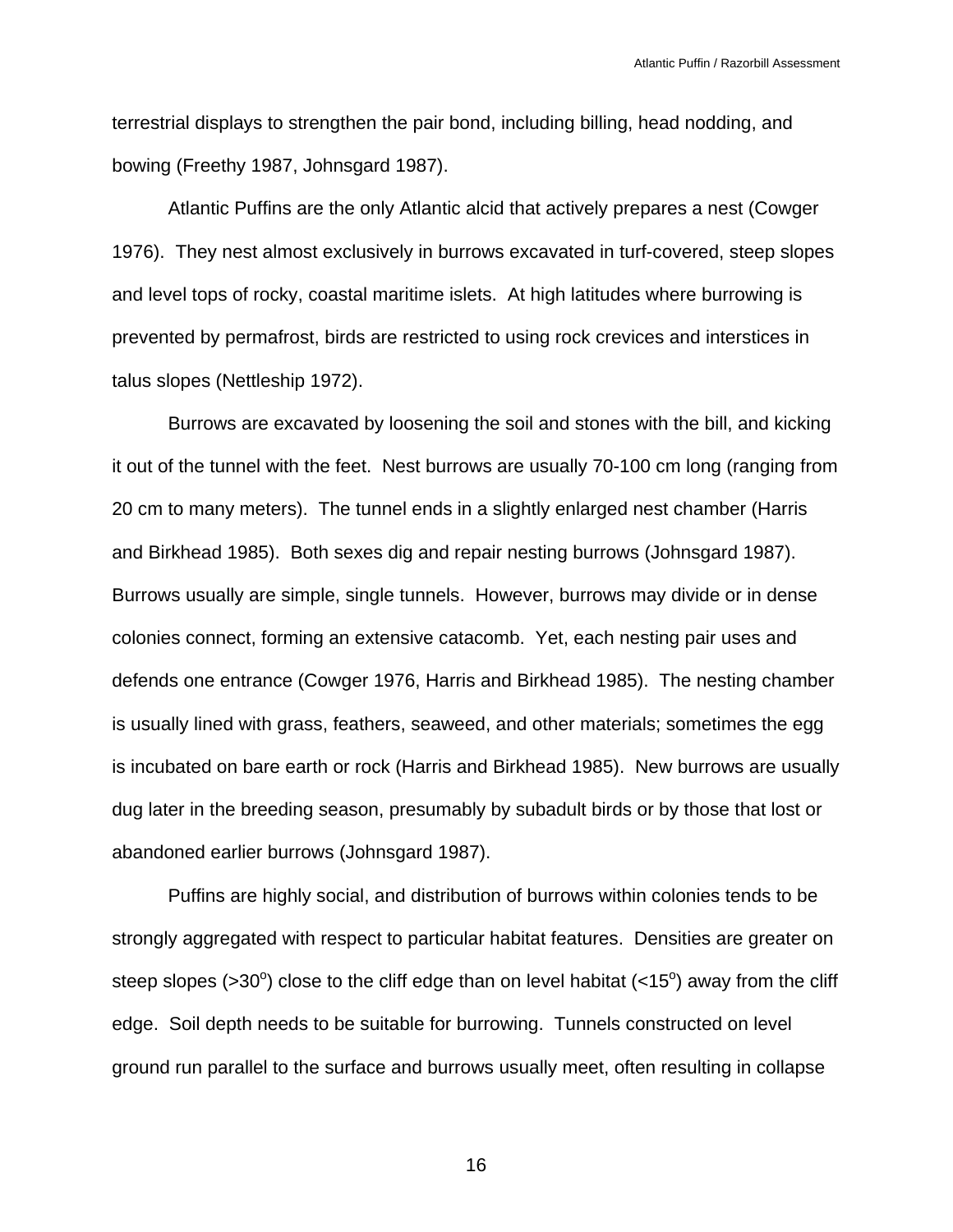terrestrial displays to strengthen the pair bond, including billing, head nodding, and bowing (Freethy 1987, Johnsgard 1987).

Atlantic Puffins are the only Atlantic alcid that actively prepares a nest (Cowger 1976). They nest almost exclusively in burrows excavated in turf-covered, steep slopes and level tops of rocky, coastal maritime islets. At high latitudes where burrowing is prevented by permafrost, birds are restricted to using rock crevices and interstices in talus slopes (Nettleship 1972).

Burrows are excavated by loosening the soil and stones with the bill, and kicking it out of the tunnel with the feet. Nest burrows are usually 70-100 cm long (ranging from 20 cm to many meters). The tunnel ends in a slightly enlarged nest chamber (Harris and Birkhead 1985). Both sexes dig and repair nesting burrows (Johnsgard 1987). Burrows usually are simple, single tunnels. However, burrows may divide or in dense colonies connect, forming an extensive catacomb. Yet, each nesting pair uses and defends one entrance (Cowger 1976, Harris and Birkhead 1985). The nesting chamber is usually lined with grass, feathers, seaweed, and other materials; sometimes the egg is incubated on bare earth or rock (Harris and Birkhead 1985). New burrows are usually dug later in the breeding season, presumably by subadult birds or by those that lost or abandoned earlier burrows (Johnsgard 1987).

Puffins are highly social, and distribution of burrows within colonies tends to be strongly aggregated with respect to particular habitat features. Densities are greater on steep slopes (>30$^{o}$) close to the cliff edge than on level habitat (<15$^{o}$) away from the cliff edge. Soil depth needs to be suitable for burrowing. Tunnels constructed on level ground run parallel to the surface and burrows usually meet, often resulting in collapse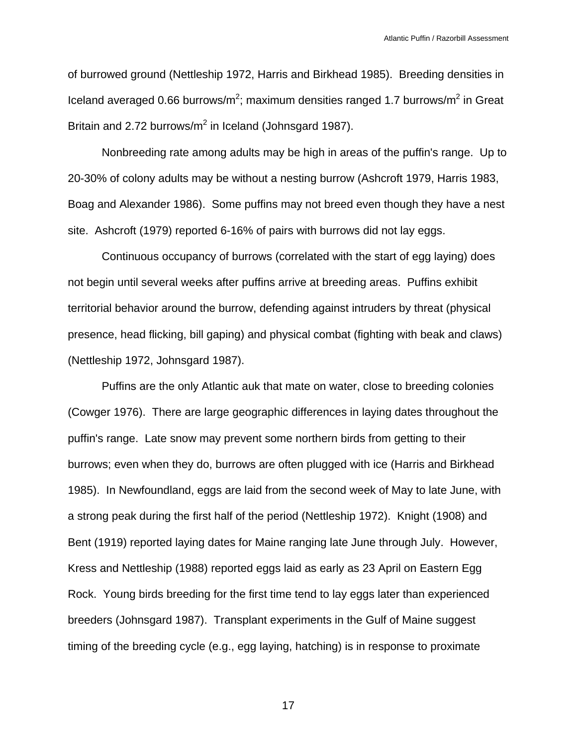of burrowed ground (Nettleship 1972, Harris and Birkhead 1985). Breeding densities in Iceland averaged 0.66 burrows/$m^2$; maximum densities ranged 1.7 burrows/$m^2$ in Great Britain and 2.72 burrows/$m^2$ in Iceland (Johnsgard 1987).

Nonbreeding rate among adults may be high in areas of the puffin's range. Up to 20-30% of colony adults may be without a nesting burrow (Ashcroft 1979, Harris 1983, Boag and Alexander 1986). Some puffins may not breed even though they have a nest site. Ashcroft (1979) reported 6-16% of pairs with burrows did not lay eggs.

Continuous occupancy of burrows (correlated with the start of egg laying) does not begin until several weeks after puffins arrive at breeding areas. Puffins exhibit territorial behavior around the burrow, defending against intruders by threat (physical presence, head flicking, bill gaping) and physical combat (fighting with beak and claws) (Nettleship 1972, Johnsgard 1987).

Puffins are the only Atlantic auk that mate on water, close to breeding colonies (Cowger 1976). There are large geographic differences in laying dates throughout the puffin's range. Late snow may prevent some northern birds from getting to their burrows; even when they do, burrows are often plugged with ice (Harris and Birkhead 1985). In Newfoundland, eggs are laid from the second week of May to late June, with a strong peak during the first half of the period (Nettleship 1972). Knight (1908) and Bent (1919) reported laying dates for Maine ranging late June through July. However, Kress and Nettleship (1988) reported eggs laid as early as 23 April on Eastern Egg Rock. Young birds breeding for the first time tend to lay eggs later than experienced breeders (Johnsgard 1987). Transplant experiments in the Gulf of Maine suggest timing of the breeding cycle (e.g., egg laying, hatching) is in response to proximate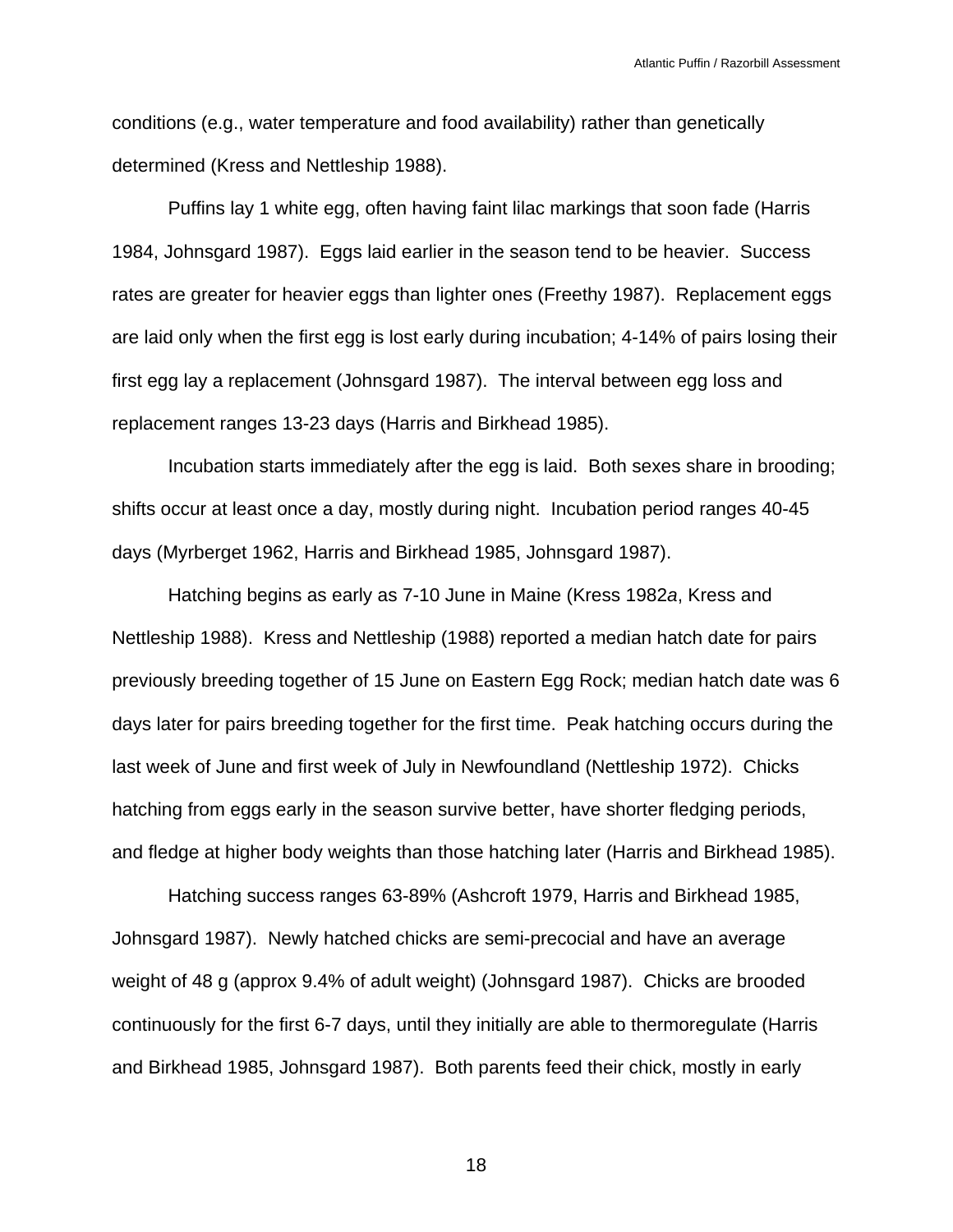conditions (e.g., water temperature and food availability) rather than genetically determined (Kress and Nettleship 1988).

Puffins lay 1 white egg, often having faint lilac markings that soon fade (Harris 1984, Johnsgard 1987). Eggs laid earlier in the season tend to be heavier. Success rates are greater for heavier eggs than lighter ones (Freethy 1987). Replacement eggs are laid only when the first egg is lost early during incubation; 4-14% of pairs losing their first egg lay a replacement (Johnsgard 1987). The interval between egg loss and replacement ranges 13-23 days (Harris and Birkhead 1985).

Incubation starts immediately after the egg is laid. Both sexes share in brooding; shifts occur at least once a day, mostly during night. Incubation period ranges 40-45 days (Myrberget 1962, Harris and Birkhead 1985, Johnsgard 1987).

Hatching begins as early as 7-10 June in Maine (Kress 1982*a*, Kress and Nettleship 1988). Kress and Nettleship (1988) reported a median hatch date for pairs previously breeding together of 15 June on Eastern Egg Rock; median hatch date was 6 days later for pairs breeding together for the first time. Peak hatching occurs during the last week of June and first week of July in Newfoundland (Nettleship 1972). Chicks hatching from eggs early in the season survive better, have shorter fledging periods, and fledge at higher body weights than those hatching later (Harris and Birkhead 1985).

Hatching success ranges 63-89% (Ashcroft 1979, Harris and Birkhead 1985, Johnsgard 1987). Newly hatched chicks are semi-precocial and have an average weight of 48 g (approx 9.4% of adult weight) (Johnsgard 1987). Chicks are brooded continuously for the first 6-7 days, until they initially are able to thermoregulate (Harris and Birkhead 1985, Johnsgard 1987). Both parents feed their chick, mostly in early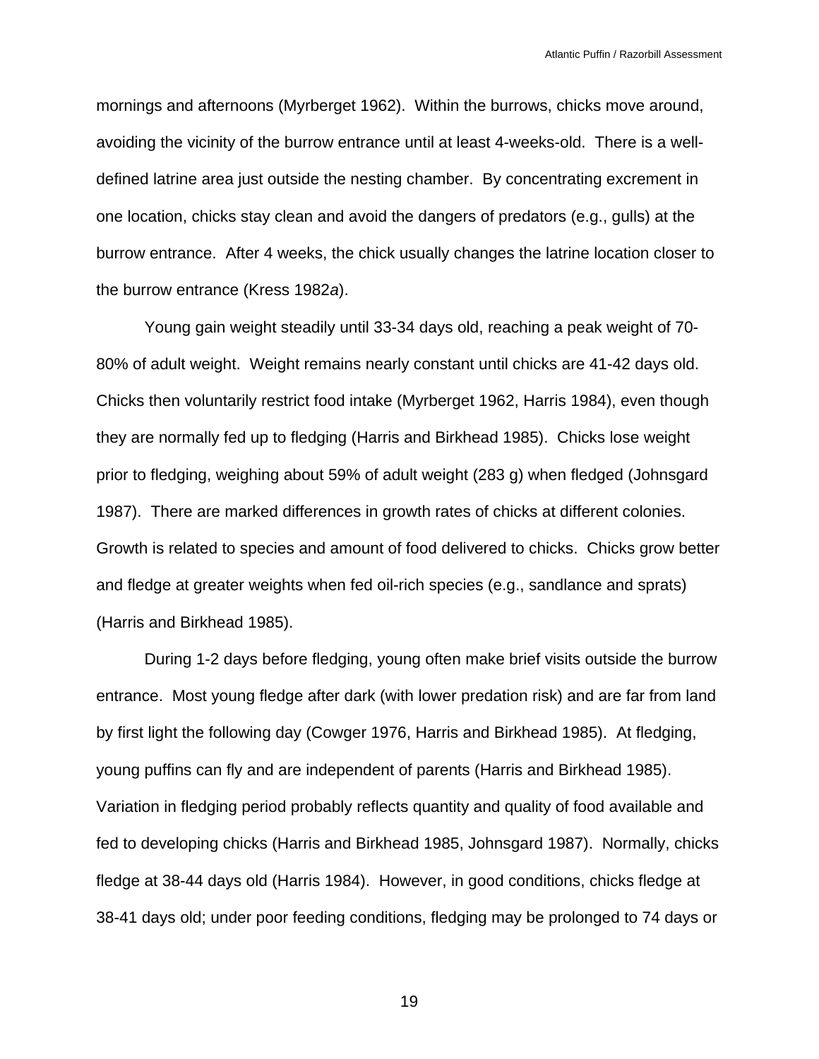mornings and afternoons (Myrberget 1962). Within the burrows, chicks move around, avoiding the vicinity of the burrow entrance until at least 4-weeks-old. There is a well-defined latrine area just outside the nesting chamber. By concentrating excrement in one location, chicks stay clean and avoid the dangers of predators (e.g., gulls) at the burrow entrance. After 4 weeks, the chick usually changes the latrine location closer to the burrow entrance (Kress 1982*a*).

Young gain weight steadily until 33-34 days old, reaching a peak weight of 70-80% of adult weight. Weight remains nearly constant until chicks are 41-42 days old. Chicks then voluntarily restrict food intake (Myrberget 1962, Harris 1984), even though they are normally fed up to fledging (Harris and Birkhead 1985). Chicks lose weight prior to fledging, weighing about 59% of adult weight (283 g) when fledged (Johnsgard 1987). There are marked differences in growth rates of chicks at different colonies. Growth is related to species and amount of food delivered to chicks. Chicks grow better and fledge at greater weights when fed oil-rich species (e.g., sandlance and sprats) (Harris and Birkhead 1985).

During 1-2 days before fledging, young often make brief visits outside the burrow entrance. Most young fledge after dark (with lower predation risk) and are far from land by first light the following day (Cowger 1976, Harris and Birkhead 1985). At fledging, young puffins can fly and are independent of parents (Harris and Birkhead 1985). Variation in fledging period probably reflects quantity and quality of food available and fed to developing chicks (Harris and Birkhead 1985, Johnsgard 1987). Normally, chicks fledge at 38-44 days old (Harris 1984). However, in good conditions, chicks fledge at 38-41 days old; under poor feeding conditions, fledging may be prolonged to 74 days or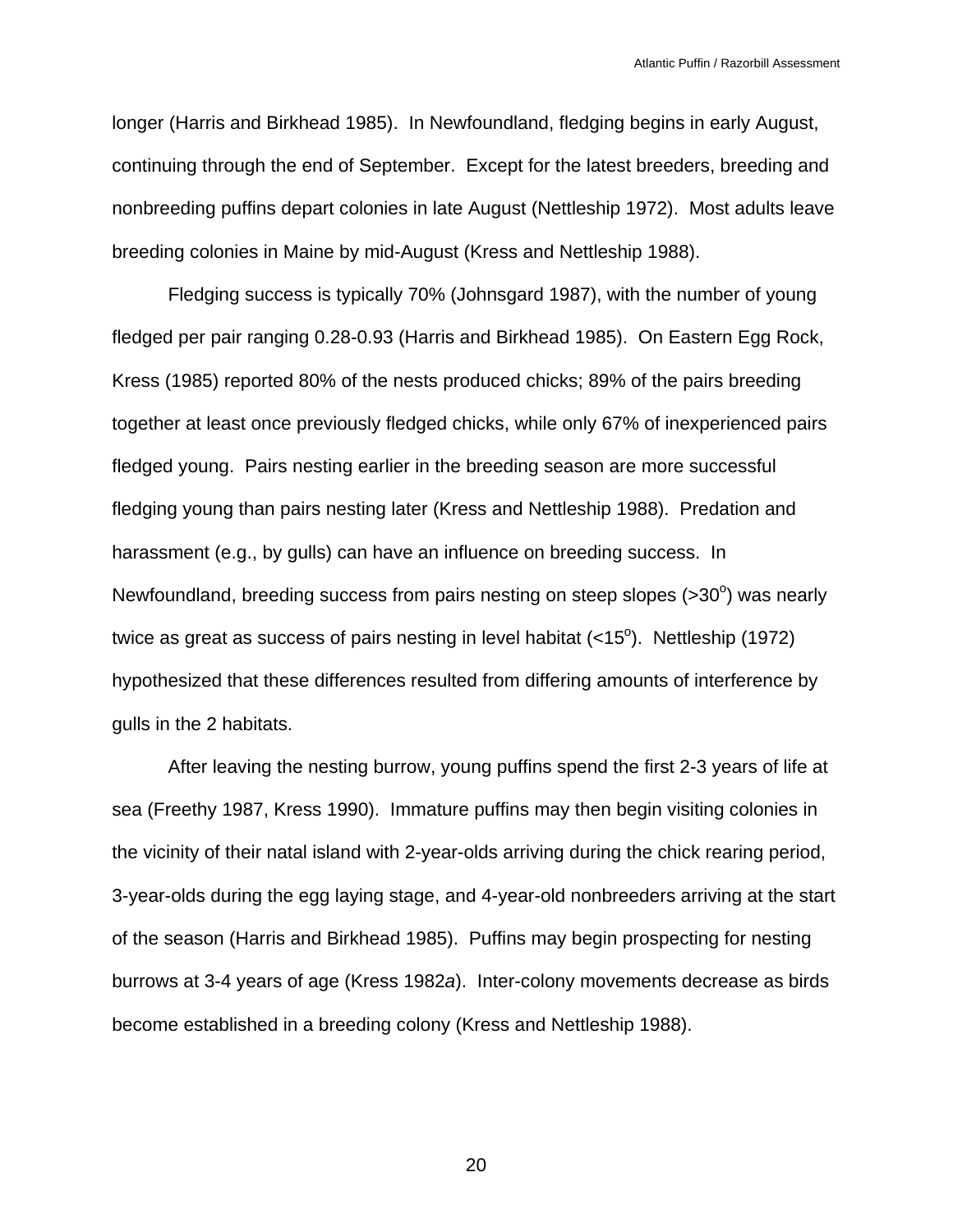longer (Harris and Birkhead 1985). In Newfoundland, fledging begins in early August, continuing through the end of September. Except for the latest breeders, breeding and nonbreeding puffins depart colonies in late August (Nettleship 1972). Most adults leave breeding colonies in Maine by mid-August (Kress and Nettleship 1988).

Fledging success is typically 70% (Johnsgard 1987), with the number of young fledged per pair ranging 0.28-0.93 (Harris and Birkhead 1985). On Eastern Egg Rock, Kress (1985) reported 80% of the nests produced chicks; 89% of the pairs breeding together at least once previously fledged chicks, while only 67% of inexperienced pairs fledged young. Pairs nesting earlier in the breeding season are more successful fledging young than pairs nesting later (Kress and Nettleship 1988). Predation and harassment (e.g., by gulls) can have an influence on breeding success. In Newfoundland, breeding success from pairs nesting on steep slopes (>30$^{o}$) was nearly twice as great as success of pairs nesting in level habitat (<15$^{o}$). Nettleship (1972) hypothesized that these differences resulted from differing amounts of interference by gulls in the 2 habitats.

After leaving the nesting burrow, young puffins spend the first 2-3 years of life at sea (Freethy 1987, Kress 1990). Immature puffins may then begin visiting colonies in the vicinity of their natal island with 2-year-olds arriving during the chick rearing period, 3-year-olds during the egg laying stage, and 4-year-old nonbreeders arriving at the start of the season (Harris and Birkhead 1985). Puffins may begin prospecting for nesting burrows at 3-4 years of age (Kress 1982*a*). Inter-colony movements decrease as birds become established in a breeding colony (Kress and Nettleship 1988).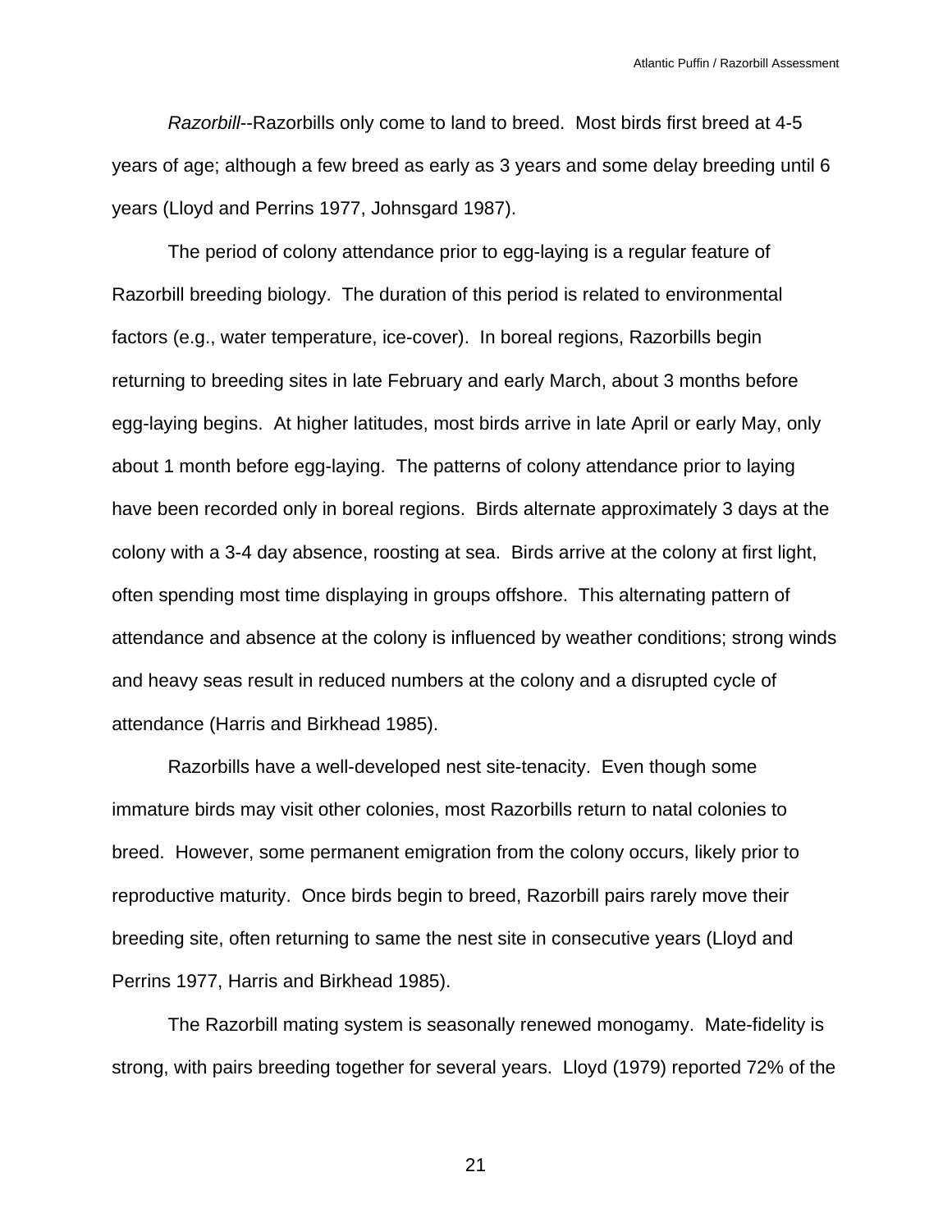*Razorbill*--Razorbills only come to land to breed. Most birds first breed at 4-5 years of age; although a few breed as early as 3 years and some delay breeding until 6 years (Lloyd and Perrins 1977, Johnsgard 1987).

The period of colony attendance prior to egg-laying is a regular feature of Razorbill breeding biology. The duration of this period is related to environmental factors (e.g., water temperature, ice-cover). In boreal regions, Razorbills begin returning to breeding sites in late February and early March, about 3 months before egg-laying begins. At higher latitudes, most birds arrive in late April or early May, only about 1 month before egg-laying. The patterns of colony attendance prior to laying have been recorded only in boreal regions. Birds alternate approximately 3 days at the colony with a 3-4 day absence, roosting at sea. Birds arrive at the colony at first light, often spending most time displaying in groups offshore. This alternating pattern of attendance and absence at the colony is influenced by weather conditions; strong winds and heavy seas result in reduced numbers at the colony and a disrupted cycle of attendance (Harris and Birkhead 1985).

Razorbills have a well-developed nest site-tenacity. Even though some immature birds may visit other colonies, most Razorbills return to natal colonies to breed. However, some permanent emigration from the colony occurs, likely prior to reproductive maturity. Once birds begin to breed, Razorbill pairs rarely move their breeding site, often returning to same the nest site in consecutive years (Lloyd and Perrins 1977, Harris and Birkhead 1985).

The Razorbill mating system is seasonally renewed monogamy. Mate-fidelity is strong, with pairs breeding together for several years. Lloyd (1979) reported 72% of the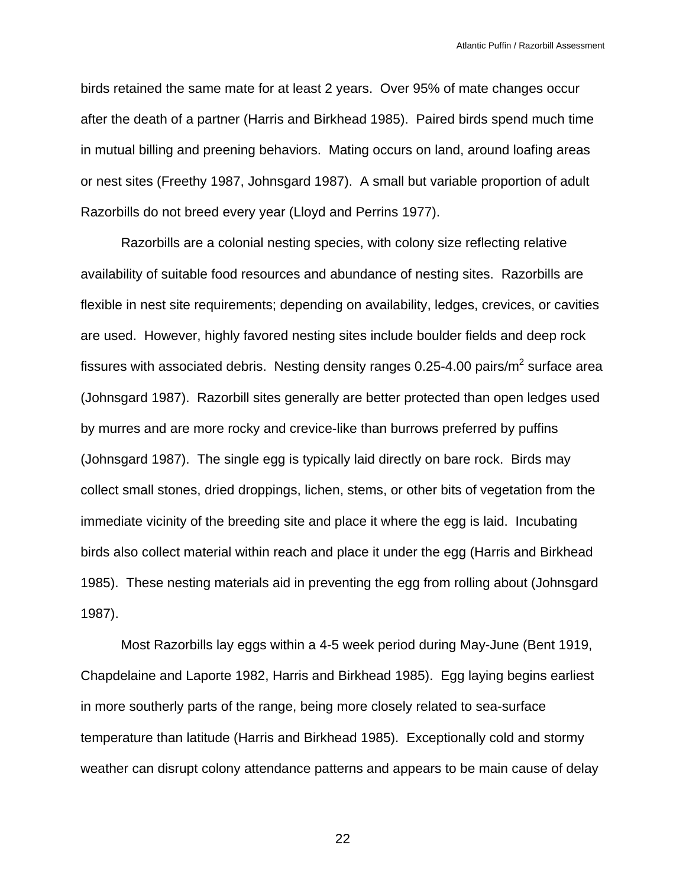birds retained the same mate for at least 2 years. Over 95% of mate changes occur after the death of a partner (Harris and Birkhead 1985). Paired birds spend much time in mutual billing and preening behaviors. Mating occurs on land, around loafing areas or nest sites (Freethy 1987, Johnsgard 1987). A small but variable proportion of adult Razorbills do not breed every year (Lloyd and Perrins 1977).

Razorbills are a colonial nesting species, with colony size reflecting relative availability of suitable food resources and abundance of nesting sites. Razorbills are flexible in nest site requirements; depending on availability, ledges, crevices, or cavities are used. However, highly favored nesting sites include boulder fields and deep rock fissures with associated debris. Nesting density ranges 0.25-4.00 pairs/$m^2$ surface area (Johnsgard 1987). Razorbill sites generally are better protected than open ledges used by murres and are more rocky and crevice-like than burrows preferred by puffins (Johnsgard 1987). The single egg is typically laid directly on bare rock. Birds may collect small stones, dried droppings, lichen, stems, or other bits of vegetation from the immediate vicinity of the breeding site and place it where the egg is laid. Incubating birds also collect material within reach and place it under the egg (Harris and Birkhead 1985). These nesting materials aid in preventing the egg from rolling about (Johnsgard 1987).

Most Razorbills lay eggs within a 4-5 week period during May-June (Bent 1919, Chapdelaine and Laporte 1982, Harris and Birkhead 1985). Egg laying begins earliest in more southerly parts of the range, being more closely related to sea-surface temperature than latitude (Harris and Birkhead 1985). Exceptionally cold and stormy weather can disrupt colony attendance patterns and appears to be main cause of delay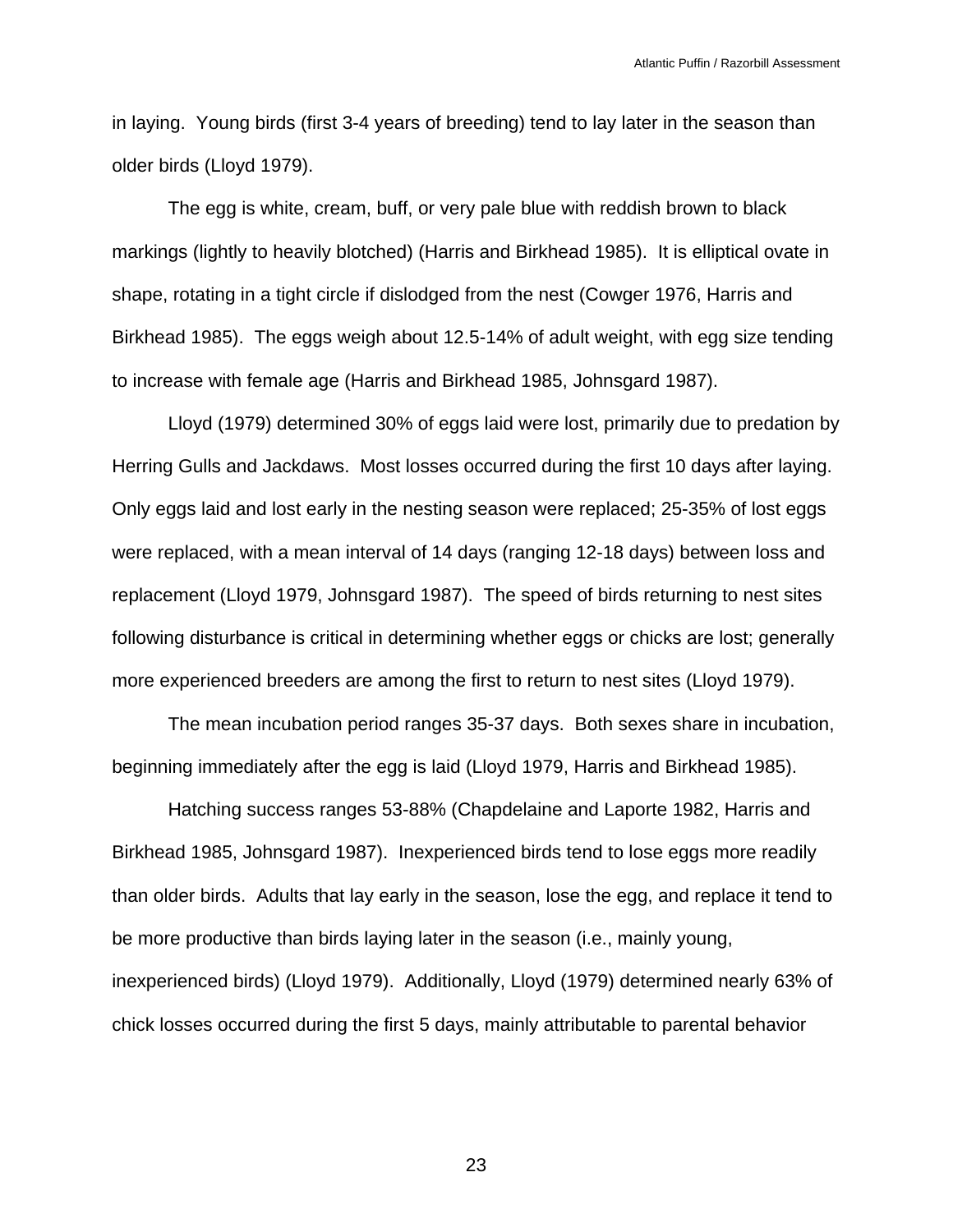in laying. Young birds (first 3-4 years of breeding) tend to lay later in the season than older birds (Lloyd 1979).

The egg is white, cream, buff, or very pale blue with reddish brown to black markings (lightly to heavily blotched) (Harris and Birkhead 1985). It is elliptical ovate in shape, rotating in a tight circle if dislodged from the nest (Cowger 1976, Harris and Birkhead 1985). The eggs weigh about 12.5-14% of adult weight, with egg size tending to increase with female age (Harris and Birkhead 1985, Johnsgard 1987).

Lloyd (1979) determined 30% of eggs laid were lost, primarily due to predation by Herring Gulls and Jackdaws. Most losses occurred during the first 10 days after laying. Only eggs laid and lost early in the nesting season were replaced; 25-35% of lost eggs were replaced, with a mean interval of 14 days (ranging 12-18 days) between loss and replacement (Lloyd 1979, Johnsgard 1987). The speed of birds returning to nest sites following disturbance is critical in determining whether eggs or chicks are lost; generally more experienced breeders are among the first to return to nest sites (Lloyd 1979).

The mean incubation period ranges 35-37 days. Both sexes share in incubation, beginning immediately after the egg is laid (Lloyd 1979, Harris and Birkhead 1985).

Hatching success ranges 53-88% (Chapdelaine and Laporte 1982, Harris and Birkhead 1985, Johnsgard 1987). Inexperienced birds tend to lose eggs more readily than older birds. Adults that lay early in the season, lose the egg, and replace it tend to be more productive than birds laying later in the season (i.e., mainly young, inexperienced birds) (Lloyd 1979). Additionally, Lloyd (1979) determined nearly 63% of chick losses occurred during the first 5 days, mainly attributable to parental behavior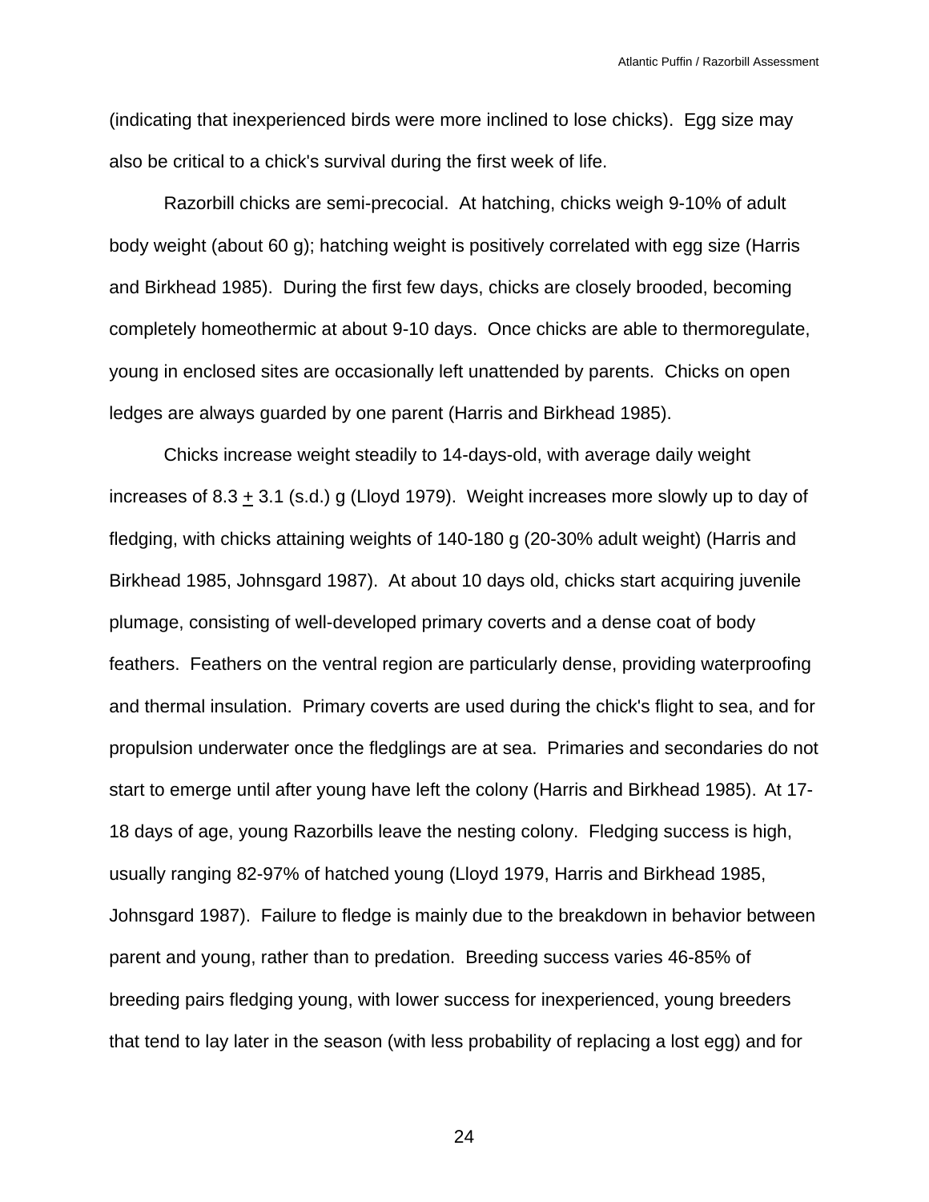(indicating that inexperienced birds were more inclined to lose chicks). Egg size may also be critical to a chick's survival during the first week of life.

Razorbill chicks are semi-precocial. At hatching, chicks weigh 9-10% of adult body weight (about 60 g); hatching weight is positively correlated with egg size (Harris and Birkhead 1985). During the first few days, chicks are closely brooded, becoming completely homeothermic at about 9-10 days. Once chicks are able to thermoregulate, young in enclosed sites are occasionally left unattended by parents. Chicks on open ledges are always guarded by one parent (Harris and Birkhead 1985).

Chicks increase weight steadily to 14-days-old, with average daily weight increases of 8.3 $\pm$ 3.1 (s.d.) g (Lloyd 1979). Weight increases more slowly up to day of fledging, with chicks attaining weights of 140-180 g (20-30% adult weight) (Harris and Birkhead 1985, Johnsgard 1987). At about 10 days old, chicks start acquiring juvenile plumage, consisting of well-developed primary coverts and a dense coat of body feathers. Feathers on the ventral region are particularly dense, providing waterproofing and thermal insulation. Primary coverts are used during the chick's flight to sea, and for propulsion underwater once the fledglings are at sea. Primaries and secondaries do not start to emerge until after young have left the colony (Harris and Birkhead 1985). At 17-18 days of age, young Razorbills leave the nesting colony. Fledging success is high, usually ranging 82-97% of hatched young (Lloyd 1979, Harris and Birkhead 1985, Johnsgard 1987). Failure to fledge is mainly due to the breakdown in behavior between parent and young, rather than to predation. Breeding success varies 46-85% of breeding pairs fledging young, with lower success for inexperienced, young breeders that tend to lay later in the season (with less probability of replacing a lost egg) and for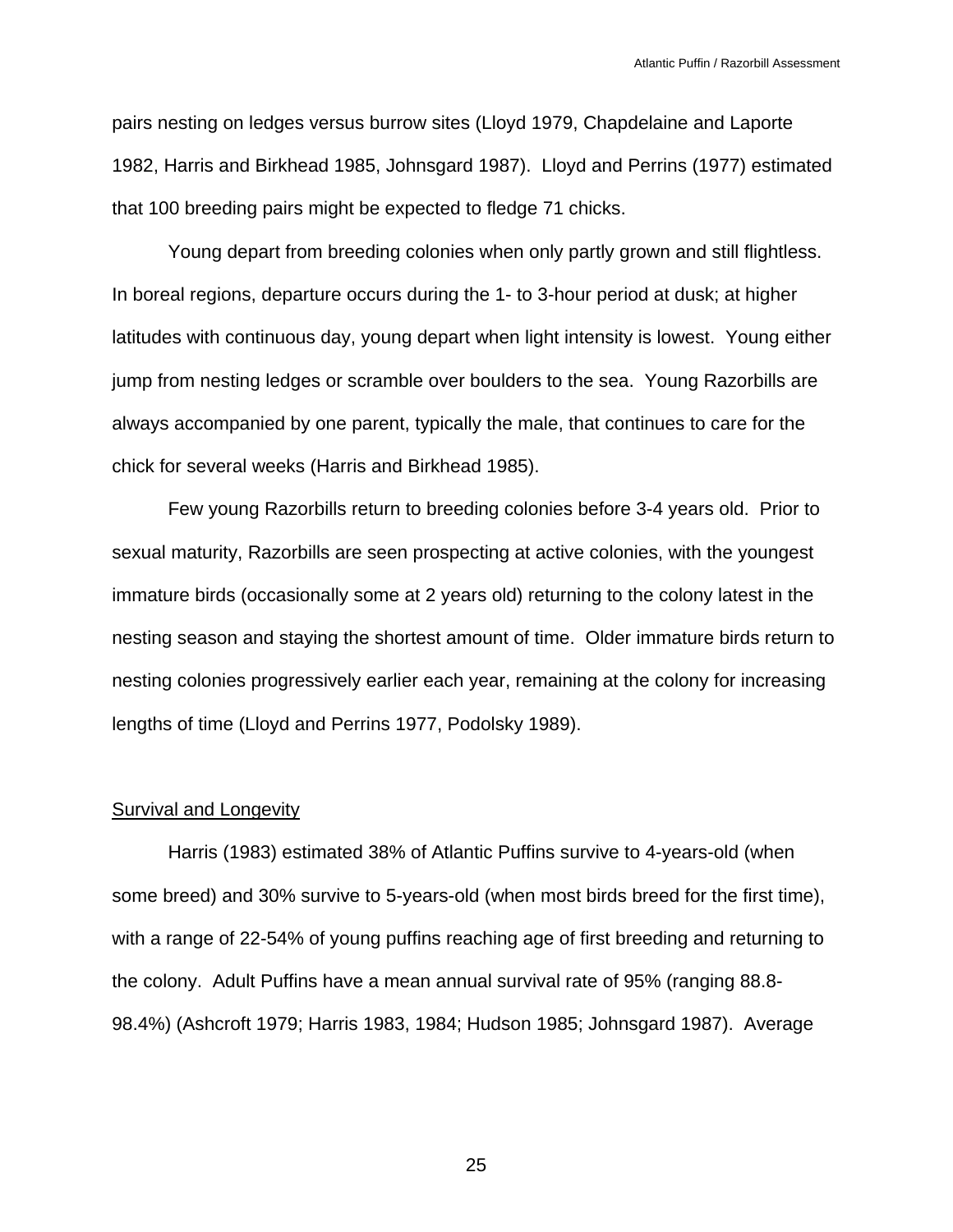pairs nesting on ledges versus burrow sites (Lloyd 1979, Chapdelaine and Laporte 1982, Harris and Birkhead 1985, Johnsgard 1987). Lloyd and Perrins (1977) estimated that 100 breeding pairs might be expected to fledge 71 chicks.

Young depart from breeding colonies when only partly grown and still flightless. In boreal regions, departure occurs during the 1- to 3-hour period at dusk; at higher latitudes with continuous day, young depart when light intensity is lowest. Young either jump from nesting ledges or scramble over boulders to the sea. Young Razorbills are always accompanied by one parent, typically the male, that continues to care for the chick for several weeks (Harris and Birkhead 1985).

Few young Razorbills return to breeding colonies before 3-4 years old. Prior to sexual maturity, Razorbills are seen prospecting at active colonies, with the youngest immature birds (occasionally some at 2 years old) returning to the colony latest in the nesting season and staying the shortest amount of time. Older immature birds return to nesting colonies progressively earlier each year, remaining at the colony for increasing lengths of time (Lloyd and Perrins 1977, Podolsky 1989).

## Survival and Longevity

Harris (1983) estimated 38% of Atlantic Puffins survive to 4-years-old (when some breed) and 30% survive to 5-years-old (when most birds breed for the first time), with a range of 22-54% of young puffins reaching age of first breeding and returning to the colony. Adult Puffins have a mean annual survival rate of 95% (ranging 88.8-98.4%) (Ashcroft 1979; Harris 1983, 1984; Hudson 1985; Johnsgard 1987). Average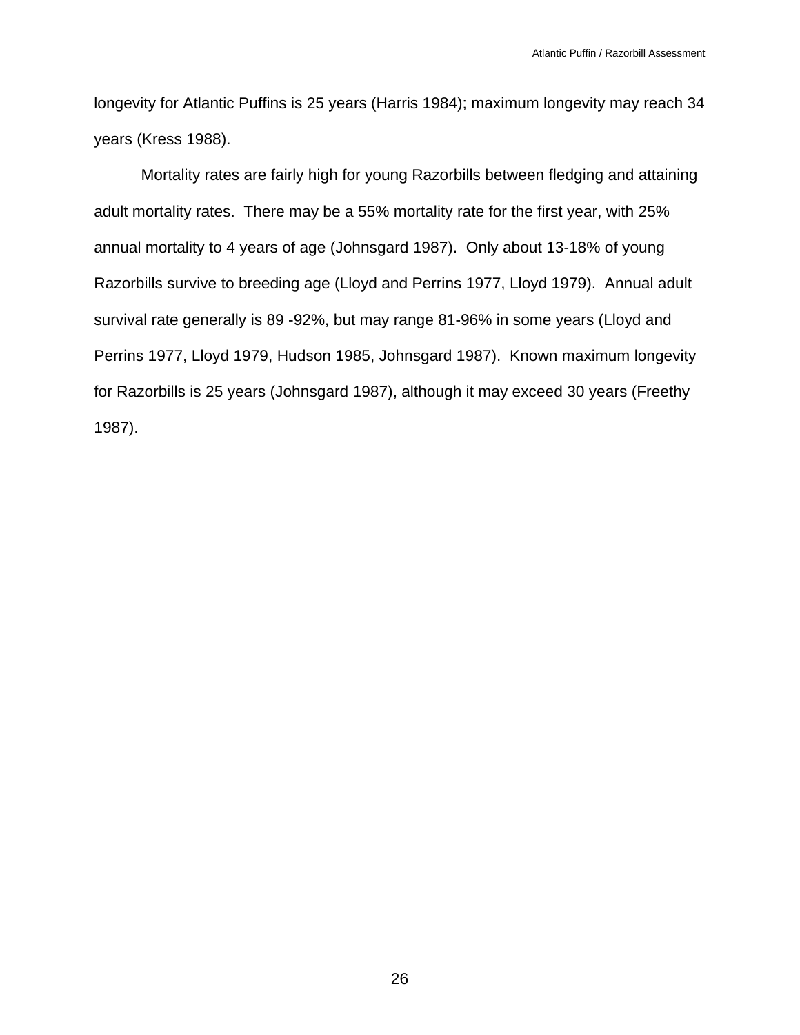longevity for Atlantic Puffins is 25 years (Harris 1984); maximum longevity may reach 34 years (Kress 1988).

Mortality rates are fairly high for young Razorbills between fledging and attaining adult mortality rates. There may be a 55% mortality rate for the first year, with 25% annual mortality to 4 years of age (Johnsgard 1987). Only about 13-18% of young Razorbills survive to breeding age (Lloyd and Perrins 1977, Lloyd 1979). Annual adult survival rate generally is 89 -92%, but may range 81-96% in some years (Lloyd and Perrins 1977, Lloyd 1979, Hudson 1985, Johnsgard 1987). Known maximum longevity for Razorbills is 25 years (Johnsgard 1987), although it may exceed 30 years (Freethy 1987).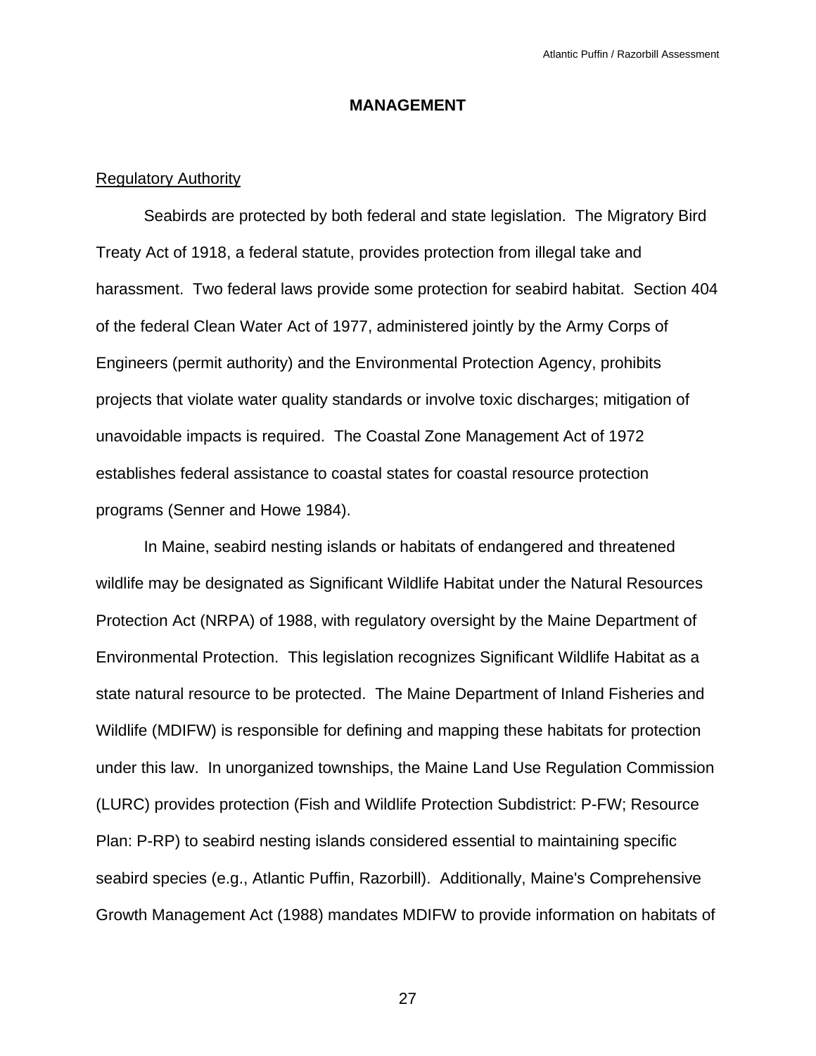# MANAGEMENT

Regulatory Authority

Seabirds are protected by both federal and state legislation. The Migratory Bird Treaty Act of 1918, a federal statute, provides protection from illegal take and harassment. Two federal laws provide some protection for seabird habitat. Section 404 of the federal Clean Water Act of 1977, administered jointly by the Army Corps of Engineers (permit authority) and the Environmental Protection Agency, prohibits projects that violate water quality standards or involve toxic discharges; mitigation of unavoidable impacts is required. The Coastal Zone Management Act of 1972 establishes federal assistance to coastal states for coastal resource protection programs (Senner and Howe 1984).

In Maine, seabird nesting islands or habitats of endangered and threatened wildlife may be designated as Significant Wildlife Habitat under the Natural Resources Protection Act (NRPA) of 1988, with regulatory oversight by the Maine Department of Environmental Protection. This legislation recognizes Significant Wildlife Habitat as a state natural resource to be protected. The Maine Department of Inland Fisheries and Wildlife (MDIFW) is responsible for defining and mapping these habitats for protection under this law. In unorganized townships, the Maine Land Use Regulation Commission (LURC) provides protection (Fish and Wildlife Protection Subdistrict: P-FW; Resource Plan: P-RP) to seabird nesting islands considered essential to maintaining specific seabird species (e.g., Atlantic Puffin, Razorbill). Additionally, Maine's Comprehensive Growth Management Act (1988) mandates MDIFW to provide information on habitats of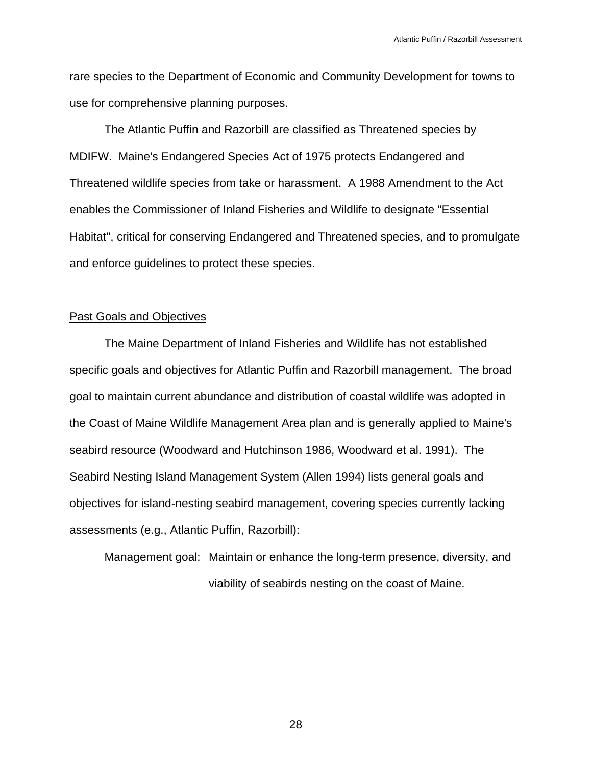rare species to the Department of Economic and Community Development for towns to use for comprehensive planning purposes.

The Atlantic Puffin and Razorbill are classified as Threatened species by MDIFW. Maine's Endangered Species Act of 1975 protects Endangered and Threatened wildlife species from take or harassment. A 1988 Amendment to the Act enables the Commissioner of Inland Fisheries and Wildlife to designate "Essential Habitat", critical for conserving Endangered and Threatened species, and to promulgate and enforce guidelines to protect these species.

<u>Past Goals and Objectives</u>

The Maine Department of Inland Fisheries and Wildlife has not established specific goals and objectives for Atlantic Puffin and Razorbill management. The broad goal to maintain current abundance and distribution of coastal wildlife was adopted in the Coast of Maine Wildlife Management Area plan and is generally applied to Maine's seabird resource (Woodward and Hutchinson 1986, Woodward et al. 1991). The Seabird Nesting Island Management System (Allen 1994) lists general goals and objectives for island-nesting seabird management, covering species currently lacking assessments (e.g., Atlantic Puffin, Razorbill):

Management goal: Maintain or enhance the long-term presence, diversity, and viability of seabirds nesting on the coast of Maine.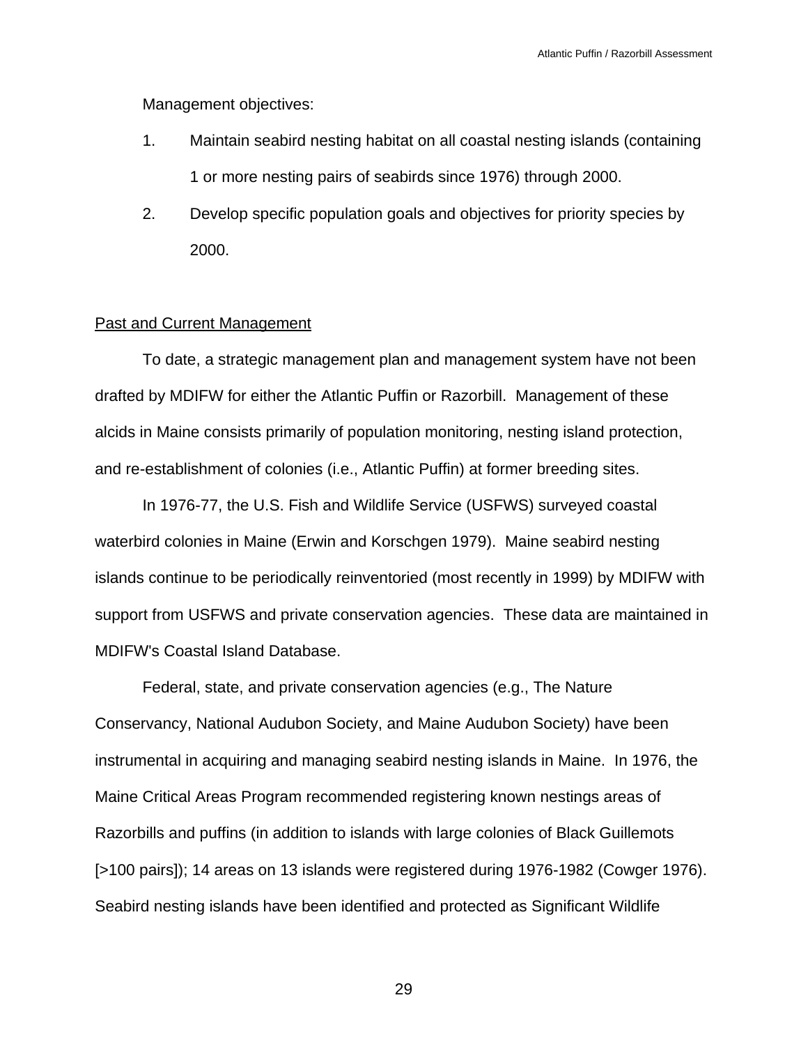Management objectives:

1. Maintain seabird nesting habitat on all coastal nesting islands (containing 1 or more nesting pairs of seabirds since 1976) through 2000.
2. Develop specific population goals and objectives for priority species by 2000.

## Past and Current Management

To date, a strategic management plan and management system have not been drafted by MDIFW for either the Atlantic Puffin or Razorbill. Management of these alcids in Maine consists primarily of population monitoring, nesting island protection, and re-establishment of colonies (i.e., Atlantic Puffin) at former breeding sites.

In 1976-77, the U.S. Fish and Wildlife Service (USFWS) surveyed coastal waterbird colonies in Maine (Erwin and Korschgen 1979). Maine seabird nesting islands continue to be periodically reinventoried (most recently in 1999) by MDIFW with support from USFWS and private conservation agencies. These data are maintained in MDIFW's Coastal Island Database.

Federal, state, and private conservation agencies (e.g., The Nature Conservancy, National Audubon Society, and Maine Audubon Society) have been instrumental in acquiring and managing seabird nesting islands in Maine. In 1976, the Maine Critical Areas Program recommended registering known nestings areas of Razorbills and puffins (in addition to islands with large colonies of Black Guillemots [>100 pairs]); 14 areas on 13 islands were registered during 1976-1982 (Cowger 1976). Seabird nesting islands have been identified and protected as Significant Wildlife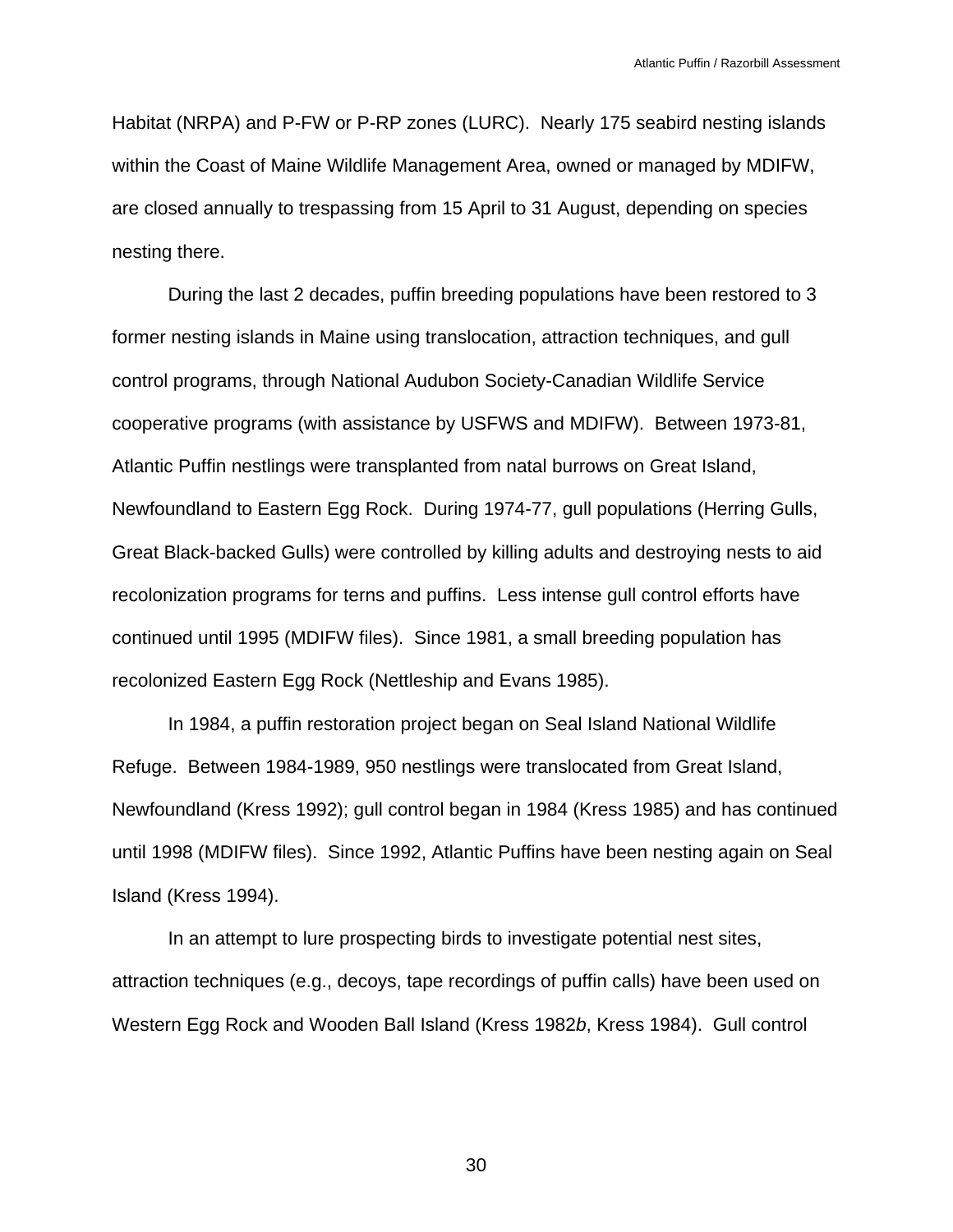Habitat (NRPA) and P-FW or P-RP zones (LURC). Nearly 175 seabird nesting islands within the Coast of Maine Wildlife Management Area, owned or managed by MDIFW, are closed annually to trespassing from 15 April to 31 August, depending on species nesting there.

During the last 2 decades, puffin breeding populations have been restored to 3 former nesting islands in Maine using translocation, attraction techniques, and gull control programs, through National Audubon Society-Canadian Wildlife Service cooperative programs (with assistance by USFWS and MDIFW). Between 1973-81, Atlantic Puffin nestlings were transplanted from natal burrows on Great Island, Newfoundland to Eastern Egg Rock. During 1974-77, gull populations (Herring Gulls, Great Black-backed Gulls) were controlled by killing adults and destroying nests to aid recolonization programs for terns and puffins. Less intense gull control efforts have continued until 1995 (MDIFW files). Since 1981, a small breeding population has recolonized Eastern Egg Rock (Nettleship and Evans 1985).

In 1984, a puffin restoration project began on Seal Island National Wildlife Refuge. Between 1984-1989, 950 nestlings were translocated from Great Island, Newfoundland (Kress 1992); gull control began in 1984 (Kress 1985) and has continued until 1998 (MDIFW files). Since 1992, Atlantic Puffins have been nesting again on Seal Island (Kress 1994).

In an attempt to lure prospecting birds to investigate potential nest sites, attraction techniques (e.g., decoys, tape recordings of puffin calls) have been used on Western Egg Rock and Wooden Ball Island (Kress 1982*b*, Kress 1984). Gull control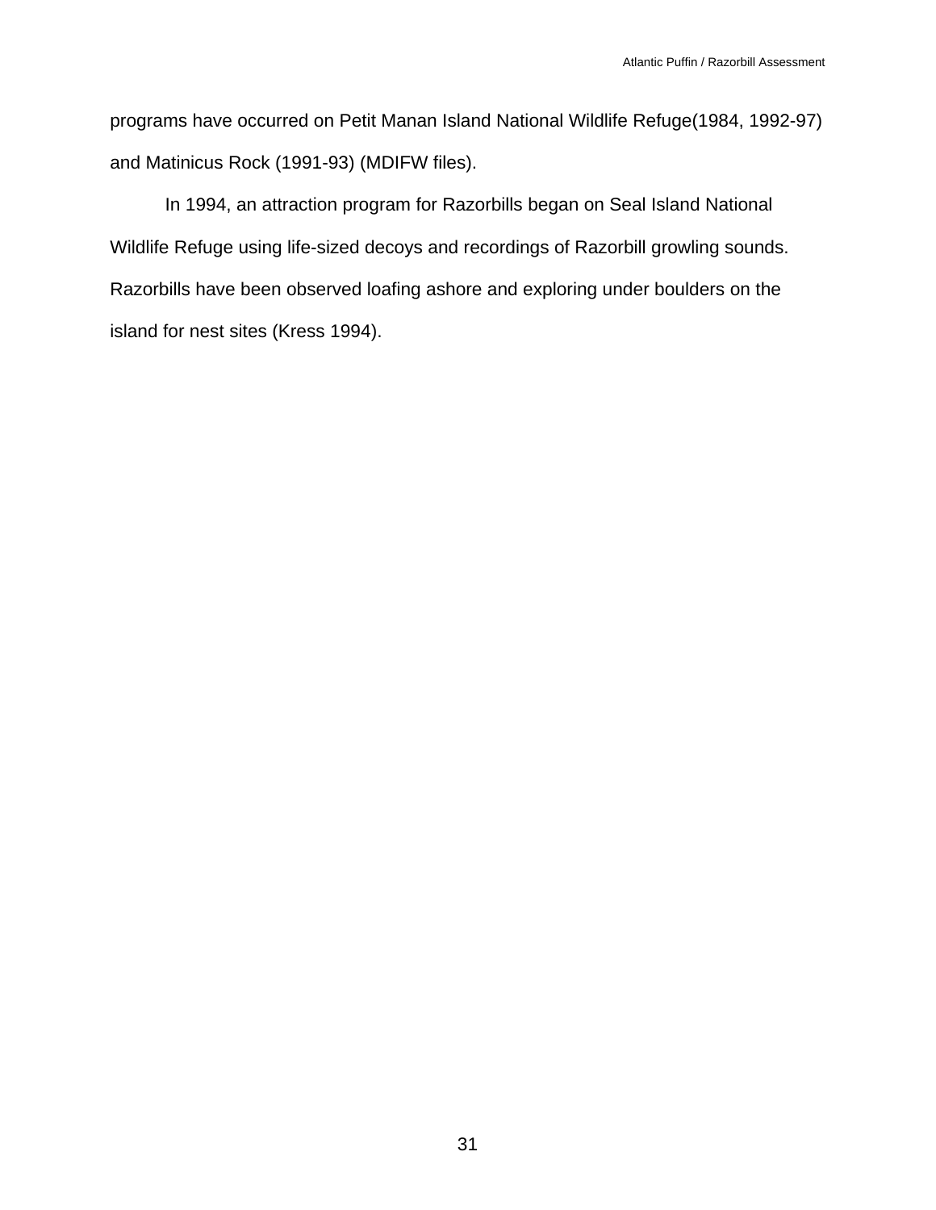programs have occurred on Petit Manan Island National Wildlife Refuge(1984, 1992-97) and Matinicus Rock (1991-93) (MDIFW files).

In 1994, an attraction program for Razorbills began on Seal Island National Wildlife Refuge using life-sized decoys and recordings of Razorbill growling sounds. Razorbills have been observed loafing ashore and exploring under boulders on the island for nest sites (Kress 1994).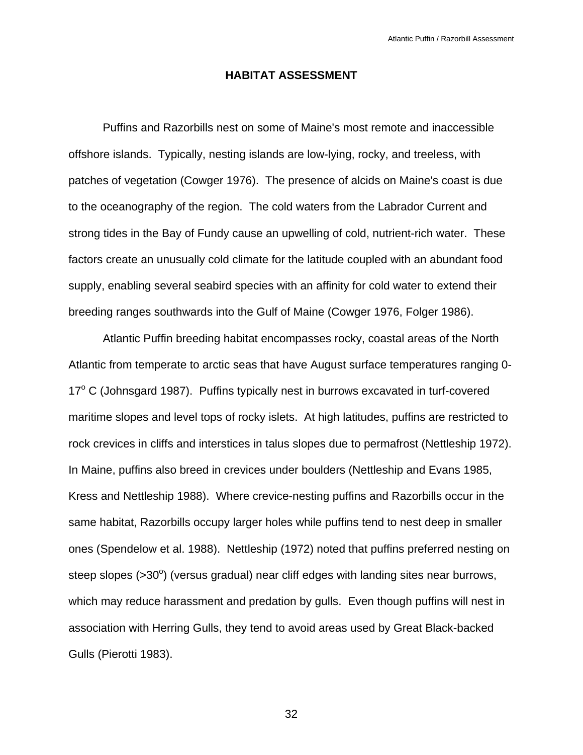## HABITAT ASSESSMENT

Puffins and Razorbills nest on some of Maine's most remote and inaccessible offshore islands. Typically, nesting islands are low-lying, rocky, and treeless, with patches of vegetation (Cowger 1976). The presence of alcids on Maine's coast is due to the oceanography of the region. The cold waters from the Labrador Current and strong tides in the Bay of Fundy cause an upwelling of cold, nutrient-rich water. These factors create an unusually cold climate for the latitude coupled with an abundant food supply, enabling several seabird species with an affinity for cold water to extend their breeding ranges southwards into the Gulf of Maine (Cowger 1976, Folger 1986).

Atlantic Puffin breeding habitat encompasses rocky, coastal areas of the North Atlantic from temperate to arctic seas that have August surface temperatures ranging 0-17$^{o}$ C (Johnsgard 1987). Puffins typically nest in burrows excavated in turf-covered maritime slopes and level tops of rocky islets. At high latitudes, puffins are restricted to rock crevices in cliffs and interstices in talus slopes due to permafrost (Nettleship 1972). In Maine, puffins also breed in crevices under boulders (Nettleship and Evans 1985, Kress and Nettleship 1988). Where crevice-nesting puffins and Razorbills occur in the same habitat, Razorbills occupy larger holes while puffins tend to nest deep in smaller ones (Spendelow et al. 1988). Nettleship (1972) noted that puffins preferred nesting on steep slopes (>30$^{o}$) (versus gradual) near cliff edges with landing sites near burrows, which may reduce harassment and predation by gulls. Even though puffins will nest in association with Herring Gulls, they tend to avoid areas used by Great Black-backed Gulls (Pierotti 1983).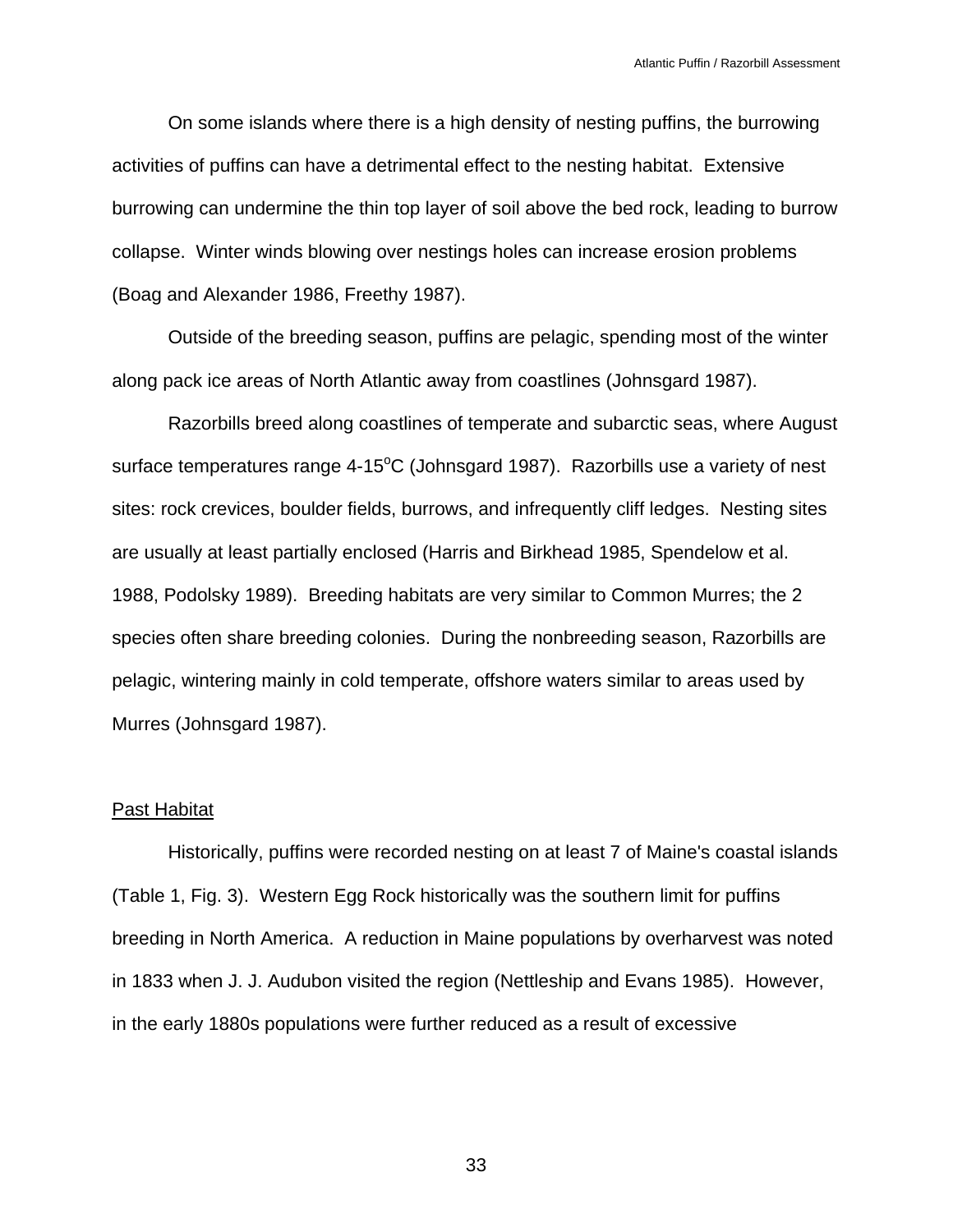On some islands where there is a high density of nesting puffins, the burrowing activities of puffins can have a detrimental effect to the nesting habitat. Extensive burrowing can undermine the thin top layer of soil above the bed rock, leading to burrow collapse. Winter winds blowing over nestings holes can increase erosion problems (Boag and Alexander 1986, Freethy 1987).

Outside of the breeding season, puffins are pelagic, spending most of the winter along pack ice areas of North Atlantic away from coastlines (Johnsgard 1987).

Razorbills breed along coastlines of temperate and subarctic seas, where August surface temperatures range 4-15$^{o}$C (Johnsgard 1987). Razorbills use a variety of nest sites: rock crevices, boulder fields, burrows, and infrequently cliff ledges. Nesting sites are usually at least partially enclosed (Harris and Birkhead 1985, Spendelow et al. 1988, Podolsky 1989). Breeding habitats are very similar to Common Murres; the 2 species often share breeding colonies. During the nonbreeding season, Razorbills are pelagic, wintering mainly in cold temperate, offshore waters similar to areas used by Murres (Johnsgard 1987).

<u>Past Habitat</u>

Historically, puffins were recorded nesting on at least 7 of Maine's coastal islands (Table 1, Fig. 3). Western Egg Rock historically was the southern limit for puffins breeding in North America. A reduction in Maine populations by overharvest was noted in 1833 when J. J. Audubon visited the region (Nettleship and Evans 1985). However, in the early 1880s populations were further reduced as a result of excessive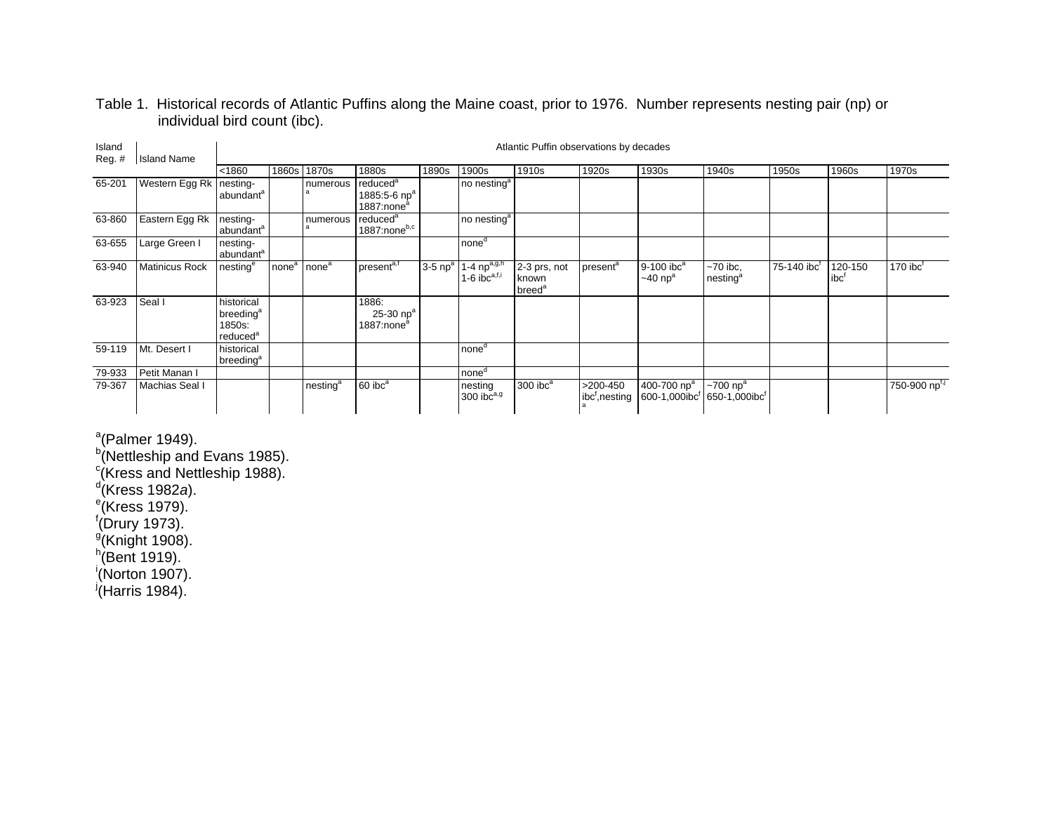Table 1. Historical records of Atlantic Puffins along the Maine coast, prior to 1976. Number represents nesting pair (np) or individual bird count (ibc).

| Island Reg. # | Island Name | Atlantic Puffin observations by decades | | | | | | | | | | | | |
|---|---|---|---|---|---|---|---|---|---|---|---|---|---|---|
| | | <1860 | 1860s | 1870s | 1880s | 1890s | 1900s | 1910s | 1920s | 1930s | 1940s | 1950s | 1960s | 1970s |
| 65-201 | Western Egg Rk | nesting-abundant[a] | | numerous[a] | reduced[a] 1885:5-6 np[a] 1887:none[a] | | no nesting[a] | | | | | | | |
| 63-860 | Eastern Egg Rk | nesting-abundant[a] | | numerous[a] | reduced[a] 1887:none[b,c] | | no nesting[a] | | | | | | | |
| 63-655 | Large Green I | nesting-abundant[a] | | | | | none[d] | | | | | | | |
| 63-940 | Matinicus Rock | nesting[e] | none[a] | none[a] | present[a,f] | 3-5 np[a] | 1-4 np[a,g,h] 1-6 ibc[a,f,i] | 2-3 prs, not known breed[a] | present[a] | 9-100 ibc[a] ~40 np[a] | ~70 ibc, nesting[a] | 75-140 ibc[f] | 120-150 ibc[f] | 170 ibc[f] |
| 63-923 | Seal I | historical breeding[a] 1850s: reduced[a] | | | 1886: 25-30 np[a] 1887:none[a] | | | | | | | | | |
| 59-119 | Mt. Desert I | historical breeding[a] | | | | | none[d] | | | | | | | |
| 79-933 | Petit Manan I | | | | | | none[d] | | | | | | | |
| 79-367 | Machias Seal I | | | nesting[a] | 60 ibc[a] | | nesting 300 ibc[a,g] | 300 ibc[a] | >200-450 ibc[f],nesting[a] | 400-700 np[a] 600-1,000ibc[f] | ~700 np[a] 650-1,000ibc[f] | | | 750-900 np[f,j] |

[a](Palmer 1949).
[b](Nettleship and Evans 1985).
[c](Kress and Nettleship 1988).
[d](Kress 1982*a*).
[e](Kress 1979).
[f](Drury 1973).
[g](Knight 1908).
[h](Bent 1919).
[i](Norton 1907).
[j](Harris 1984).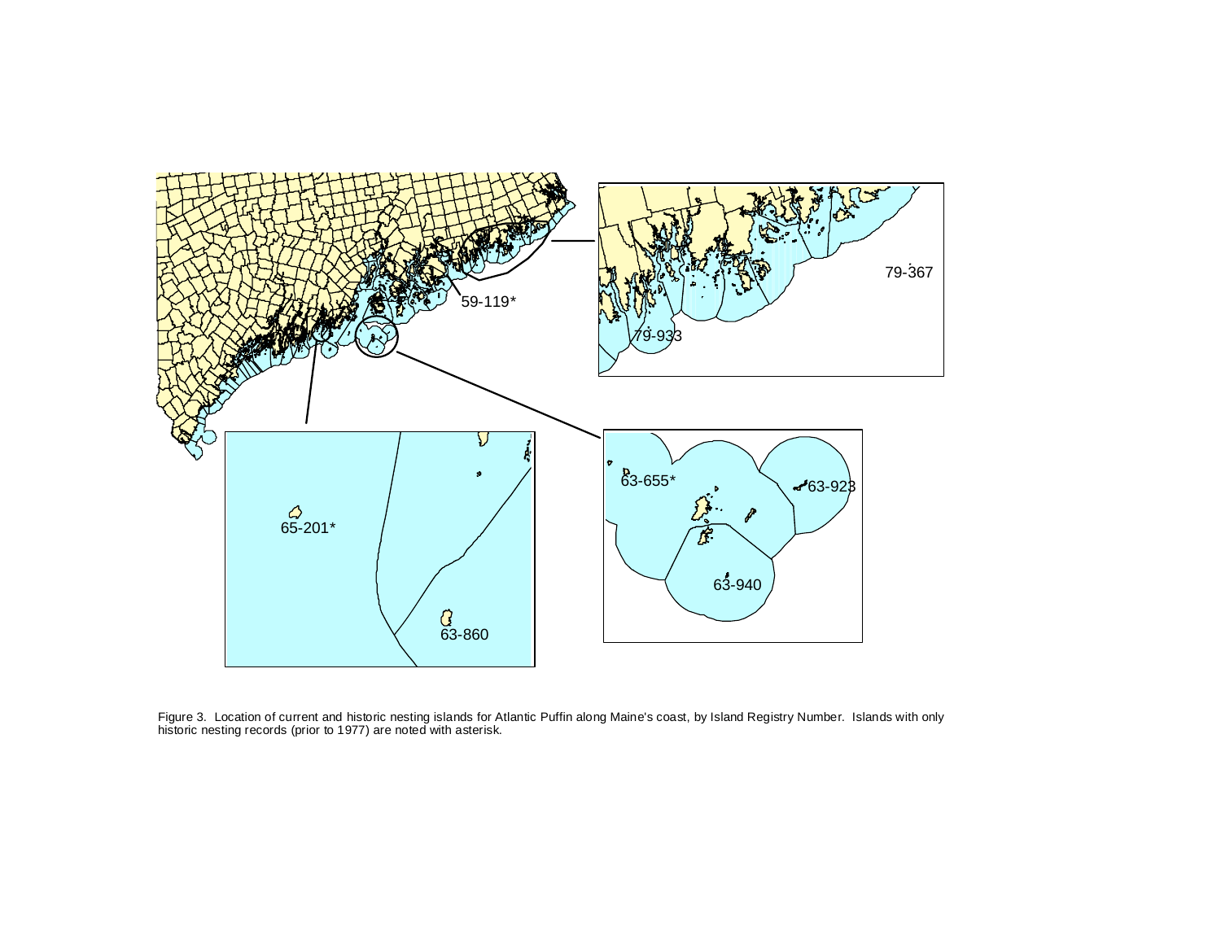Figure 3. Location of current and historic nesting islands for Atlantic Puffin along Maine's coast, by Island Registry Number. Islands with only historic nesting records (prior to 1977) are noted with asterisk.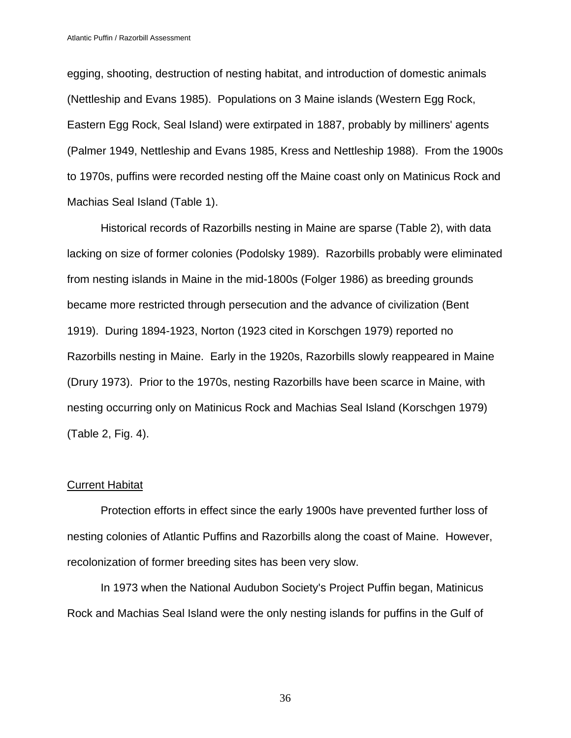egging, shooting, destruction of nesting habitat, and introduction of domestic animals (Nettleship and Evans 1985). Populations on 3 Maine islands (Western Egg Rock, Eastern Egg Rock, Seal Island) were extirpated in 1887, probably by milliners' agents (Palmer 1949, Nettleship and Evans 1985, Kress and Nettleship 1988). From the 1900s to 1970s, puffins were recorded nesting off the Maine coast only on Matinicus Rock and Machias Seal Island (Table 1).

Historical records of Razorbills nesting in Maine are sparse (Table 2), with data lacking on size of former colonies (Podolsky 1989). Razorbills probably were eliminated from nesting islands in Maine in the mid-1800s (Folger 1986) as breeding grounds became more restricted through persecution and the advance of civilization (Bent 1919). During 1894-1923, Norton (1923 cited in Korschgen 1979) reported no Razorbills nesting in Maine. Early in the 1920s, Razorbills slowly reappeared in Maine (Drury 1973). Prior to the 1970s, nesting Razorbills have been scarce in Maine, with nesting occurring only on Matinicus Rock and Machias Seal Island (Korschgen 1979) (Table 2, Fig. 4).

## Current Habitat

Protection efforts in effect since the early 1900s have prevented further loss of nesting colonies of Atlantic Puffins and Razorbills along the coast of Maine. However, recolonization of former breeding sites has been very slow.

In 1973 when the National Audubon Society's Project Puffin began, Matinicus Rock and Machias Seal Island were the only nesting islands for puffins in the Gulf of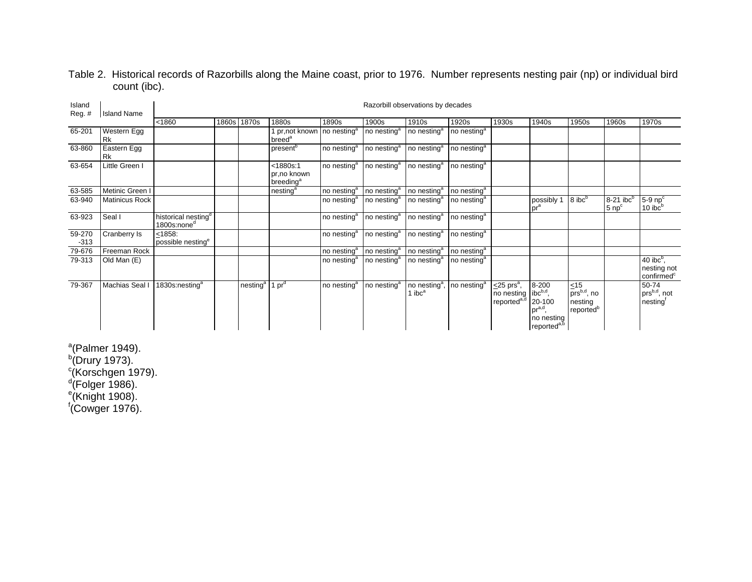Table 2. Historical records of Razorbills along the Maine coast, prior to 1976. Number represents nesting pair (np) or individual bird count (ibc).

| Island Reg. # | Island Name | Razorbill observations by decades | | | | | | | | | | | | |
|---|---|---|---|---|---|---|---|---|---|---|---|---|---|---|
| | | <1860 | 1860s | 1870s | 1880s | 1890s | 1900s | 1910s | 1920s | 1930s | 1940s | 1950s | 1960s | 1970s |
| 65-201 | Western Egg Rk | | | | 1 pr,not known breed[a] | no nesting[a] | no nesting[a] | no nesting[a] | no nesting[a] | | | | | |
| 63-860 | Eastern Egg Rk | | | | present[b] | no nesting[a] | no nesting[a] | no nesting[a] | no nesting[a] | | | | | |
| 63-654 | Little Green I | | | | <1880s:1 pr,no known breeding[a] | no nesting[a] | no nesting[a] | no nesting[a] | no nesting[a] | | | | | |
| 63-585 | Metinic Green I | | | | nesting[a] | no nesting[a] | no nesting[a] | no nesting[a] | no nesting[a] | | | | | |
| 63-940 | Matinicus Rock | | | | | no nesting[a] | no nesting[a] | no nesting[a] | no nesting[a] | | possibly 1 pr[a] | 8 ibc[b] | 8-21 ibc[b] 5 np[c] | 5-9 np[c] 10 ibc[b] |
| 63-923 | Seal I | historical nesting[d] 1800s:none[d] | | | | no nesting[a] | no nesting[a] | no nesting[a] | no nesting[a] | | | | | |
| 59-270 -313 | Cranberry Is | ≤1858: possible nesting[e] | | | | no nesting[a] | no nesting[a] | no nesting[a] | no nesting[a] | | | | | |
| 79-676 | Freeman Rock | | | | | no nesting[a] | no nesting[a] | no nesting[a] | no nesting[a] | | | | | |
| 79-313 | Old Man (E) | | | | | no nesting[a] | no nesting[a] | no nesting[a] | no nesting[a] | | | | | 40 ibc[b], nesting not confirmed[c] |
| 79-367 | Machias Seal I | 1830s:nesting[a] | | nesting[a] | 1 pr[d] | no nesting[a] | no nesting[a] | no nesting[a], 1 ibc[a] | no nesting[a] | ≤25 prs[a], no nesting reported[a,d] | 8-200 ibc[b,d], 20-100 pr[a,d], no nesting reported[a,b] | ≤15 prs[b,d], no nesting reported[b] | | 50-74 prs[b,d], not nesting[f] |

[a](Palmer 1949).
[b](Drury 1973).
[c](Korschgen 1979).
[d](Folger 1986).
[e](Knight 1908).
[f](Cowger 1976).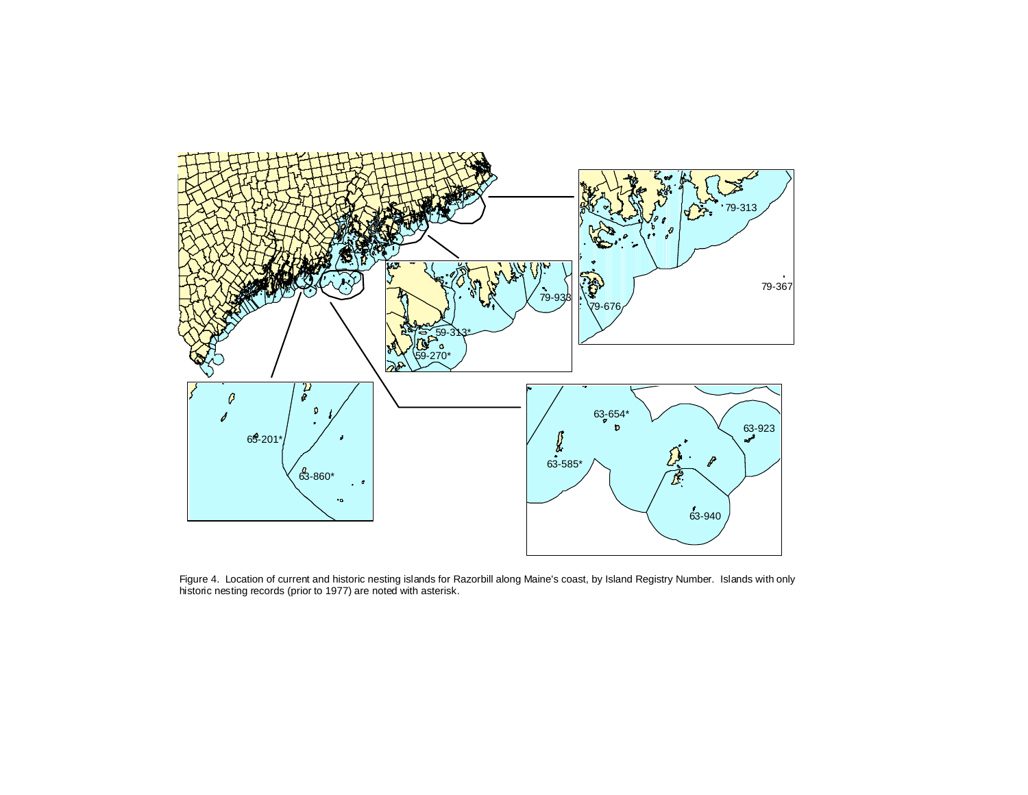Figure 4. Location of current and historic nesting islands for Razorbill along Maine's coast, by Island Registry Number. Islands with only historic nesting records (prior to 1977) are noted with asterisk.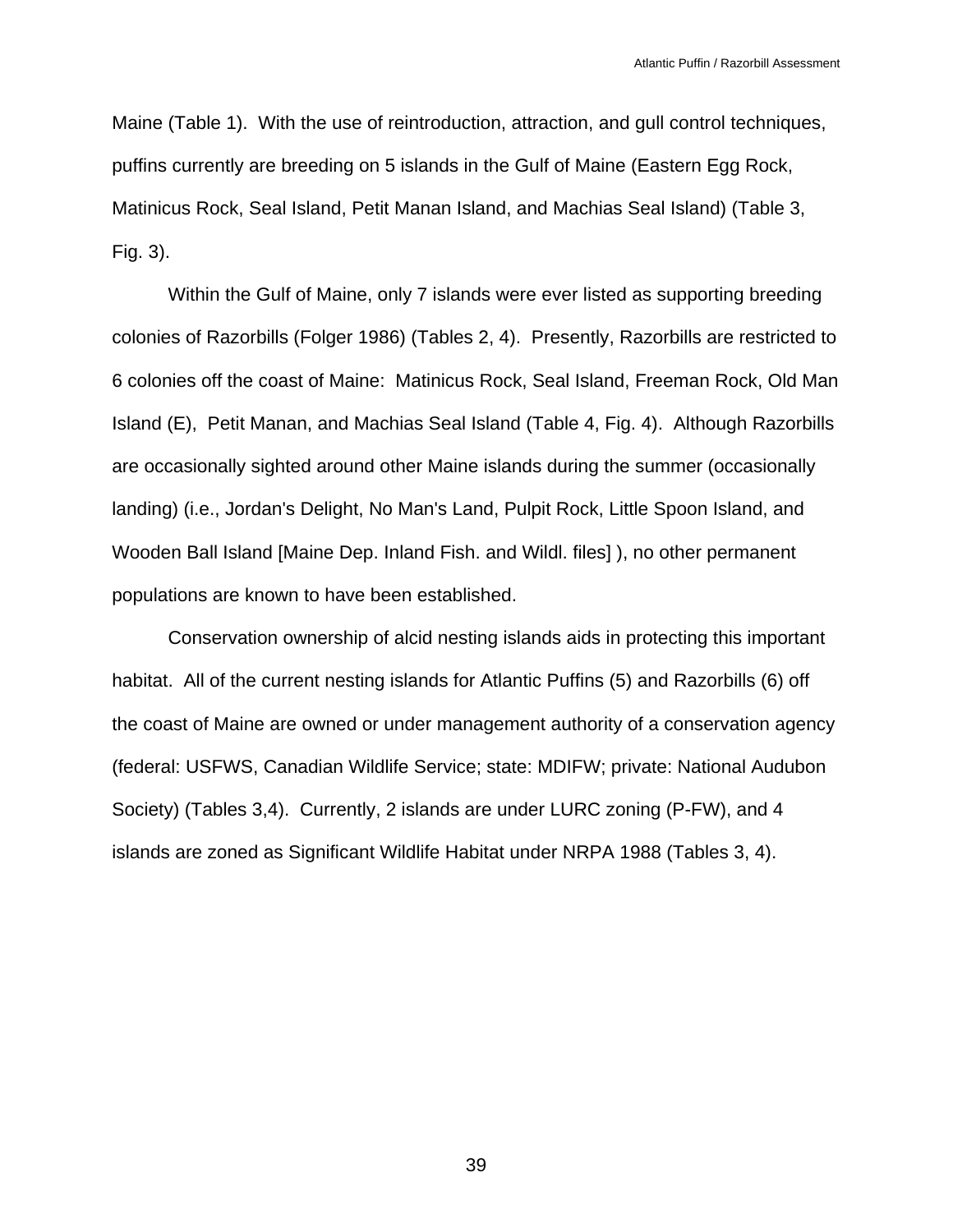Maine (Table 1). With the use of reintroduction, attraction, and gull control techniques, puffins currently are breeding on 5 islands in the Gulf of Maine (Eastern Egg Rock, Matinicus Rock, Seal Island, Petit Manan Island, and Machias Seal Island) (Table 3, Fig. 3).

Within the Gulf of Maine, only 7 islands were ever listed as supporting breeding colonies of Razorbills (Folger 1986) (Tables 2, 4). Presently, Razorbills are restricted to 6 colonies off the coast of Maine: Matinicus Rock, Seal Island, Freeman Rock, Old Man Island (E), Petit Manan, and Machias Seal Island (Table 4, Fig. 4). Although Razorbills are occasionally sighted around other Maine islands during the summer (occasionally landing) (i.e., Jordan's Delight, No Man's Land, Pulpit Rock, Little Spoon Island, and Wooden Ball Island [Maine Dep. Inland Fish. and Wildl. files] ), no other permanent populations are known to have been established.

Conservation ownership of alcid nesting islands aids in protecting this important habitat. All of the current nesting islands for Atlantic Puffins (5) and Razorbills (6) off the coast of Maine are owned or under management authority of a conservation agency (federal: USFWS, Canadian Wildlife Service; state: MDIFW; private: National Audubon Society) (Tables 3,4). Currently, 2 islands are under LURC zoning (P-FW), and 4 islands are zoned as Significant Wildlife Habitat under NRPA 1988 (Tables 3, 4).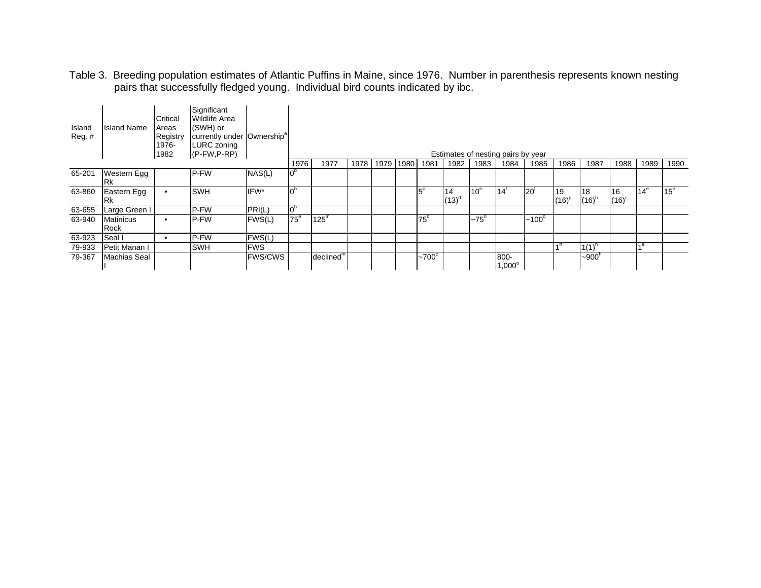Table 3. Breeding population estimates of Atlantic Puffins in Maine, since 1976. Number in parenthesis represents known nesting pairs that successfully fledged young. Individual bird counts indicated by ibc.

| Island Reg. # | Island Name | Critical Areas Registry 1976-1982 | Significant Wildlife Area (SWH) or currently under LURC zoning (P-FW,P-RP) | Ownership[a] | Estimates of nesting pairs by year | | | | | | | | | | | | | | |
|---|---|---|---|---|---|---|---|---|---|---|---|---|---|---|---|---|---|---|---|
| | | | | | 1976 | 1977 | 1978 | 1979 | 1980 | 1981 | 1982 | 1983 | 1984 | 1985 | 1986 | 1987 | 1988 | 1989 | 1990 |
| 65-201 | Western Egg Rk | | P-FW | NAS(L) | 0[b] | | | | | | | | | | | | | | |
| 63-860 | Eastern Egg Rk | • | SWH | IFW* | 0[b] | | | | | 5[c] | 14 (13)[d] | 10[e] | 14[f] | 20[f] | 19 (16)[g] | 18 (16)[h] | 16 (16)[i] | 14[e] | 15[e] |
| 63-655 | Large Green I | | P-FW | PRI(L) | 0[b] | | | | | | | | | | | | | | |
| 63-940 | Matinicus Rock | • | P-FW | FWS(L) | 75[e] | 125[m] | | | | 75[c] | | ~75[n] | | ~100[o] | | | | | |
| 63-923 | Seal I | • | P-FW | FWS(L) | | | | | | | | | | | | | | | |
| 79-933 | Petit Manan I | | SWH | FWS | | | | | | | | | | | 1[h] | 1(1)[h] | | 1[e] | |
| 79-367 | Machias Seal I | | | FWS/CWS | | declined[m] | | | | ~700[c] | | | 800-1,000[o] | | | ~900[h] | | | |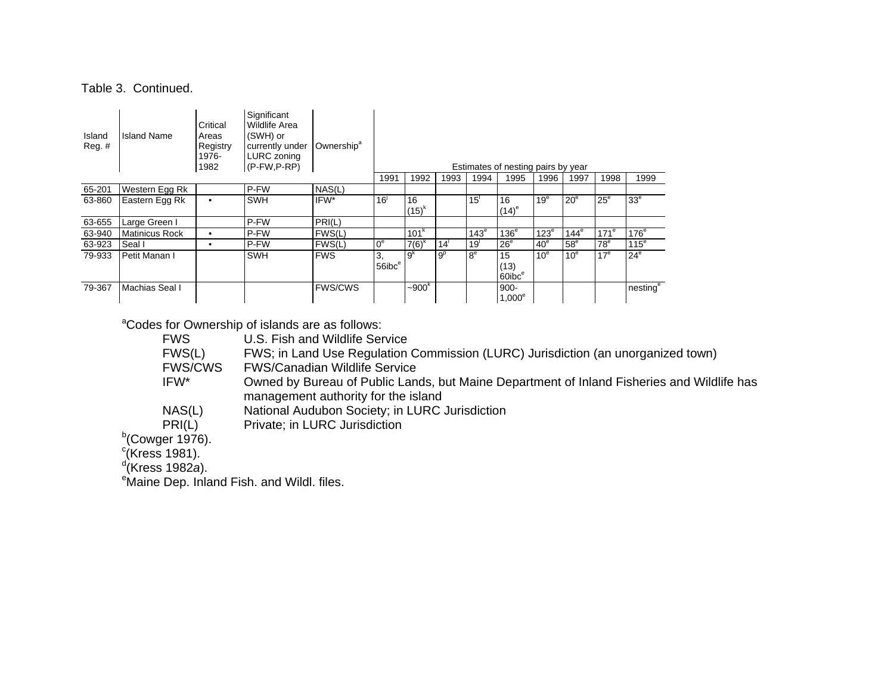Table 3. Continued.

| Island Reg. # | Island Name | Critical Areas Registry 1976-1982 | Significant Wildlife Area (SWH) or currently under LURC zoning (P-FW,P-RP) | Ownership[a] | Estimates of nesting pairs by year | | | | | | | | |
|---|---|---|---|---|---|---|---|---|---|---|---|---|---|
| | | | | | 1991 | 1992 | 1993 | 1994 | 1995 | 1996 | 1997 | 1998 | 1999 |
| 65-201 | Western Egg Rk | | P-FW | NAS(L) | | | | | | | | | |
| 63-860 | Eastern Egg Rk | • | SWH | IFW* | 16[l] | 16 (15)[k] | | 15[l] | 16 (14)[e] | 19[e] | 20[e] | 25[e] | 33[e] |
| 63-655 | Large Green I | | P-FW | PRI(L) | | | | | | | | | |
| 63-940 | Matinicus Rock | • | P-FW | FWS(L) | | 101[k] | | 143[e] | 136[e] | 123[e] | 144[e] | 171[e] | 176[e] |
| 63-923 | Seal I | • | P-FW | FWS(L) | 0[e] | 7(6)[k] | 14[l] | 19[l] | 26[e] | 40[e] | 58[e] | 78[e] | 115[e] |
| 79-933 | Petit Manan I | | SWH | FWS | 3, 56ibc[e] | 9[k] | 9[p] | 8[e] | 15 (13) 60ibc[e] | 10[e] | 10[e] | 17[e] | 24[e] |
| 79-367 | Machias Seal I | | | FWS/CWS | | ~900[k] | | | 900-1,000[e] | | | | nesting[e] |

[a]Codes for Ownership of islands are as follows:

| | |
|---|---|
| FWS | U.S. Fish and Wildlife Service |
| FWS(L) | FWS; in Land Use Regulation Commission (LURC) Jurisdiction (an unorganized town) |
| FWS/CWS | FWS/Canadian Wildlife Service |
| IFW* | Owned by Bureau of Public Lands, but Maine Department of Inland Fisheries and Wildlife has management authority for the island |
| NAS(L) | National Audubon Society; in LURC Jurisdiction |
| PRI(L) | Private; in LURC Jurisdiction |

[b](Cowger 1976).

[c](Kress 1981).

[d](Kress 1982*a*).

[e]Maine Dep. Inland Fish. and Wildl. files.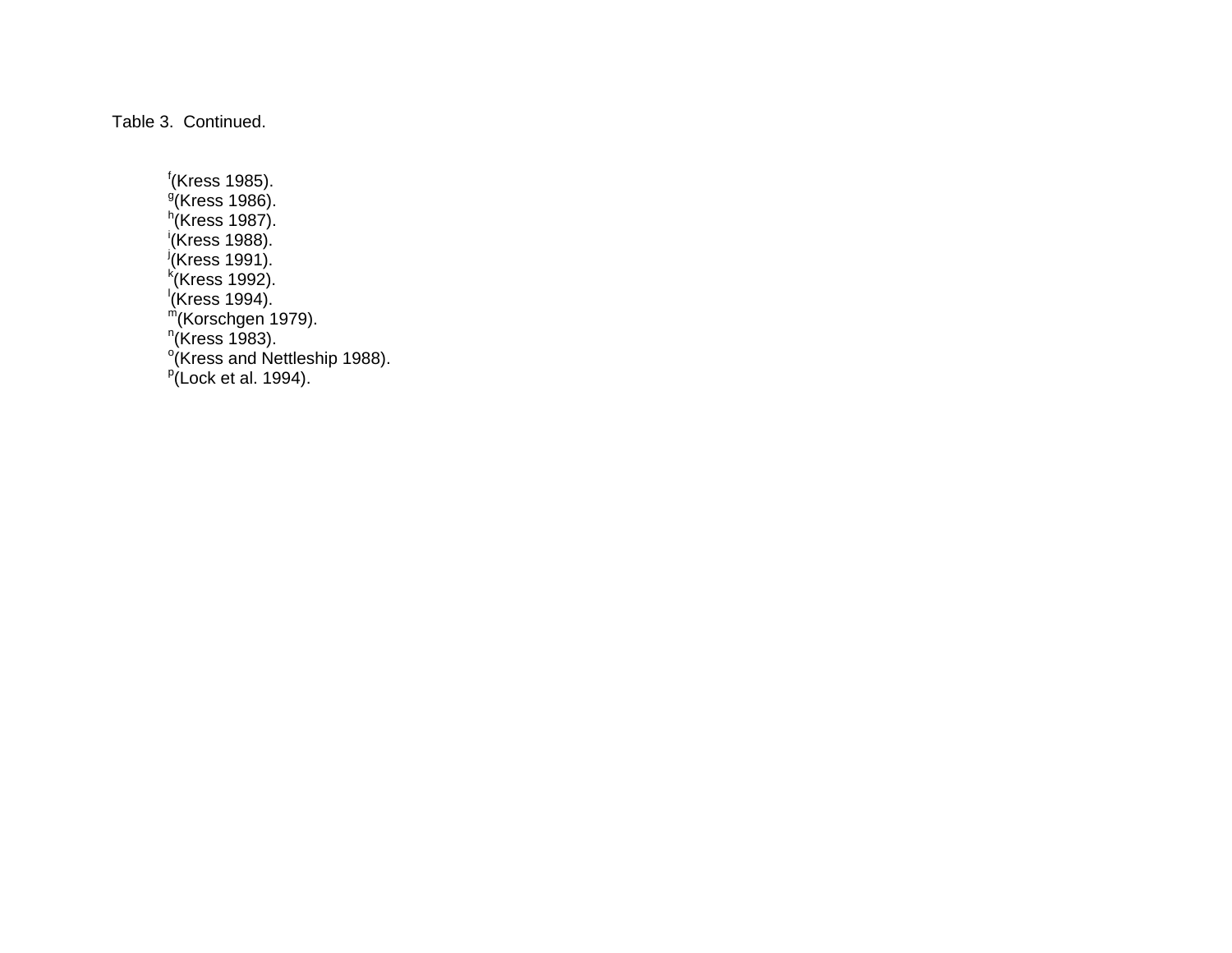Table 3. Continued.

[f](Kress 1985).
[g](Kress 1986).
[h](Kress 1987).
[i](Kress 1988).
[j](Kress 1991).
[k](Kress 1992).
[l](Kress 1994).
[m](Korschgen 1979).
[n](Kress 1983).
[o](Kress and Nettleship 1988).
[p](Lock et al. 1994).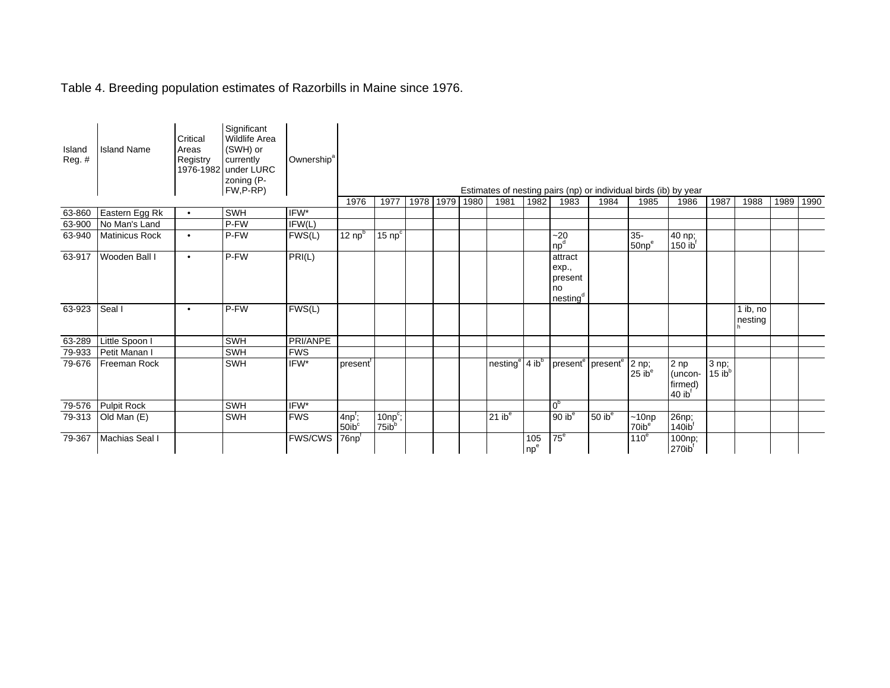Table 4. Breeding population estimates of Razorbills in Maine since 1976.

| Island Reg. # | Island Name | Critical Areas Registry 1976-1982 | Significant Wildlife Area (SWH) or currently under LURC zoning (P-FW,P-RP) | Ownership[a] | Estimates of nesting pairs (np) or individual birds (ib) by year | | | | | | | | | | | | | | |
|---|---|---|---|---|---|---|---|---|---|---|---|---|---|---|---|---|---|---|---|
| | | | | | 1976 | 1977 | 1978 | 1979 | 1980 | 1981 | 1982 | 1983 | 1984 | 1985 | 1986 | 1987 | 1988 | 1989 | 1990 |
| 63-860 | Eastern Egg Rk | • | SWH | IFW* | | | | | | | | | | | | | | | |
| 63-900 | No Man's Land | | P-FW | IFW(L) | | | | | | | | | | | | | | | |
| 63-940 | Matinicus Rock | • | P-FW | FWS(L) | 12 np[b] | 15 np[c] | | | | | | ~20 np[d] | | 35-50np[e] | 40 np; 150 ib[f] | | | | |
| 63-917 | Wooden Ball I | • | P-FW | PRI(L) | | | | | | | | attract exp., present no nesting[d] | | | | | | | |
| 63-923 | Seal I | • | P-FW | FWS(L) | | | | | | | | | | | | | 1 ib, no nesting[h] | | |
| 63-289 | Little Spoon I | | SWH | PRI/ANPE | | | | | | | | | | | | | | | |
| 79-933 | Petit Manan I | | SWH | FWS | | | | | | | | | | | | | | | |
| 79-676 | Freeman Rock | | SWH | IFW* | present[f] | | | | | nesting[e] | 4 ib[b] | present[e] | present[e] | 2 np; 25 ib[e] | 2 np (uncon-firmed) 40 ib[f] | 3 np; 15 ib[b] | | | |
| 79-576 | Pulpit Rock | | SWH | IFW* | | | | | | | | 0[b] | | | | | | | |
| 79-313 | Old Man (E) | | SWH | FWS | 4np[f]; 50ib[c] | 10np[c]; 75ib[b] | | | | 21 ib[e] | | 90 ib[e] | 50 ib[e] | ~10np 70ib[e] | 26np; 140ib[f] | | | | |
| 79-367 | Machias Seal I | | | FWS/CWS | 76np[f] | | | | | | 105 np[e] | 75[e] | | 110[e] | 100np; 270ib[f] | | | | |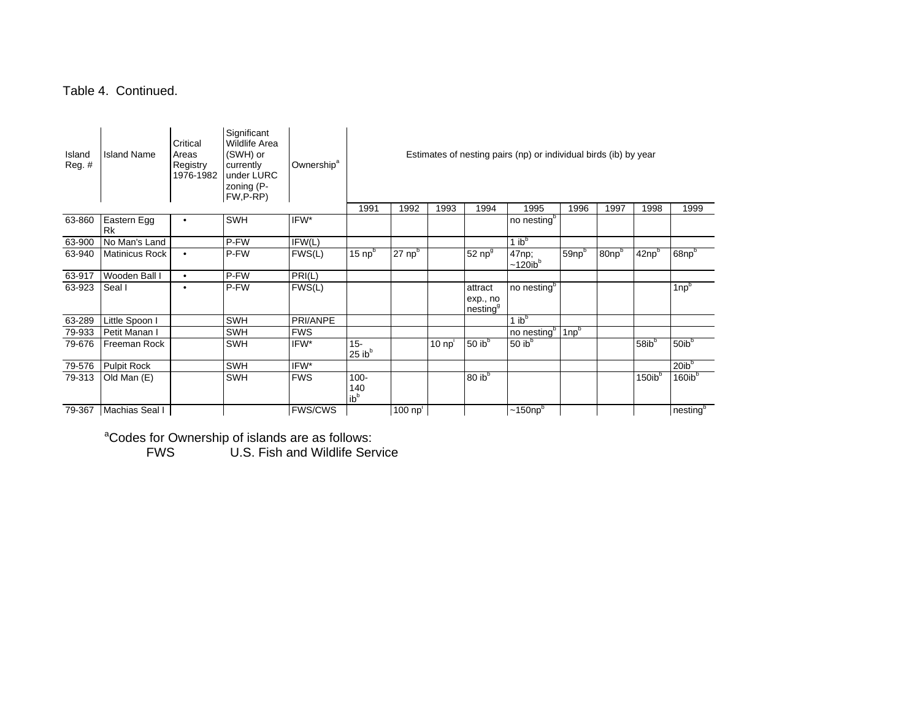Table 4. Continued.

| Island Reg. # | Island Name | Critical Areas Registry 1976-1982 | Significant Wildlife Area (SWH) or currently under LURC zoning (P-FW,P-RP) | Ownership[a] | Estimates of nesting pairs (np) or individual birds (ib) by year | | | | | | | | |
|---|---|---|---|---|---|---|---|---|---|---|---|---|---|
| | | | | | 1991 | 1992 | 1993 | 1994 | 1995 | 1996 | 1997 | 1998 | 1999 |
| 63-860 | Eastern Egg Rk | • | SWH | IFW* | | | | | no nesting[b] | | | | |
| 63-900 | No Man's Land | | P-FW | IFW(L) | | | | | 1 ib[b] | | | | |
| 63-940 | Matinicus Rock | • | P-FW | FWS(L) | 15 np[b] | 27 np[b] | | 52 np[g] | 47np; ~120ib[b] | 59np[b] | 80np[b] | 42np[b] | 68np[b] |
| 63-917 | Wooden Ball I | • | P-FW | PRI(L) | | | | | | | | | |
| 63-923 | Seal I | • | P-FW | FWS(L) | | | | attract exp., no nesting[g] | no nesting[b] | | | | 1np[b] |
| 63-289 | Little Spoon I | | SWH | PRI/ANPE | | | | | 1 ib[b] | | | | |
| 79-933 | Petit Manan I | | SWH | FWS | | | | | no nesting[b] | 1np[b] | | | |
| 79-676 | Freeman Rock | | SWH | IFW* | 15-25 ib[b] | | 10 np[i] | 50 ib[b] | 50 ib[b] | | | 58ib[b] | 50ib[b] |
| 79-576 | Pulpit Rock | | SWH | IFW* | | | | | | | | | 20ib[b] |
| 79-313 | Old Man (E) | | SWH | FWS | 100-140 ib[b] | | | 80 ib[b] | | | | 150ib[b] | 160ib[b] |
| 79-367 | Machias Seal I | | | FWS/CWS | | 100 np[i] | | | ~150np[b] | | | | nesting[b] |

[a]Codes for Ownership of islands are as follows:

FWS U.S. Fish and Wildlife Service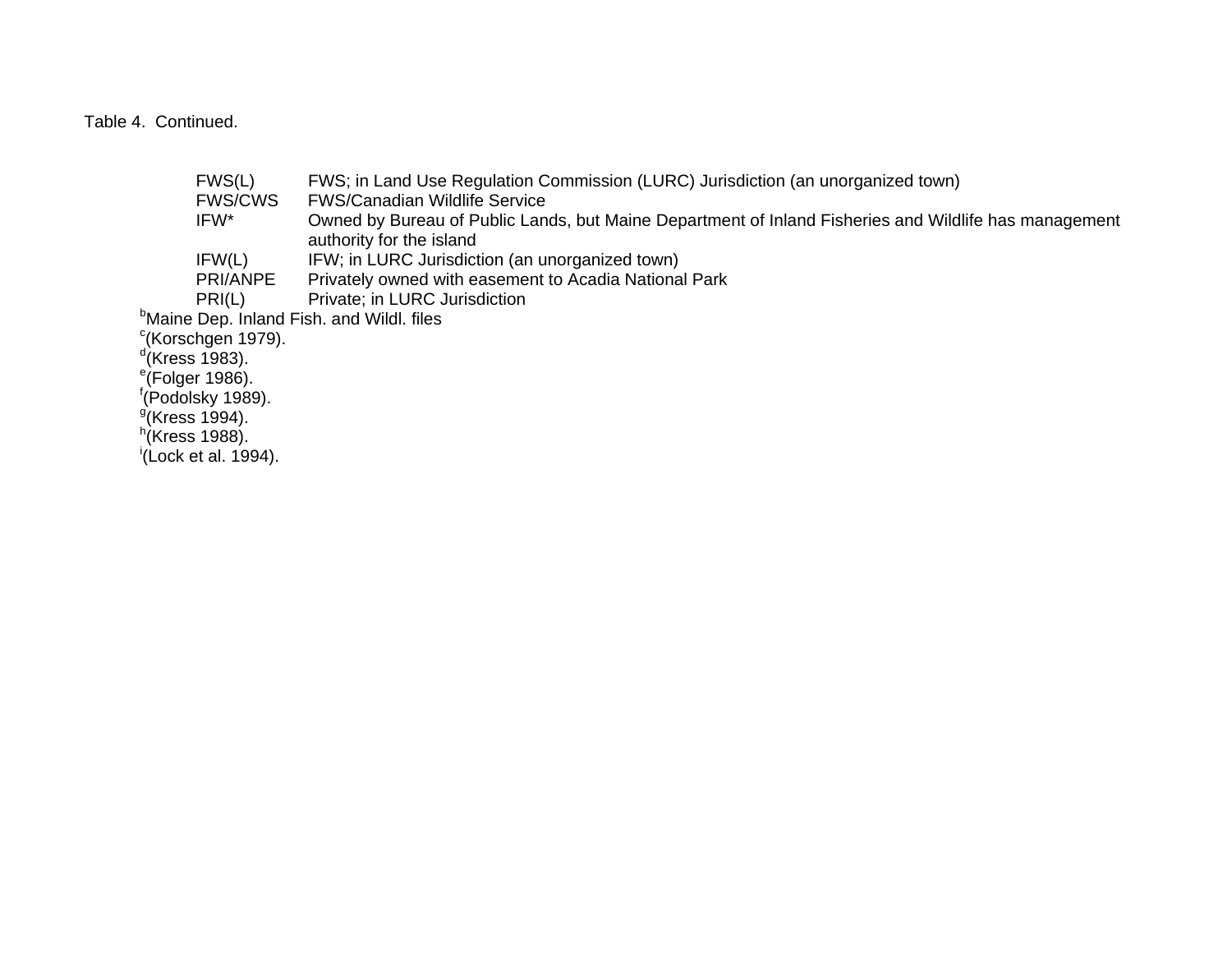Table 4. Continued.

| | |
|---|---|
| FWS(L) | FWS; in Land Use Regulation Commission (LURC) Jurisdiction (an unorganized town) |
| FWS/CWS | FWS/Canadian Wildlife Service |
| IFW* | Owned by Bureau of Public Lands, but Maine Department of Inland Fisheries and Wildlife has management authority for the island |
| IFW(L) | IFW; in LURC Jurisdiction (an unorganized town) |
| PRI/ANPE | Privately owned with easement to Acadia National Park |
| PRI(L) | Private; in LURC Jurisdiction |

[b]Maine Dep. Inland Fish. and Wildl. files
[c](Korschgen 1979).
[d](Kress 1983).
[e](Folger 1986).
[f](Podolsky 1989).
[g](Kress 1994).
[h](Kress 1988).
[i](Lock et al. 1994).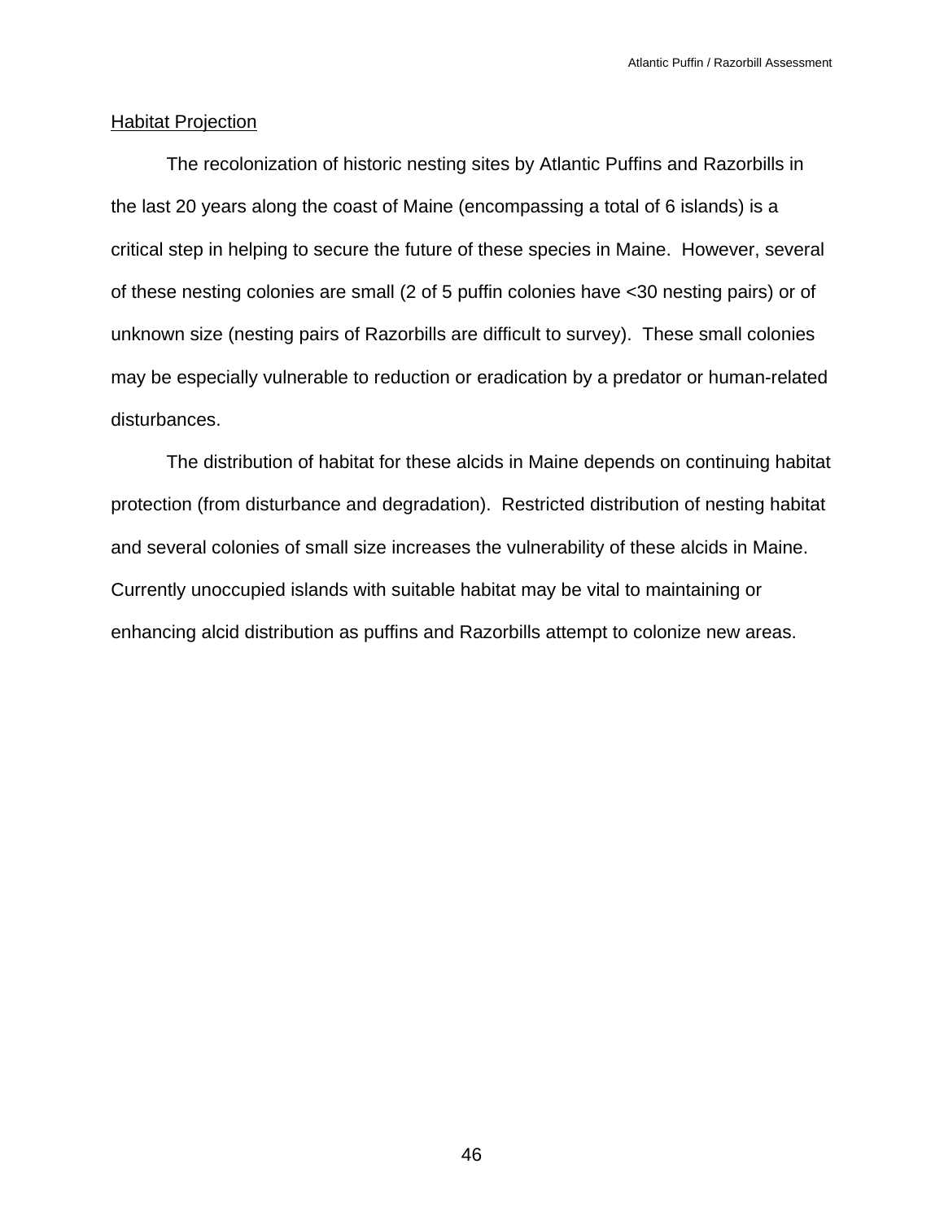## Habitat Projection

The recolonization of historic nesting sites by Atlantic Puffins and Razorbills in the last 20 years along the coast of Maine (encompassing a total of 6 islands) is a critical step in helping to secure the future of these species in Maine. However, several of these nesting colonies are small (2 of 5 puffin colonies have <30 nesting pairs) or of unknown size (nesting pairs of Razorbills are difficult to survey). These small colonies may be especially vulnerable to reduction or eradication by a predator or human-related disturbances.

The distribution of habitat for these alcids in Maine depends on continuing habitat protection (from disturbance and degradation). Restricted distribution of nesting habitat and several colonies of small size increases the vulnerability of these alcids in Maine. Currently unoccupied islands with suitable habitat may be vital to maintaining or enhancing alcid distribution as puffins and Razorbills attempt to colonize new areas.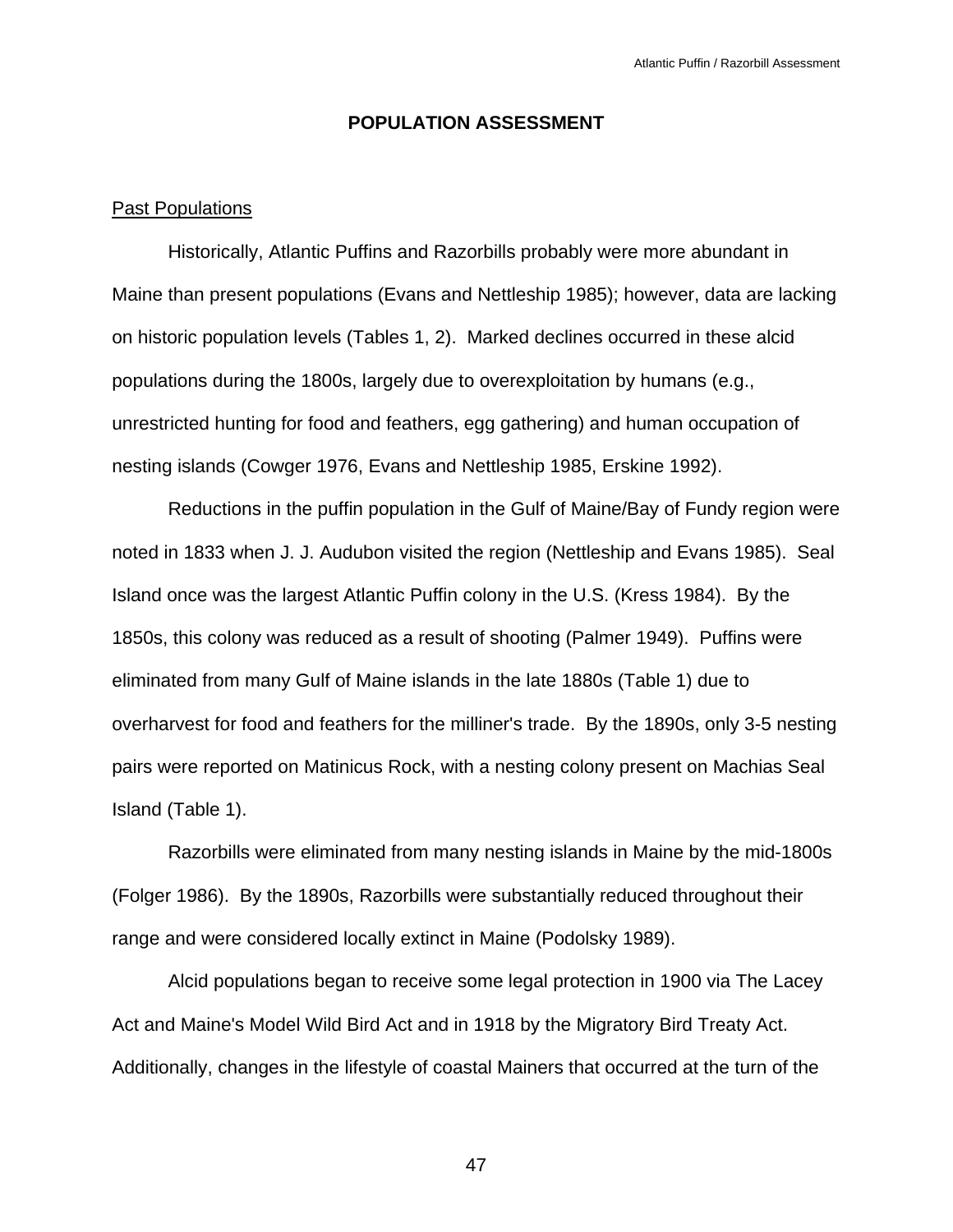# POPULATION ASSESSMENT

## Past Populations

Historically, Atlantic Puffins and Razorbills probably were more abundant in Maine than present populations (Evans and Nettleship 1985); however, data are lacking on historic population levels (Tables 1, 2). Marked declines occurred in these alcid populations during the 1800s, largely due to overexploitation by humans (e.g., unrestricted hunting for food and feathers, egg gathering) and human occupation of nesting islands (Cowger 1976, Evans and Nettleship 1985, Erskine 1992).

Reductions in the puffin population in the Gulf of Maine/Bay of Fundy region were noted in 1833 when J. J. Audubon visited the region (Nettleship and Evans 1985). Seal Island once was the largest Atlantic Puffin colony in the U.S. (Kress 1984). By the 1850s, this colony was reduced as a result of shooting (Palmer 1949). Puffins were eliminated from many Gulf of Maine islands in the late 1880s (Table 1) due to overharvest for food and feathers for the milliner's trade. By the 1890s, only 3-5 nesting pairs were reported on Matinicus Rock, with a nesting colony present on Machias Seal Island (Table 1).

Razorbills were eliminated from many nesting islands in Maine by the mid-1800s (Folger 1986). By the 1890s, Razorbills were substantially reduced throughout their range and were considered locally extinct in Maine (Podolsky 1989).

Alcid populations began to receive some legal protection in 1900 via The Lacey Act and Maine's Model Wild Bird Act and in 1918 by the Migratory Bird Treaty Act. Additionally, changes in the lifestyle of coastal Mainers that occurred at the turn of the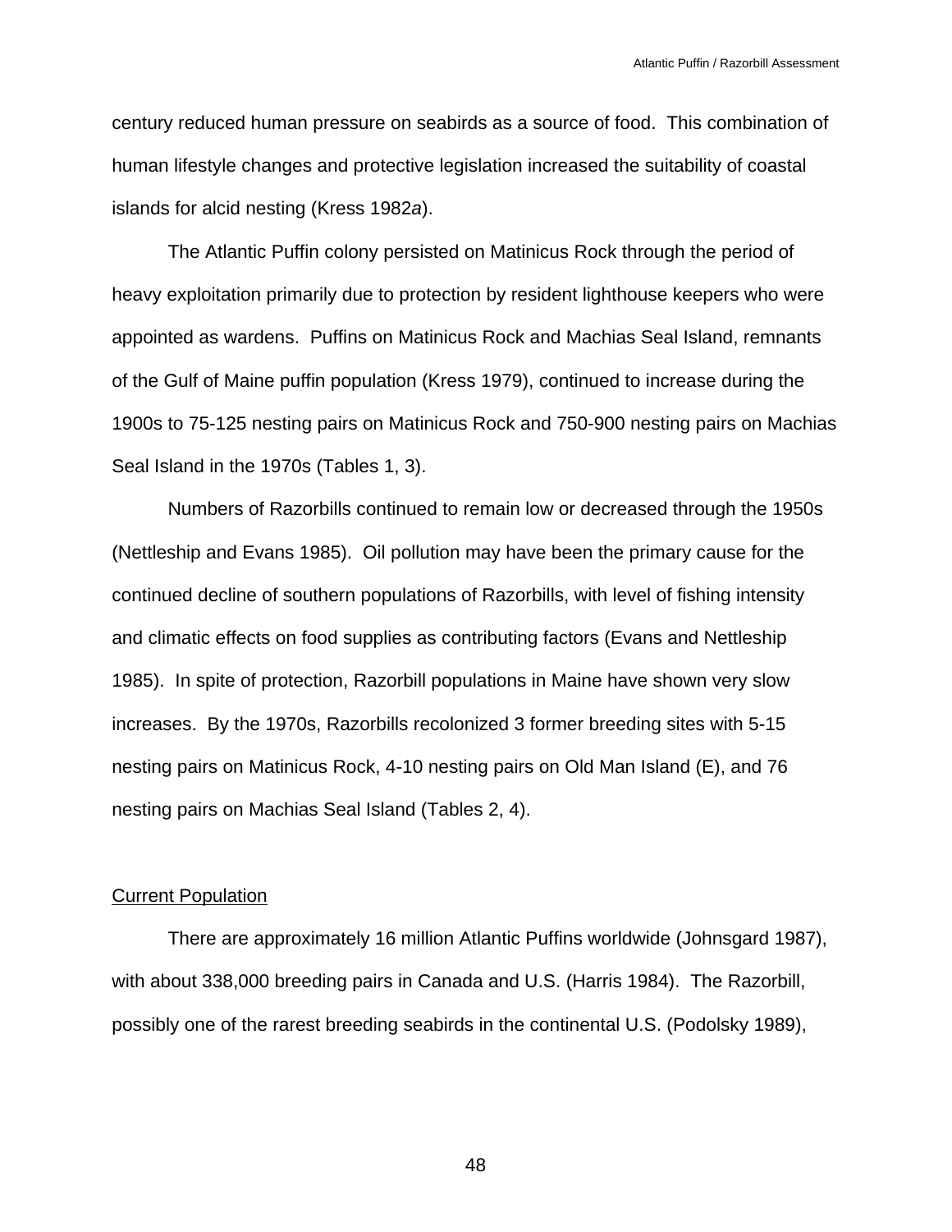century reduced human pressure on seabirds as a source of food. This combination of human lifestyle changes and protective legislation increased the suitability of coastal islands for alcid nesting (Kress 1982*a*).

The Atlantic Puffin colony persisted on Matinicus Rock through the period of heavy exploitation primarily due to protection by resident lighthouse keepers who were appointed as wardens. Puffins on Matinicus Rock and Machias Seal Island, remnants of the Gulf of Maine puffin population (Kress 1979), continued to increase during the 1900s to 75-125 nesting pairs on Matinicus Rock and 750-900 nesting pairs on Machias Seal Island in the 1970s (Tables 1, 3).

Numbers of Razorbills continued to remain low or decreased through the 1950s (Nettleship and Evans 1985). Oil pollution may have been the primary cause for the continued decline of southern populations of Razorbills, with level of fishing intensity and climatic effects on food supplies as contributing factors (Evans and Nettleship 1985). In spite of protection, Razorbill populations in Maine have shown very slow increases. By the 1970s, Razorbills recolonized 3 former breeding sites with 5-15 nesting pairs on Matinicus Rock, 4-10 nesting pairs on Old Man Island (E), and 76 nesting pairs on Machias Seal Island (Tables 2, 4).

## Current Population

There are approximately 16 million Atlantic Puffins worldwide (Johnsgard 1987), with about 338,000 breeding pairs in Canada and U.S. (Harris 1984). The Razorbill, possibly one of the rarest breeding seabirds in the continental U.S. (Podolsky 1989),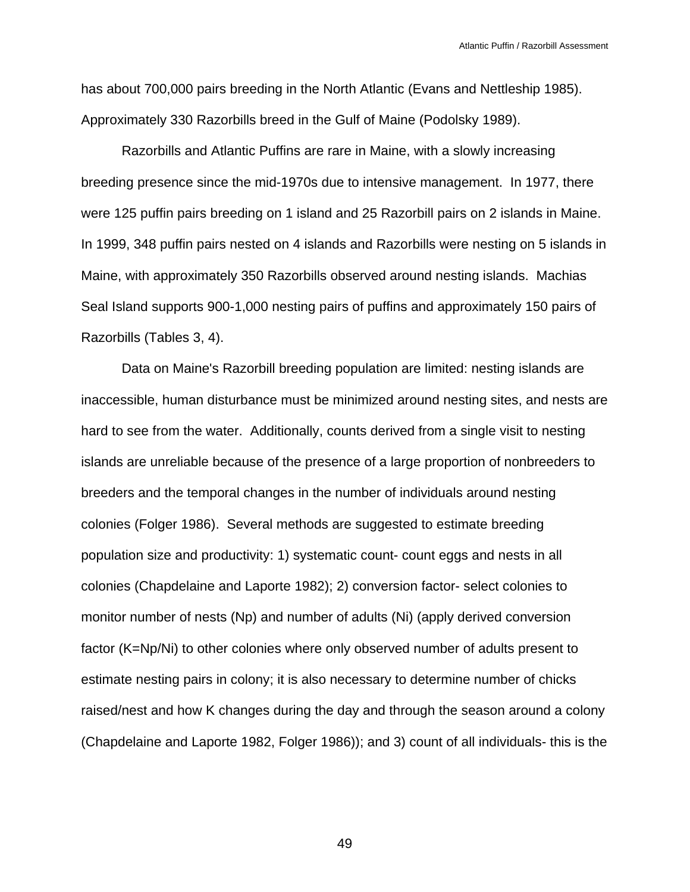has about 700,000 pairs breeding in the North Atlantic (Evans and Nettleship 1985). Approximately 330 Razorbills breed in the Gulf of Maine (Podolsky 1989).

Razorbills and Atlantic Puffins are rare in Maine, with a slowly increasing breeding presence since the mid-1970s due to intensive management. In 1977, there were 125 puffin pairs breeding on 1 island and 25 Razorbill pairs on 2 islands in Maine. In 1999, 348 puffin pairs nested on 4 islands and Razorbills were nesting on 5 islands in Maine, with approximately 350 Razorbills observed around nesting islands. Machias Seal Island supports 900-1,000 nesting pairs of puffins and approximately 150 pairs of Razorbills (Tables 3, 4).

Data on Maine's Razorbill breeding population are limited: nesting islands are inaccessible, human disturbance must be minimized around nesting sites, and nests are hard to see from the water. Additionally, counts derived from a single visit to nesting islands are unreliable because of the presence of a large proportion of nonbreeders to breeders and the temporal changes in the number of individuals around nesting colonies (Folger 1986). Several methods are suggested to estimate breeding population size and productivity: 1) systematic count- count eggs and nests in all colonies (Chapdelaine and Laporte 1982); 2) conversion factor- select colonies to monitor number of nests ($N_p$) and number of adults ($N_i$) (apply derived conversion factor ($K=N_p/N_i$) to other colonies where only observed number of adults present to estimate nesting pairs in colony; it is also necessary to determine number of chicks raised/nest and how K changes during the day and through the season around a colony (Chapdelaine and Laporte 1982, Folger 1986)); and 3) count of all individuals- this is the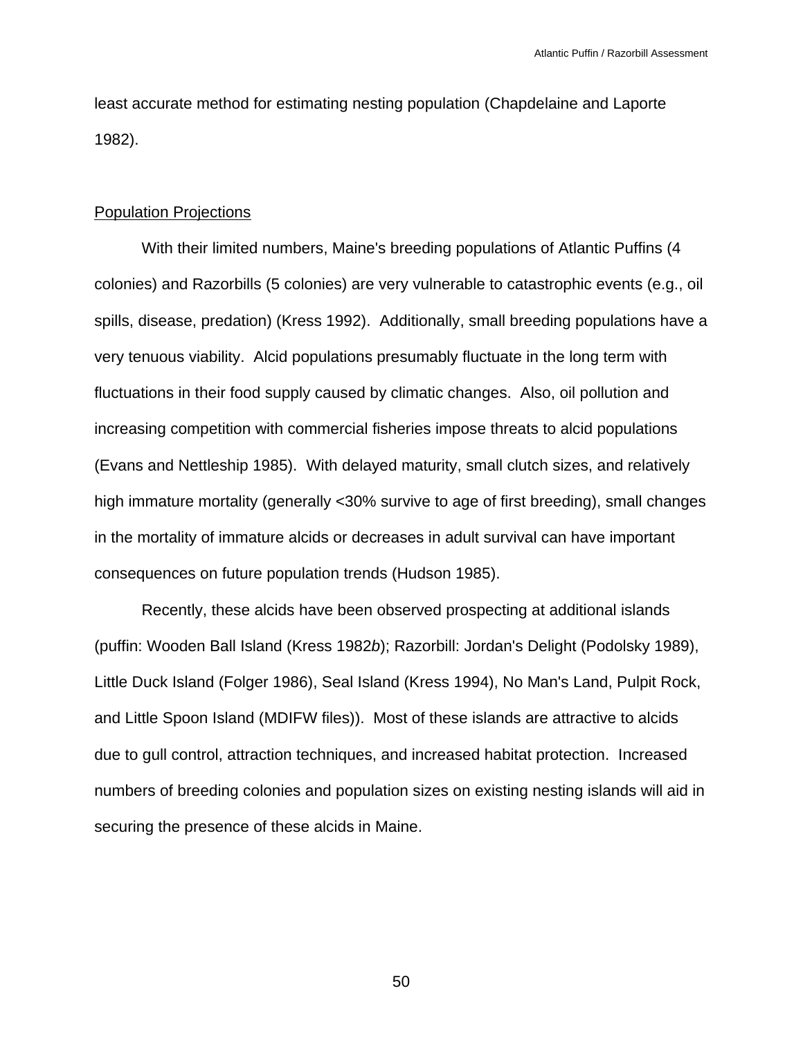least accurate method for estimating nesting population (Chapdelaine and Laporte 1982).

## Population Projections

With their limited numbers, Maine's breeding populations of Atlantic Puffins (4 colonies) and Razorbills (5 colonies) are very vulnerable to catastrophic events (e.g., oil spills, disease, predation) (Kress 1992). Additionally, small breeding populations have a very tenuous viability. Alcid populations presumably fluctuate in the long term with fluctuations in their food supply caused by climatic changes. Also, oil pollution and increasing competition with commercial fisheries impose threats to alcid populations (Evans and Nettleship 1985). With delayed maturity, small clutch sizes, and relatively high immature mortality (generally <30% survive to age of first breeding), small changes in the mortality of immature alcids or decreases in adult survival can have important consequences on future population trends (Hudson 1985).

Recently, these alcids have been observed prospecting at additional islands (puffin: Wooden Ball Island (Kress 1982*b*); Razorbill: Jordan's Delight (Podolsky 1989), Little Duck Island (Folger 1986), Seal Island (Kress 1994), No Man's Land, Pulpit Rock, and Little Spoon Island (MDIFW files)). Most of these islands are attractive to alcids due to gull control, attraction techniques, and increased habitat protection. Increased numbers of breeding colonies and population sizes on existing nesting islands will aid in securing the presence of these alcids in Maine.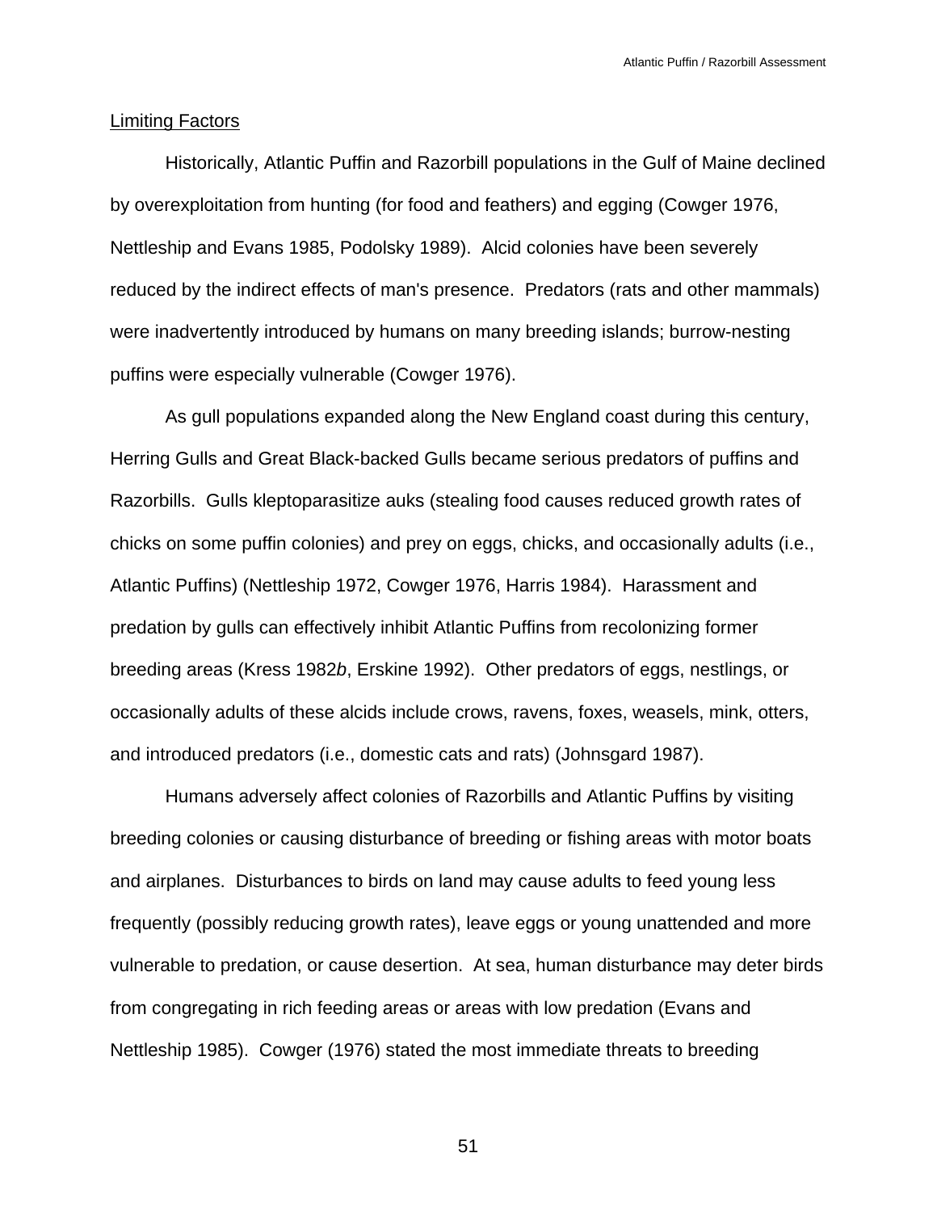Limiting Factors

Historically, Atlantic Puffin and Razorbill populations in the Gulf of Maine declined by overexploitation from hunting (for food and feathers) and egging (Cowger 1976, Nettleship and Evans 1985, Podolsky 1989). Alcid colonies have been severely reduced by the indirect effects of man's presence. Predators (rats and other mammals) were inadvertently introduced by humans on many breeding islands; burrow-nesting puffins were especially vulnerable (Cowger 1976).

As gull populations expanded along the New England coast during this century, Herring Gulls and Great Black-backed Gulls became serious predators of puffins and Razorbills. Gulls kleptoparasitize auks (stealing food causes reduced growth rates of chicks on some puffin colonies) and prey on eggs, chicks, and occasionally adults (i.e., Atlantic Puffins) (Nettleship 1972, Cowger 1976, Harris 1984). Harassment and predation by gulls can effectively inhibit Atlantic Puffins from recolonizing former breeding areas (Kress 1982*b*, Erskine 1992). Other predators of eggs, nestlings, or occasionally adults of these alcids include crows, ravens, foxes, weasels, mink, otters, and introduced predators (i.e., domestic cats and rats) (Johnsgard 1987).

Humans adversely affect colonies of Razorbills and Atlantic Puffins by visiting breeding colonies or causing disturbance of breeding or fishing areas with motor boats and airplanes. Disturbances to birds on land may cause adults to feed young less frequently (possibly reducing growth rates), leave eggs or young unattended and more vulnerable to predation, or cause desertion. At sea, human disturbance may deter birds from congregating in rich feeding areas or areas with low predation (Evans and Nettleship 1985). Cowger (1976) stated the most immediate threats to breeding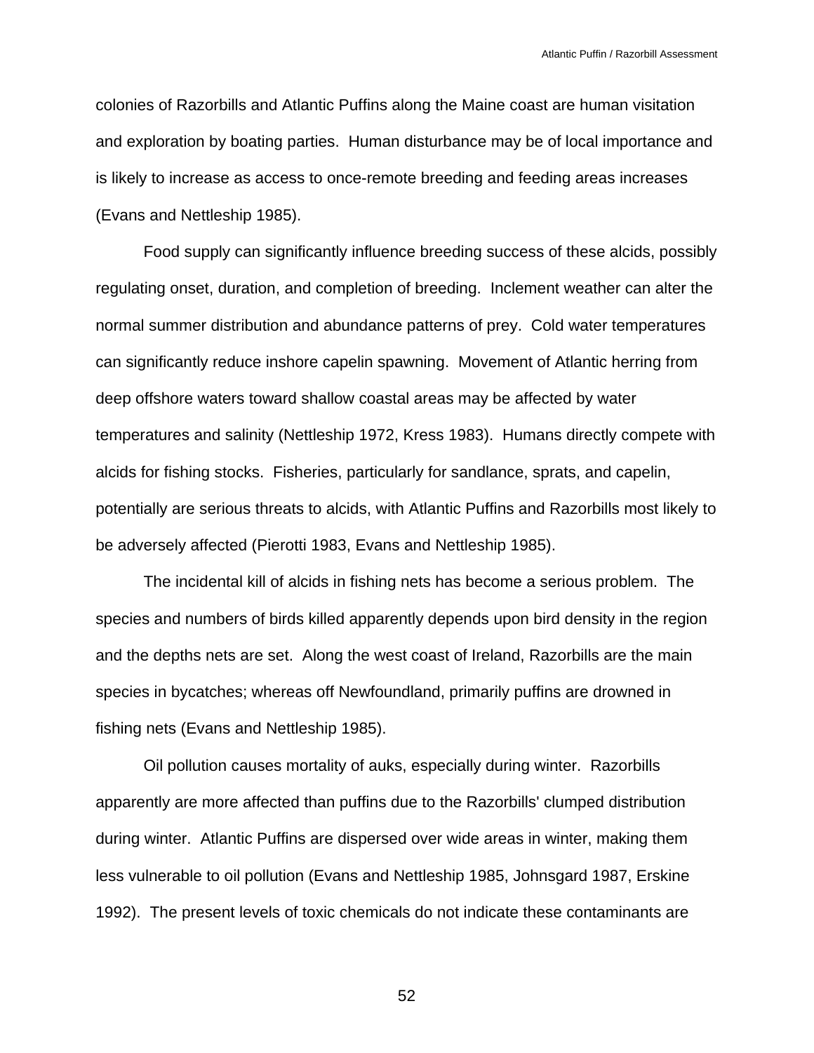colonies of Razorbills and Atlantic Puffins along the Maine coast are human visitation and exploration by boating parties. Human disturbance may be of local importance and is likely to increase as access to once-remote breeding and feeding areas increases (Evans and Nettleship 1985).

Food supply can significantly influence breeding success of these alcids, possibly regulating onset, duration, and completion of breeding. Inclement weather can alter the normal summer distribution and abundance patterns of prey. Cold water temperatures can significantly reduce inshore capelin spawning. Movement of Atlantic herring from deep offshore waters toward shallow coastal areas may be affected by water temperatures and salinity (Nettleship 1972, Kress 1983). Humans directly compete with alcids for fishing stocks. Fisheries, particularly for sandlance, sprats, and capelin, potentially are serious threats to alcids, with Atlantic Puffins and Razorbills most likely to be adversely affected (Pierotti 1983, Evans and Nettleship 1985).

The incidental kill of alcids in fishing nets has become a serious problem. The species and numbers of birds killed apparently depends upon bird density in the region and the depths nets are set. Along the west coast of Ireland, Razorbills are the main species in bycatches; whereas off Newfoundland, primarily puffins are drowned in fishing nets (Evans and Nettleship 1985).

Oil pollution causes mortality of auks, especially during winter. Razorbills apparently are more affected than puffins due to the Razorbills' clumped distribution during winter. Atlantic Puffins are dispersed over wide areas in winter, making them less vulnerable to oil pollution (Evans and Nettleship 1985, Johnsgard 1987, Erskine 1992). The present levels of toxic chemicals do not indicate these contaminants are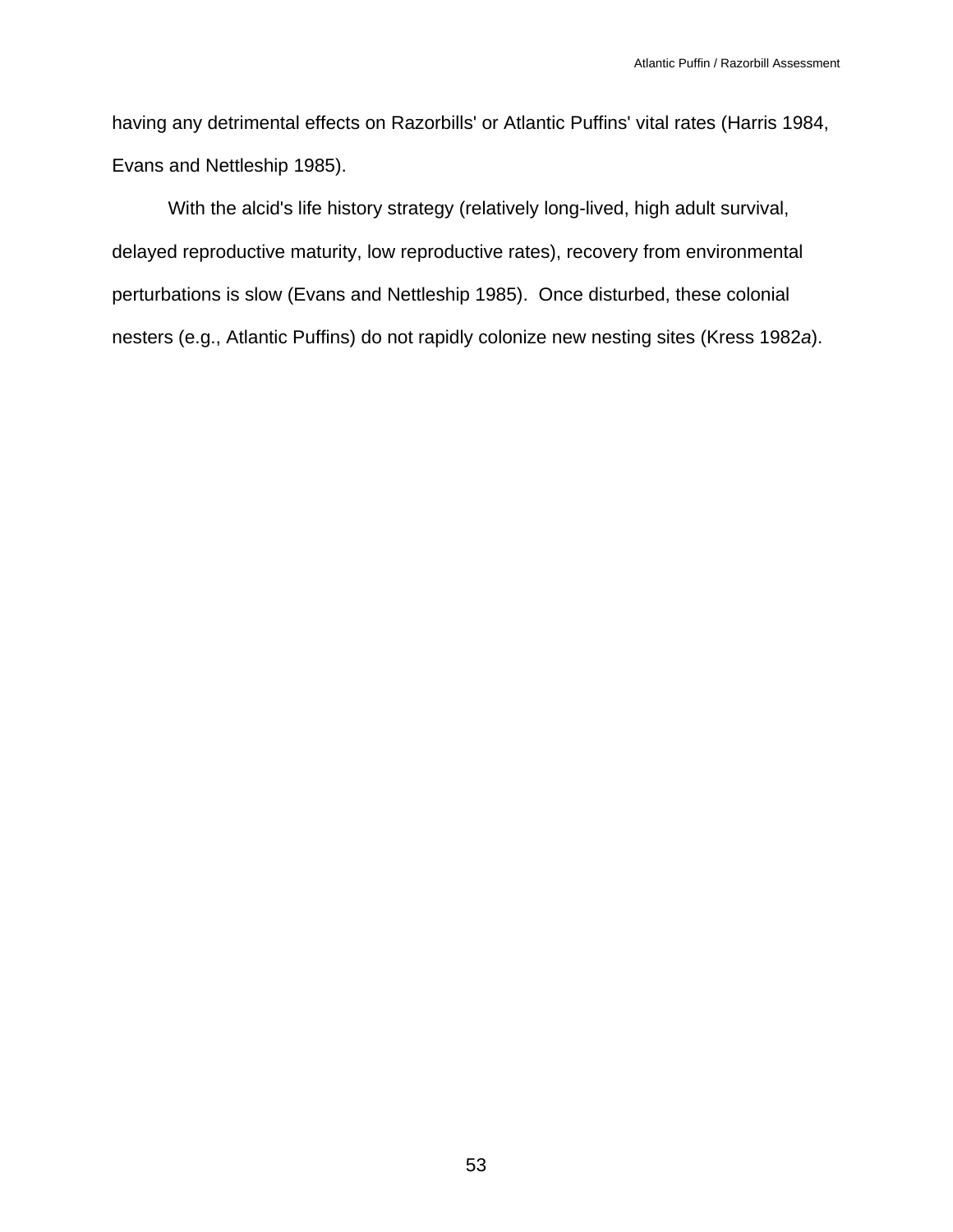having any detrimental effects on Razorbills' or Atlantic Puffins' vital rates (Harris 1984, Evans and Nettleship 1985).

With the alcid's life history strategy (relatively long-lived, high adult survival, delayed reproductive maturity, low reproductive rates), recovery from environmental perturbations is slow (Evans and Nettleship 1985). Once disturbed, these colonial nesters (e.g., Atlantic Puffins) do not rapidly colonize new nesting sites (Kress 1982*a*).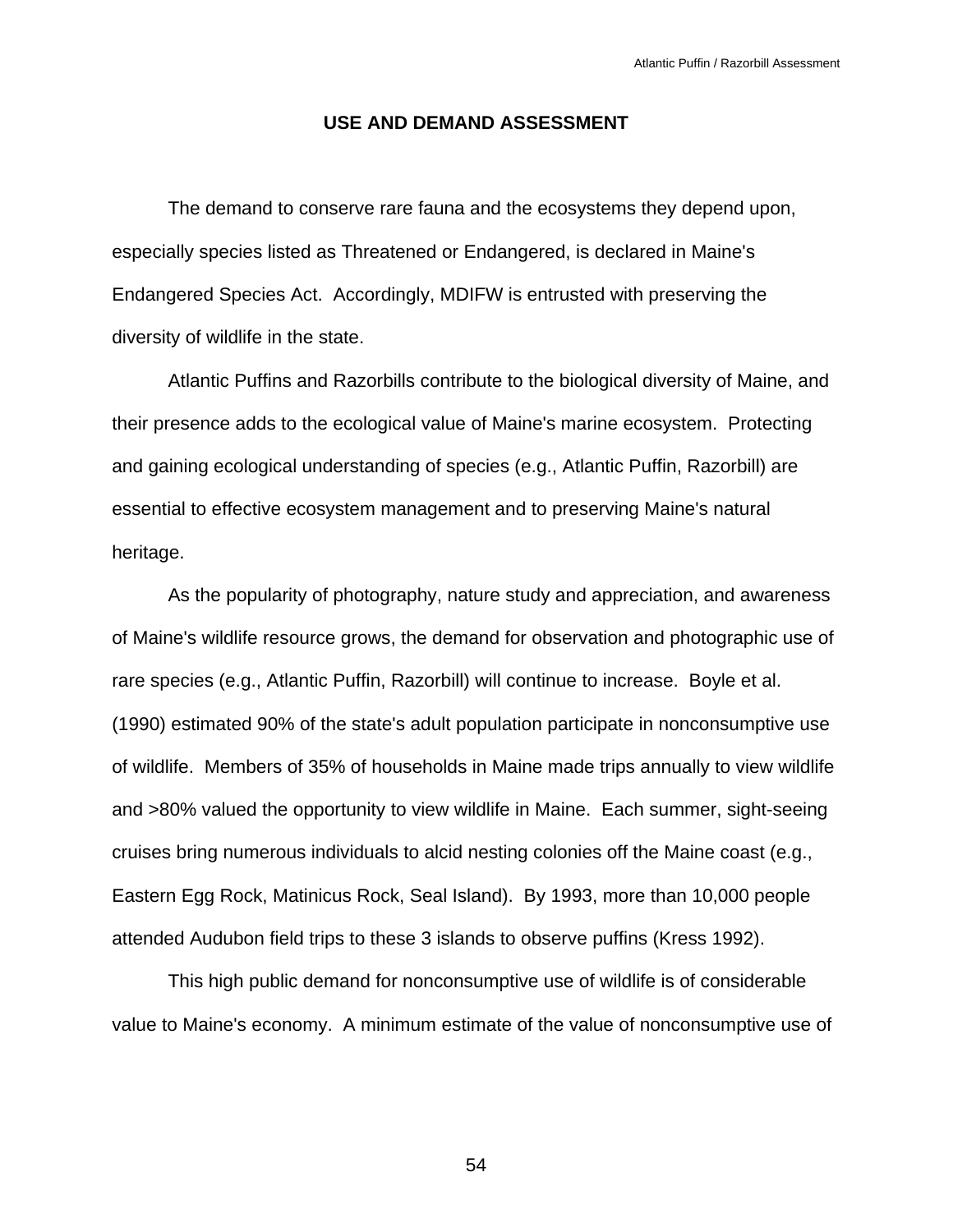## USE AND DEMAND ASSESSMENT

The demand to conserve rare fauna and the ecosystems they depend upon, especially species listed as Threatened or Endangered, is declared in Maine's Endangered Species Act. Accordingly, MDIFW is entrusted with preserving the diversity of wildlife in the state.

Atlantic Puffins and Razorbills contribute to the biological diversity of Maine, and their presence adds to the ecological value of Maine's marine ecosystem. Protecting and gaining ecological understanding of species (e.g., Atlantic Puffin, Razorbill) are essential to effective ecosystem management and to preserving Maine's natural heritage.

As the popularity of photography, nature study and appreciation, and awareness of Maine's wildlife resource grows, the demand for observation and photographic use of rare species (e.g., Atlantic Puffin, Razorbill) will continue to increase. Boyle et al. (1990) estimated 90% of the state's adult population participate in nonconsumptive use of wildlife. Members of 35% of households in Maine made trips annually to view wildlife and >80% valued the opportunity to view wildlife in Maine. Each summer, sight-seeing cruises bring numerous individuals to alcid nesting colonies off the Maine coast (e.g., Eastern Egg Rock, Matinicus Rock, Seal Island). By 1993, more than 10,000 people attended Audubon field trips to these 3 islands to observe puffins (Kress 1992).

This high public demand for nonconsumptive use of wildlife is of considerable value to Maine's economy. A minimum estimate of the value of nonconsumptive use of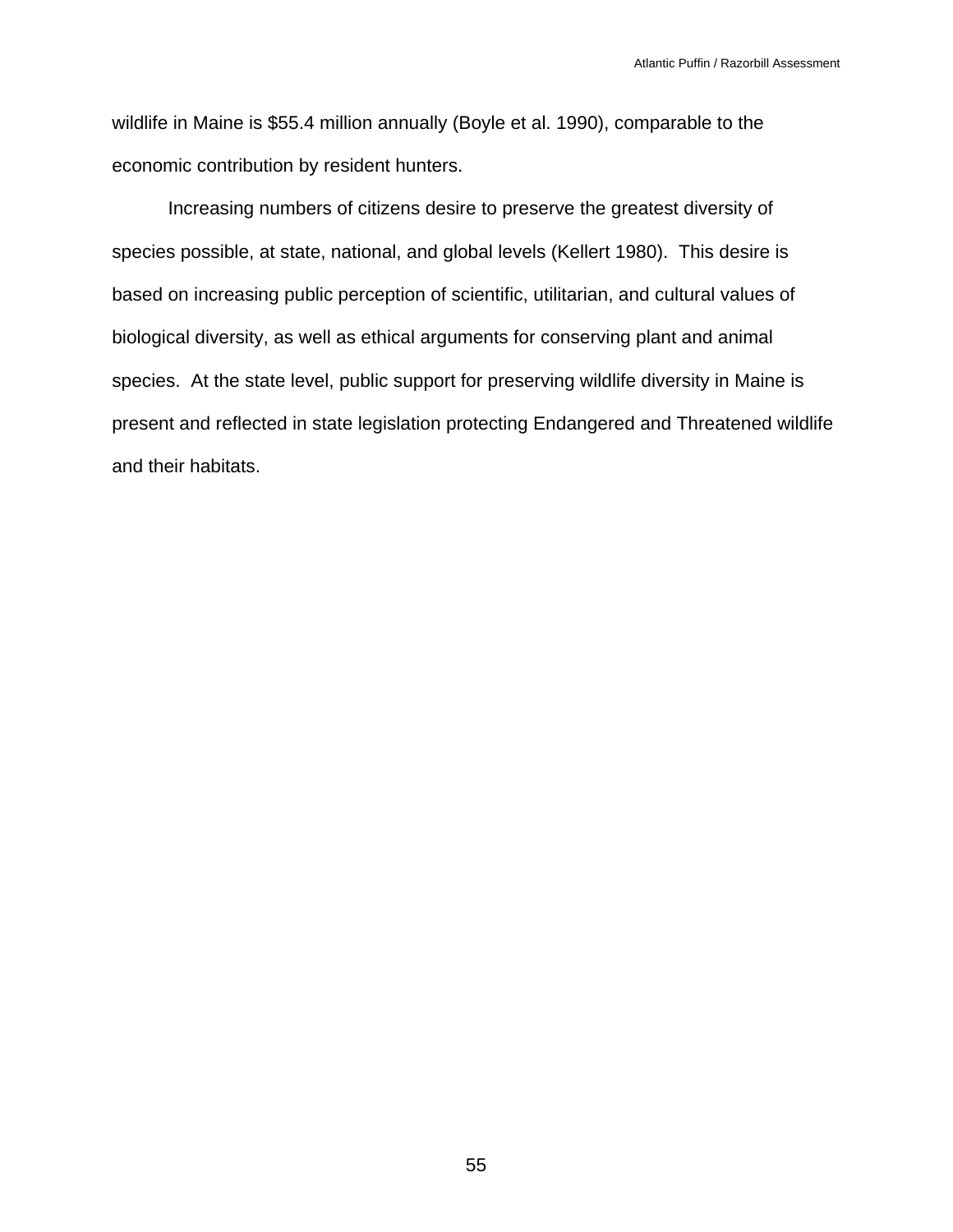wildlife in Maine is $55.4 million annually (Boyle et al. 1990), comparable to the economic contribution by resident hunters.

Increasing numbers of citizens desire to preserve the greatest diversity of species possible, at state, national, and global levels (Kellert 1980). This desire is based on increasing public perception of scientific, utilitarian, and cultural values of biological diversity, as well as ethical arguments for conserving plant and animal species. At the state level, public support for preserving wildlife diversity in Maine is present and reflected in state legislation protecting Endangered and Threatened wildlife and their habitats.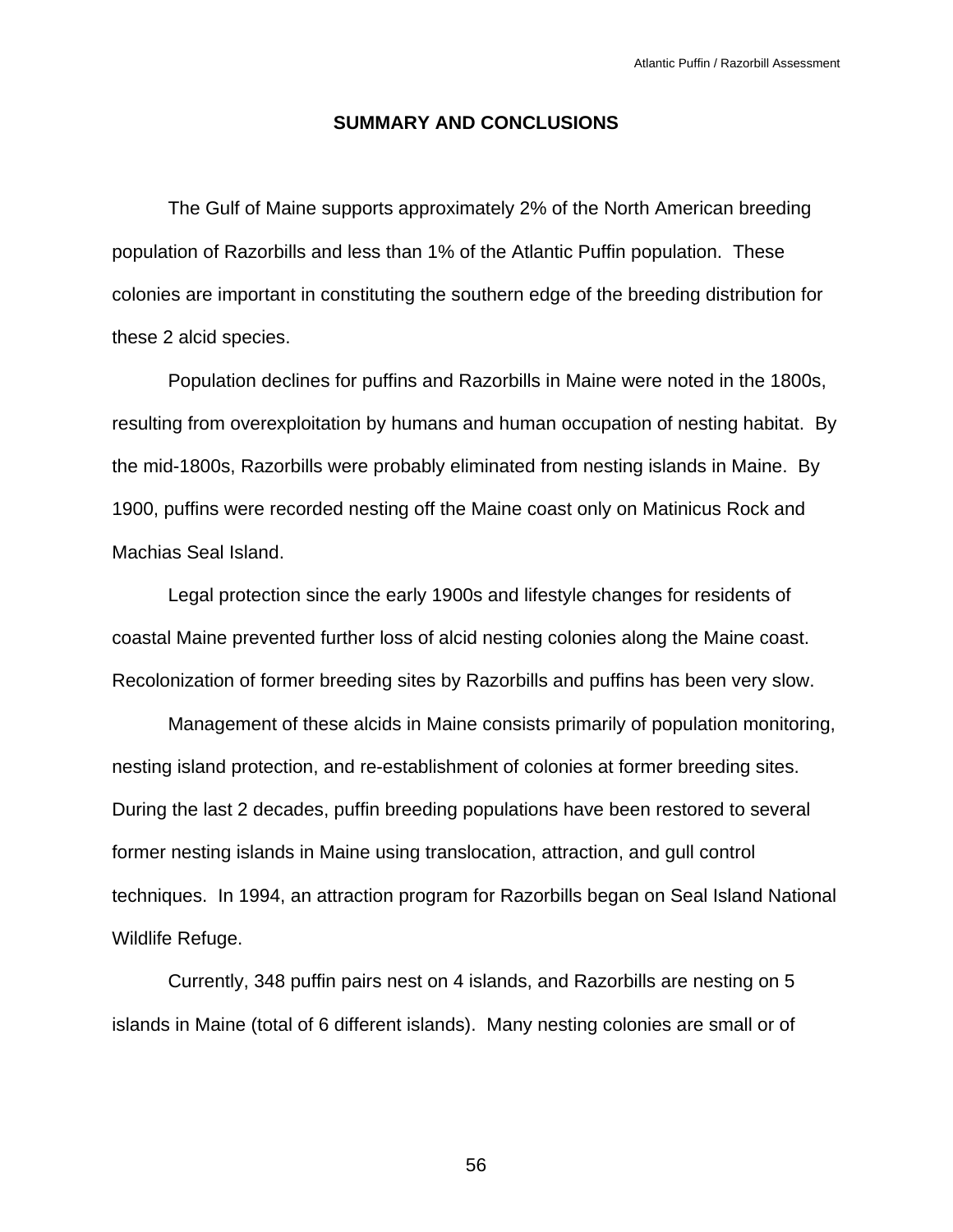## SUMMARY AND CONCLUSIONS

The Gulf of Maine supports approximately 2% of the North American breeding population of Razorbills and less than 1% of the Atlantic Puffin population. These colonies are important in constituting the southern edge of the breeding distribution for these 2 alcid species.

Population declines for puffins and Razorbills in Maine were noted in the 1800s, resulting from overexploitation by humans and human occupation of nesting habitat. By the mid-1800s, Razorbills were probably eliminated from nesting islands in Maine. By 1900, puffins were recorded nesting off the Maine coast only on Matinicus Rock and Machias Seal Island.

Legal protection since the early 1900s and lifestyle changes for residents of coastal Maine prevented further loss of alcid nesting colonies along the Maine coast. Recolonization of former breeding sites by Razorbills and puffins has been very slow.

Management of these alcids in Maine consists primarily of population monitoring, nesting island protection, and re-establishment of colonies at former breeding sites. During the last 2 decades, puffin breeding populations have been restored to several former nesting islands in Maine using translocation, attraction, and gull control techniques. In 1994, an attraction program for Razorbills began on Seal Island National Wildlife Refuge.

Currently, 348 puffin pairs nest on 4 islands, and Razorbills are nesting on 5 islands in Maine (total of 6 different islands). Many nesting colonies are small or of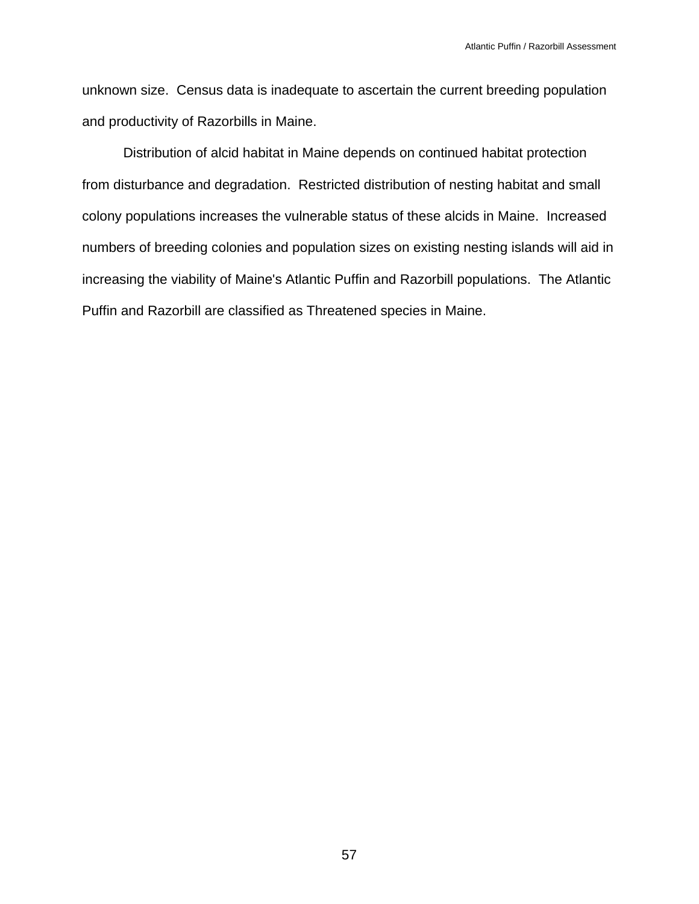unknown size. Census data is inadequate to ascertain the current breeding population and productivity of Razorbills in Maine.

Distribution of alcid habitat in Maine depends on continued habitat protection from disturbance and degradation. Restricted distribution of nesting habitat and small colony populations increases the vulnerable status of these alcids in Maine. Increased numbers of breeding colonies and population sizes on existing nesting islands will aid in increasing the viability of Maine's Atlantic Puffin and Razorbill populations. The Atlantic Puffin and Razorbill are classified as Threatened species in Maine.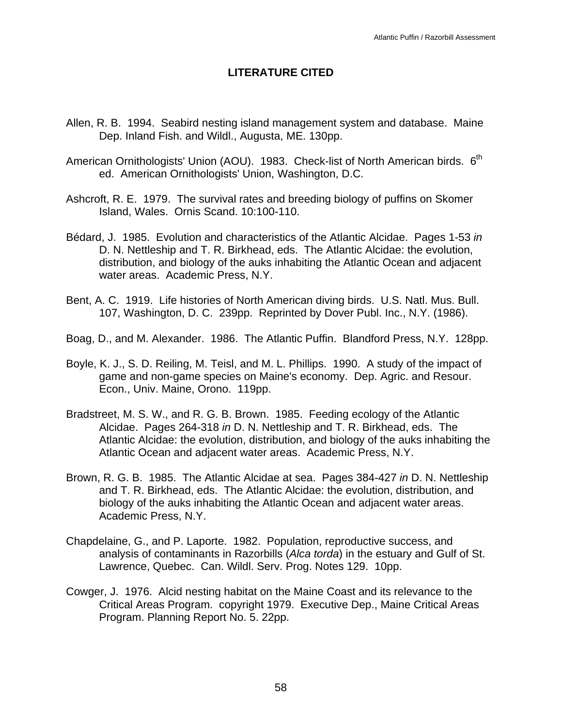## LITERATURE CITED

Allen, R. B. 1994. Seabird nesting island management system and database. Maine Dep. Inland Fish. and Wildl., Augusta, ME. 130pp.

American Ornithologists' Union (AOU). 1983. Check-list of North American birds. 6th ed. American Ornithologists' Union, Washington, D.C.

Ashcroft, R. E. 1979. The survival rates and breeding biology of puffins on Skomer Island, Wales. Ornis Scand. 10:100-110.

Bédard, J. 1985. Evolution and characteristics of the Atlantic Alcidae. Pages 1-53 *in* D. N. Nettleship and T. R. Birkhead, eds. The Atlantic Alcidae: the evolution, distribution, and biology of the auks inhabiting the Atlantic Ocean and adjacent water areas. Academic Press, N.Y.

Bent, A. C. 1919. Life histories of North American diving birds. U.S. Natl. Mus. Bull. 107, Washington, D. C. 239pp. Reprinted by Dover Publ. Inc., N.Y. (1986).

Boag, D., and M. Alexander. 1986. The Atlantic Puffin. Blandford Press, N.Y. 128pp.

Boyle, K. J., S. D. Reiling, M. Teisl, and M. L. Phillips. 1990. A study of the impact of game and non-game species on Maine's economy. Dep. Agric. and Resour. Econ., Univ. Maine, Orono. 119pp.

Bradstreet, M. S. W., and R. G. B. Brown. 1985. Feeding ecology of the Atlantic Alcidae. Pages 264-318 *in* D. N. Nettleship and T. R. Birkhead, eds. The Atlantic Alcidae: the evolution, distribution, and biology of the auks inhabiting the Atlantic Ocean and adjacent water areas. Academic Press, N.Y.

Brown, R. G. B. 1985. The Atlantic Alcidae at sea. Pages 384-427 *in* D. N. Nettleship and T. R. Birkhead, eds. The Atlantic Alcidae: the evolution, distribution, and biology of the auks inhabiting the Atlantic Ocean and adjacent water areas. Academic Press, N.Y.

Chapdelaine, G., and P. Laporte. 1982. Population, reproductive success, and analysis of contaminants in Razorbills (*Alca torda*) in the estuary and Gulf of St. Lawrence, Quebec. Can. Wildl. Serv. Prog. Notes 129. 10pp.

Cowger, J. 1976. Alcid nesting habitat on the Maine Coast and its relevance to the Critical Areas Program. copyright 1979. Executive Dep., Maine Critical Areas Program. Planning Report No. 5. 22pp.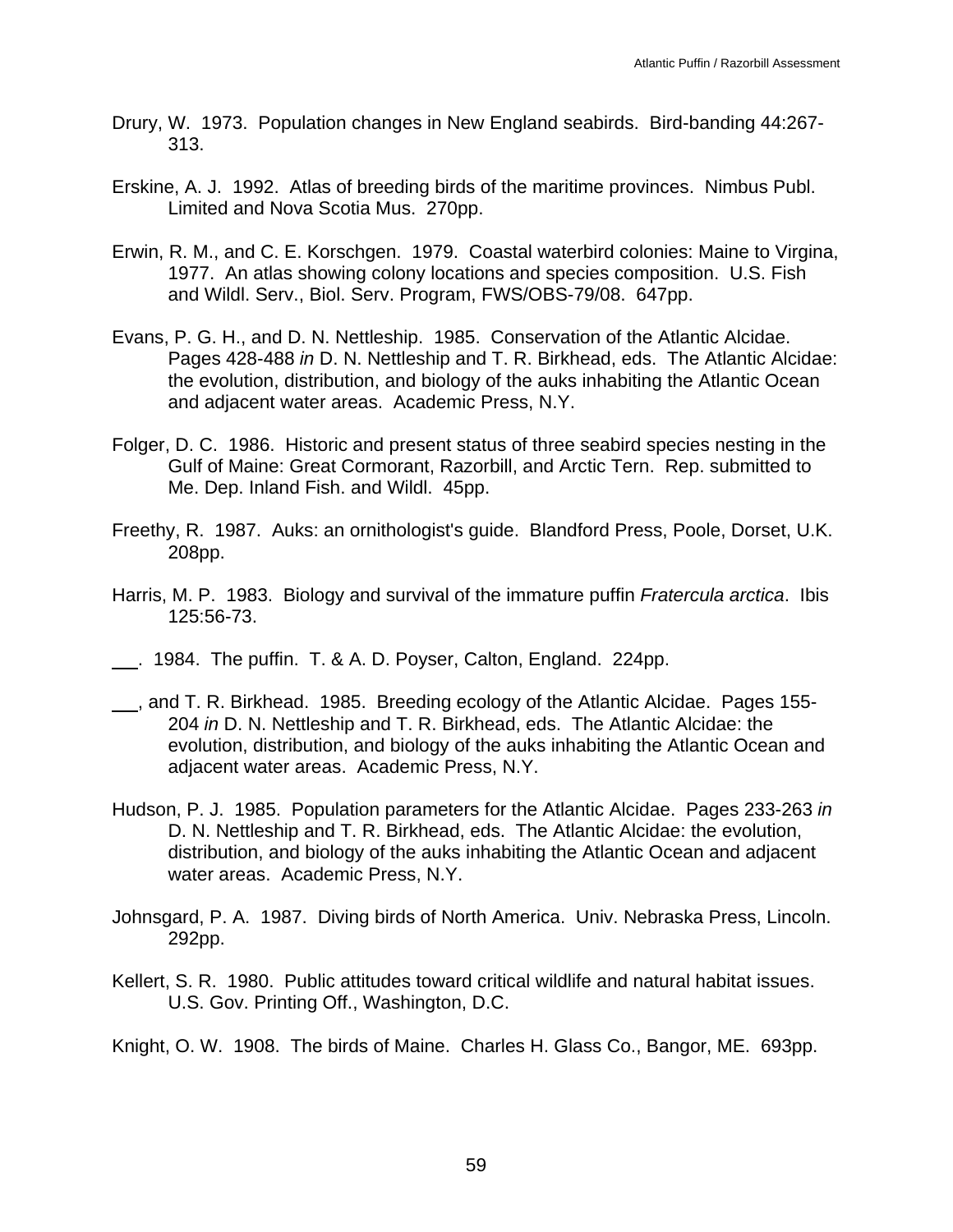Drury, W. 1973. Population changes in New England seabirds. Bird-banding 44:267-313.

Erskine, A. J. 1992. Atlas of breeding birds of the maritime provinces. Nimbus Publ. Limited and Nova Scotia Mus. 270pp.

Erwin, R. M., and C. E. Korschgen. 1979. Coastal waterbird colonies: Maine to Virgina, 1977. An atlas showing colony locations and species composition. U.S. Fish and Wildl. Serv., Biol. Serv. Program, FWS/OBS-79/08. 647pp.

Evans, P. G. H., and D. N. Nettleship. 1985. Conservation of the Atlantic Alcidae. Pages 428-488 *in* D. N. Nettleship and T. R. Birkhead, eds. The Atlantic Alcidae: the evolution, distribution, and biology of the auks inhabiting the Atlantic Ocean and adjacent water areas. Academic Press, N.Y.

Folger, D. C. 1986. Historic and present status of three seabird species nesting in the Gulf of Maine: Great Cormorant, Razorbill, and Arctic Tern. Rep. submitted to Me. Dep. Inland Fish. and Wildl. 45pp.

Freethy, R. 1987. Auks: an ornithologist's guide. Blandford Press, Poole, Dorset, U.K. 208pp.

Harris, M. P. 1983. Biology and survival of the immature puffin *Fratercula arctica*. Ibis 125:56-73.

___. 1984. The puffin. T. & A. D. Poyser, Calton, England. 224pp.

___, and T. R. Birkhead. 1985. Breeding ecology of the Atlantic Alcidae. Pages 155-204 *in* D. N. Nettleship and T. R. Birkhead, eds. The Atlantic Alcidae: the evolution, distribution, and biology of the auks inhabiting the Atlantic Ocean and adjacent water areas. Academic Press, N.Y.

Hudson, P. J. 1985. Population parameters for the Atlantic Alcidae. Pages 233-263 *in* D. N. Nettleship and T. R. Birkhead, eds. The Atlantic Alcidae: the evolution, distribution, and biology of the auks inhabiting the Atlantic Ocean and adjacent water areas. Academic Press, N.Y.

Johnsgard, P. A. 1987. Diving birds of North America. Univ. Nebraska Press, Lincoln. 292pp.

Kellert, S. R. 1980. Public attitudes toward critical wildlife and natural habitat issues. U.S. Gov. Printing Off., Washington, D.C.

Knight, O. W. 1908. The birds of Maine. Charles H. Glass Co., Bangor, ME. 693pp.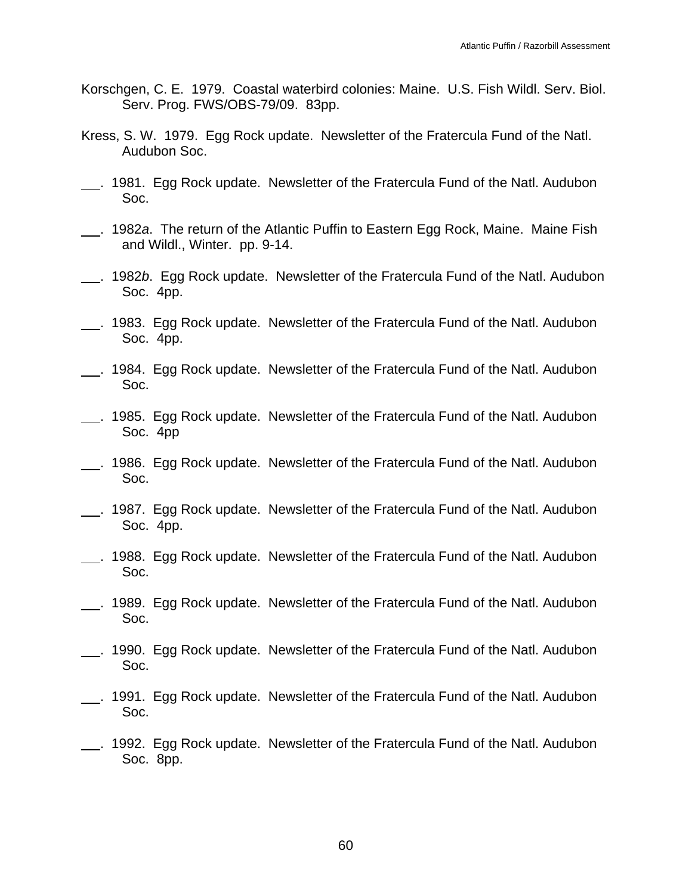Korschgen, C. E. 1979. Coastal waterbird colonies: Maine. U.S. Fish Wildl. Serv. Biol. Serv. Prog. FWS/OBS-79/09. 83pp.

Kress, S. W. 1979. Egg Rock update. Newsletter of the Fratercula Fund of the Natl. Audubon Soc.

___. 1981. Egg Rock update. Newsletter of the Fratercula Fund of the Natl. Audubon Soc.

___. 1982*a*. The return of the Atlantic Puffin to Eastern Egg Rock, Maine. Maine Fish and Wildl., Winter. pp. 9-14.

___. 1982*b*. Egg Rock update. Newsletter of the Fratercula Fund of the Natl. Audubon Soc. 4pp.

___. 1983. Egg Rock update. Newsletter of the Fratercula Fund of the Natl. Audubon Soc. 4pp.

___. 1984. Egg Rock update. Newsletter of the Fratercula Fund of the Natl. Audubon Soc.

___. 1985. Egg Rock update. Newsletter of the Fratercula Fund of the Natl. Audubon Soc. 4pp

___. 1986. Egg Rock update. Newsletter of the Fratercula Fund of the Natl. Audubon Soc.

___. 1987. Egg Rock update. Newsletter of the Fratercula Fund of the Natl. Audubon Soc. 4pp.

___. 1988. Egg Rock update. Newsletter of the Fratercula Fund of the Natl. Audubon Soc.

___. 1989. Egg Rock update. Newsletter of the Fratercula Fund of the Natl. Audubon Soc.

___. 1990. Egg Rock update. Newsletter of the Fratercula Fund of the Natl. Audubon Soc.

___. 1991. Egg Rock update. Newsletter of the Fratercula Fund of the Natl. Audubon Soc.

___. 1992. Egg Rock update. Newsletter of the Fratercula Fund of the Natl. Audubon Soc. 8pp.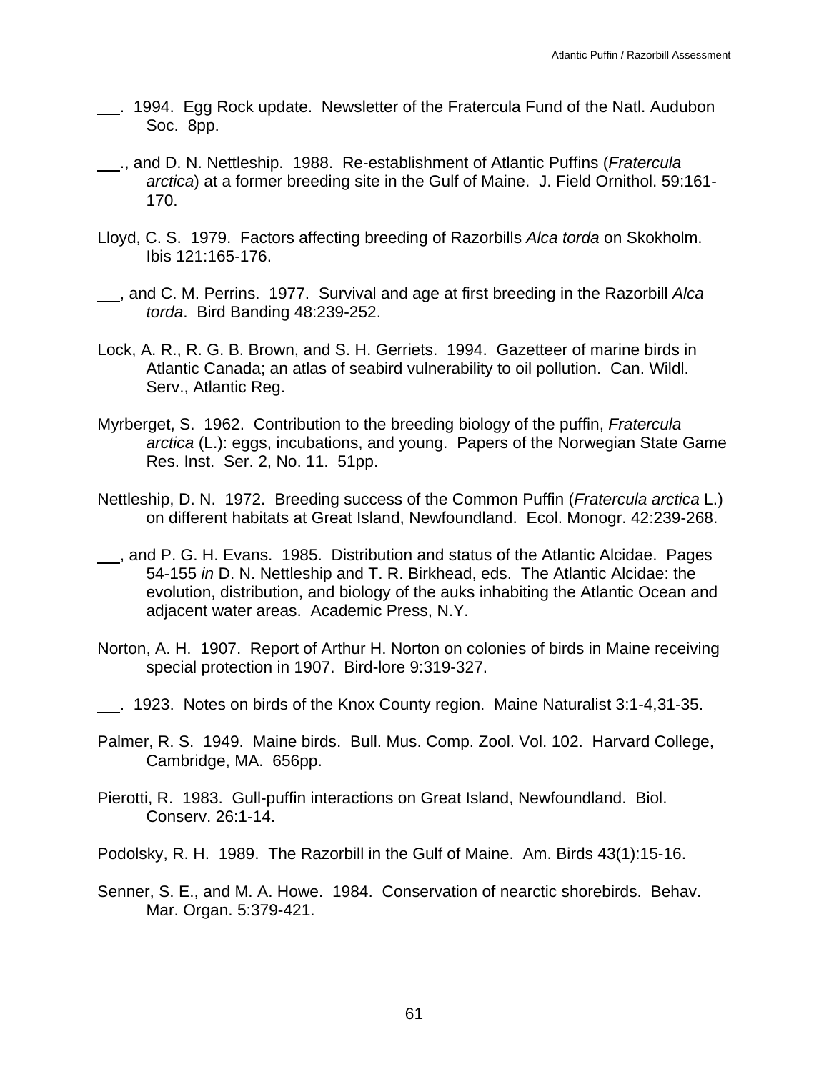\_\_\_. 1994. Egg Rock update. Newsletter of the Fratercula Fund of the Natl. Audubon Soc. 8pp.

\_\_\_., and D. N. Nettleship. 1988. Re-establishment of Atlantic Puffins (*Fratercula arctica*) at a former breeding site in the Gulf of Maine. J. Field Ornithol. 59:161-170.

Lloyd, C. S. 1979. Factors affecting breeding of Razorbills *Alca torda* on Skokholm. Ibis 121:165-176.

\_\_\_, and C. M. Perrins. 1977. Survival and age at first breeding in the Razorbill *Alca torda*. Bird Banding 48:239-252.

Lock, A. R., R. G. B. Brown, and S. H. Gerriets. 1994. Gazetteer of marine birds in Atlantic Canada; an atlas of seabird vulnerability to oil pollution. Can. Wildl. Serv., Atlantic Reg.

Myrberget, S. 1962. Contribution to the breeding biology of the puffin, *Fratercula arctica* (L.): eggs, incubations, and young. Papers of the Norwegian State Game Res. Inst. Ser. 2, No. 11. 51pp.

Nettleship, D. N. 1972. Breeding success of the Common Puffin (*Fratercula arctica* L.) on different habitats at Great Island, Newfoundland. Ecol. Monogr. 42:239-268.

\_\_\_, and P. G. H. Evans. 1985. Distribution and status of the Atlantic Alcidae. Pages 54-155 *in* D. N. Nettleship and T. R. Birkhead, eds. The Atlantic Alcidae: the evolution, distribution, and biology of the auks inhabiting the Atlantic Ocean and adjacent water areas. Academic Press, N.Y.

Norton, A. H. 1907. Report of Arthur H. Norton on colonies of birds in Maine receiving special protection in 1907. Bird-lore 9:319-327.

\_\_\_. 1923. Notes on birds of the Knox County region. Maine Naturalist 3:1-4,31-35.

Palmer, R. S. 1949. Maine birds. Bull. Mus. Comp. Zool. Vol. 102. Harvard College, Cambridge, MA. 656pp.

Pierotti, R. 1983. Gull-puffin interactions on Great Island, Newfoundland. Biol. Conserv. 26:1-14.

Podolsky, R. H. 1989. The Razorbill in the Gulf of Maine. Am. Birds 43(1):15-16.

Senner, S. E., and M. A. Howe. 1984. Conservation of nearctic shorebirds. Behav. Mar. Organ. 5:379-421.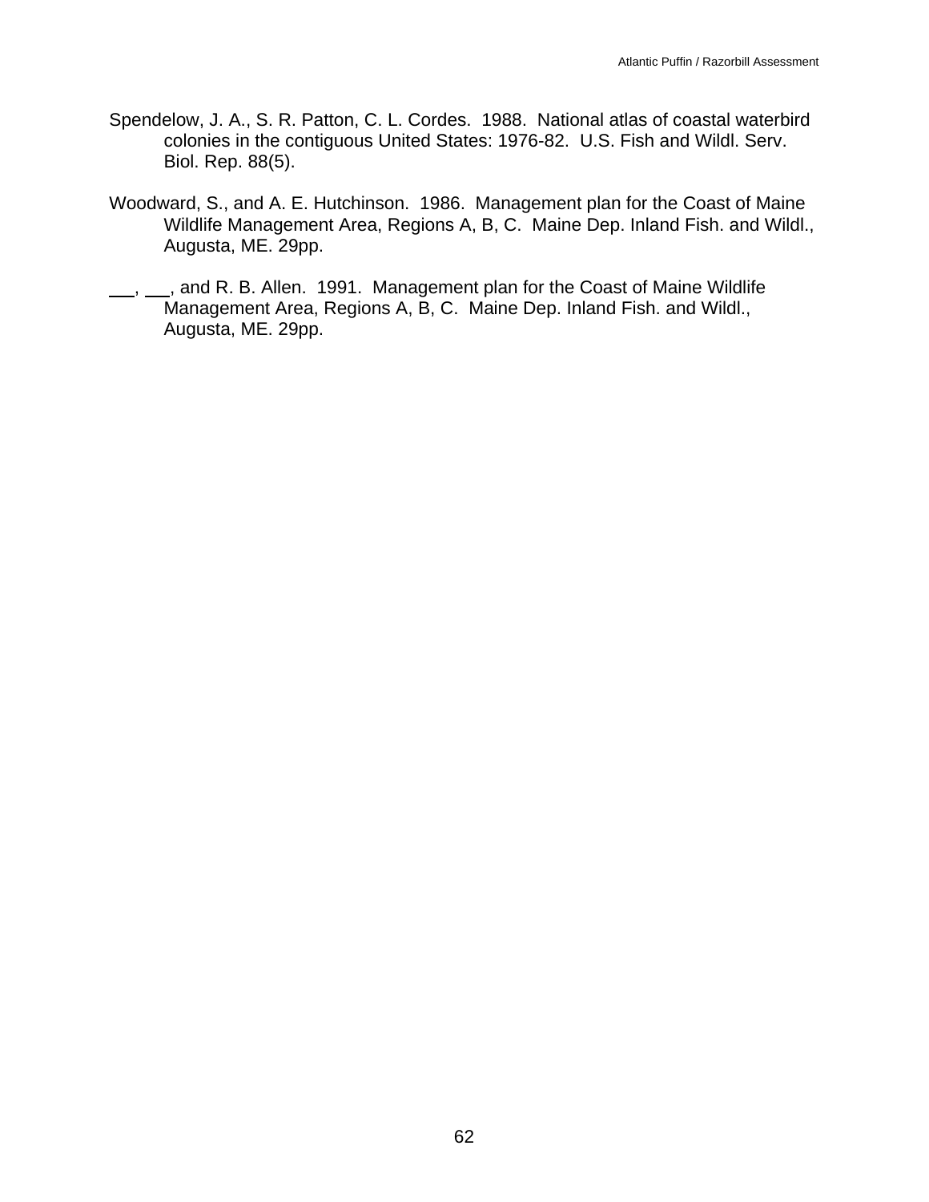Spendelow, J. A., S. R. Patton, C. L. Cordes. 1988. National atlas of coastal waterbird colonies in the contiguous United States: 1976-82. U.S. Fish and Wildl. Serv. Biol. Rep. 88(5).

Woodward, S., and A. E. Hutchinson. 1986. Management plan for the Coast of Maine Wildlife Management Area, Regions A, B, C. Maine Dep. Inland Fish. and Wildl., Augusta, ME. 29pp.

___, ___, and R. B. Allen. 1991. Management plan for the Coast of Maine Wildlife Management Area, Regions A, B, C. Maine Dep. Inland Fish. and Wildl., Augusta, ME. 29pp.